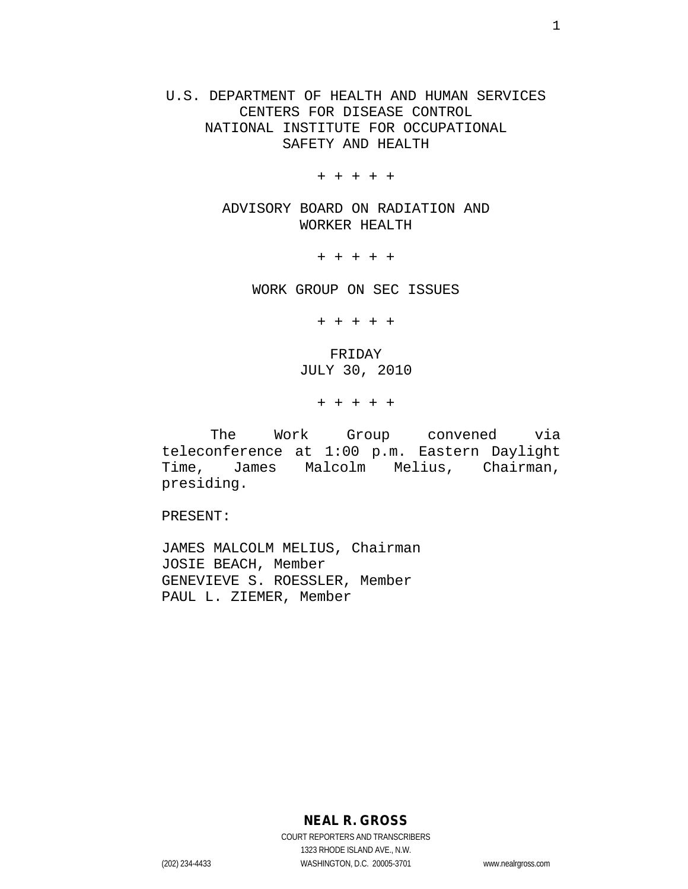U.S. DEPARTMENT OF HEALTH AND HUMAN SERVICES
CENTERS FOR DISEASE CONTROL
NATIONAL INSTITUTE FOR OCCUPATIONAL
SAFETY AND HEALTH

+ + + + +

ADVISORY BOARD ON RADIATION AND
WORKER HEALTH

+ + + + +

WORK GROUP ON SEC ISSUES

+ + + + +

FRIDAY
JULY 30, 2010

+ + + + +

The Work Group convened via teleconference at 1:00 p.m. Eastern Daylight Time, James Malcolm Melius, Chairman, presiding.

PRESENT:

JAMES MALCOLM MELIUS, Chairman
JOSIE BEACH, Member
GENEVIEVE S. ROESSLER, Member
PAUL L. ZIEMER, Member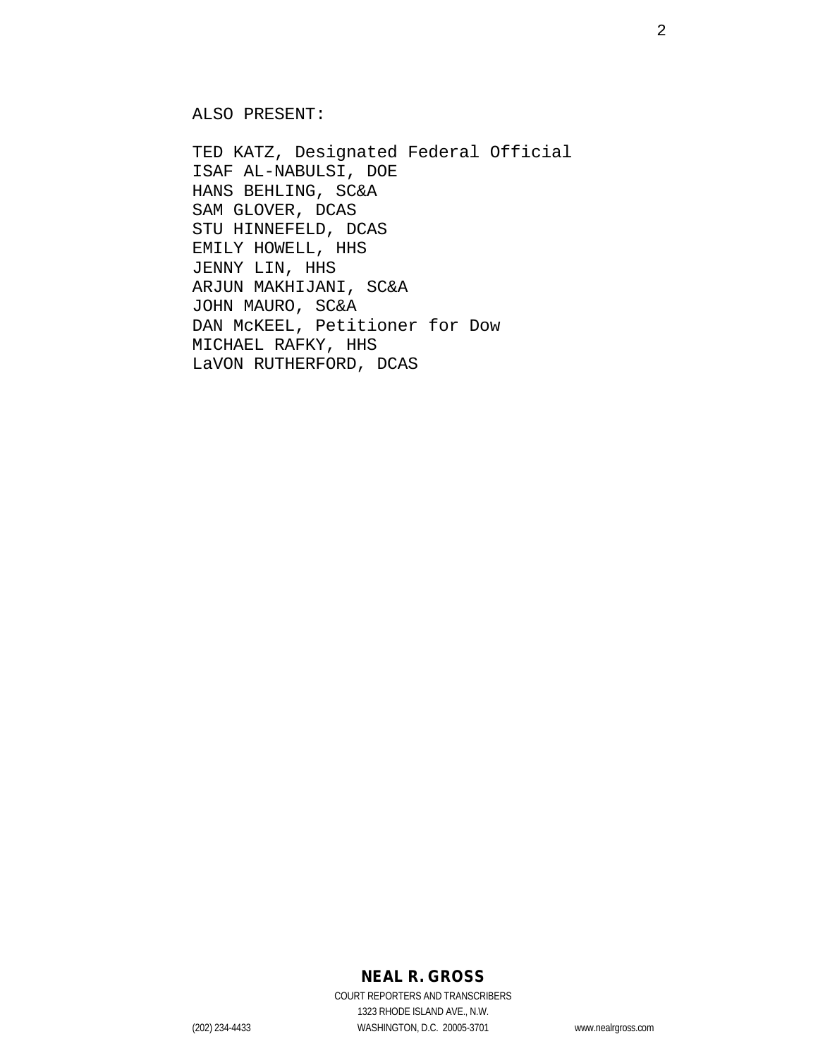ALSO PRESENT:

TED KATZ, Designated Federal Official
ISAF AL-NABULSI, DOE
HANS BEHLING, SC&A
SAM GLOVER, DCAS
STU HINNEFELD, DCAS
EMILY HOWELL, HHS
JENNY LIN, HHS
ARJUN MAKHIJANI, SC&A
JOHN MAURO, SC&A
DAN McKEEL, Petitioner for Dow
MICHAEL RAFKY, HHS
LaVON RUTHERFORD, DCAS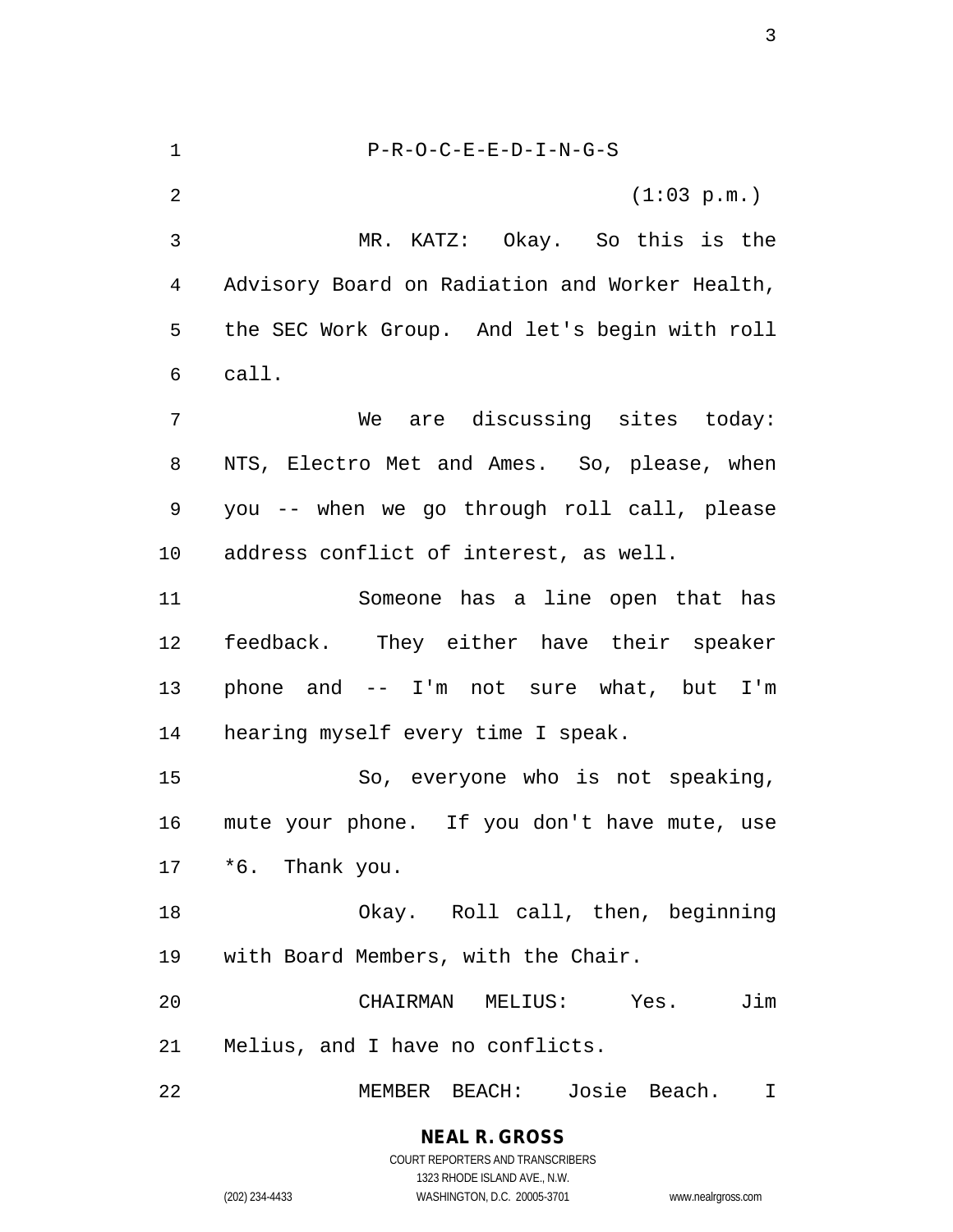P-R-O-C-E-E-D-I-N-G-S

(1:03 p.m.)

MR. KATZ: Okay. So this is the Advisory Board on Radiation and Worker Health, the SEC Work Group. And let's begin with roll call.

We are discussing sites today: NTS, Electro Met and Ames. So, please, when you -- when we go through roll call, please address conflict of interest, as well.

Someone has a line open that has feedback. They either have their speaker phone and -- I'm not sure what, but I'm hearing myself every time I speak.

So, everyone who is not speaking, mute your phone. If you don't have mute, use *6. Thank you.

Okay. Roll call, then, beginning with Board Members, with the Chair.

CHAIRMAN MELIUS: Yes. Jim Melius, and I have no conflicts.

MEMBER BEACH: Josie Beach. I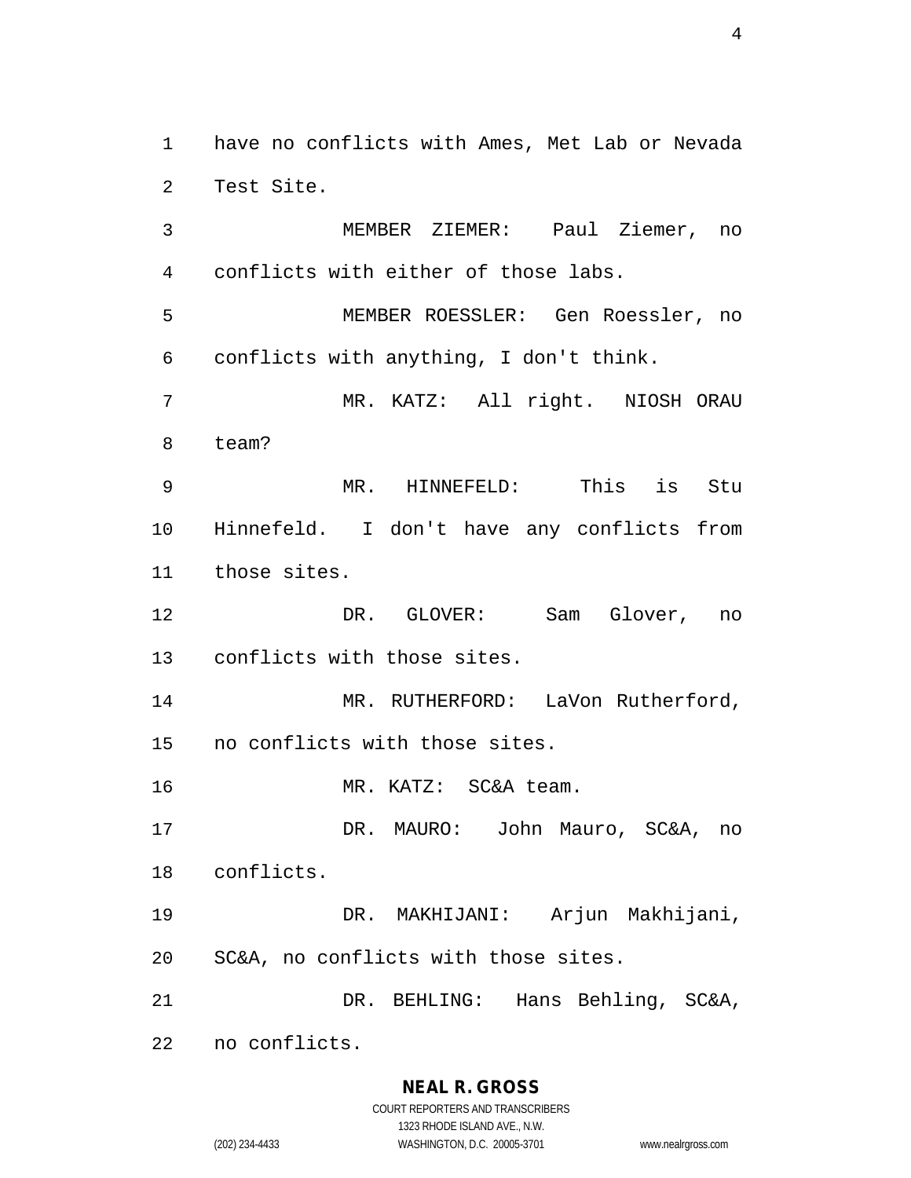have no conflicts with Ames, Met Lab or Nevada Test Site.

MEMBER ZIEMER: Paul Ziemer, no conflicts with either of those labs.

MEMBER ROESSLER: Gen Roessler, no conflicts with anything, I don't think.

MR. KATZ: All right. NIOSH ORAU team?

MR. HINNEFELD: This is Stu Hinnefeld. I don't have any conflicts from those sites.

DR. GLOVER: Sam Glover, no conflicts with those sites.

MR. RUTHERFORD: LaVon Rutherford, no conflicts with those sites.

MR. KATZ: SC&A team.

DR. MAURO: John Mauro, SC&A, no conflicts.

DR. MAKHIJANI: Arjun Makhijani, SC&A, no conflicts with those sites.

DR. BEHLING: Hans Behling, SC&A, no conflicts.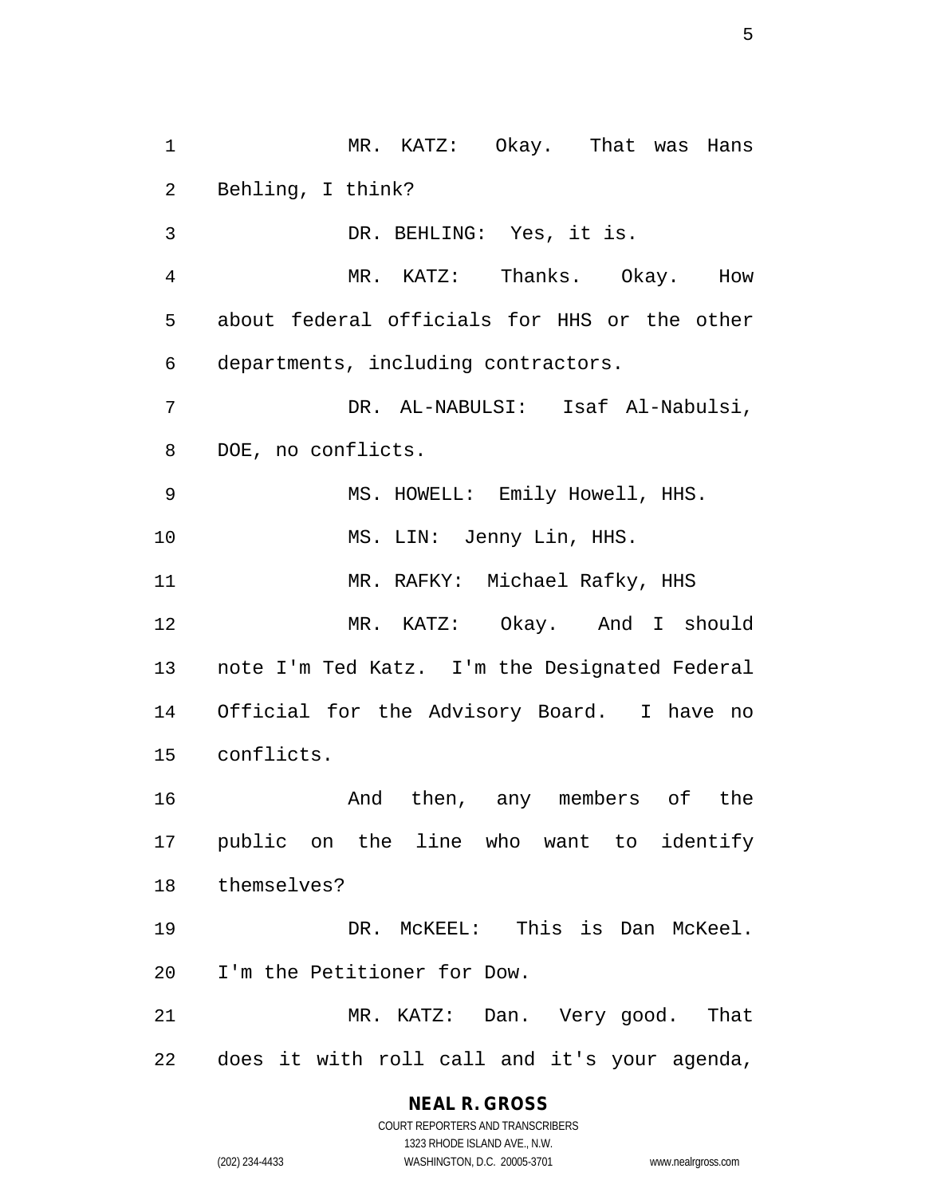MR. KATZ: Okay. That was Hans Behling, I think?

DR. BEHLING: Yes, it is.

MR. KATZ: Thanks. Okay. How about federal officials for HHS or the other departments, including contractors.

DR. AL-NABULSI: Isaf Al-Nabulsi, DOE, no conflicts.

MS. HOWELL: Emily Howell, HHS.

MS. LIN: Jenny Lin, HHS.

MR. RAFKY: Michael Rafky, HHS

MR. KATZ: Okay. And I should note I'm Ted Katz. I'm the Designated Federal Official for the Advisory Board. I have no conflicts.

And then, any members of the public on the line who want to identify themselves?

DR. McKEEL: This is Dan McKeel. I'm the Petitioner for Dow.

MR. KATZ: Dan. Very good. That does it with roll call and it's your agenda,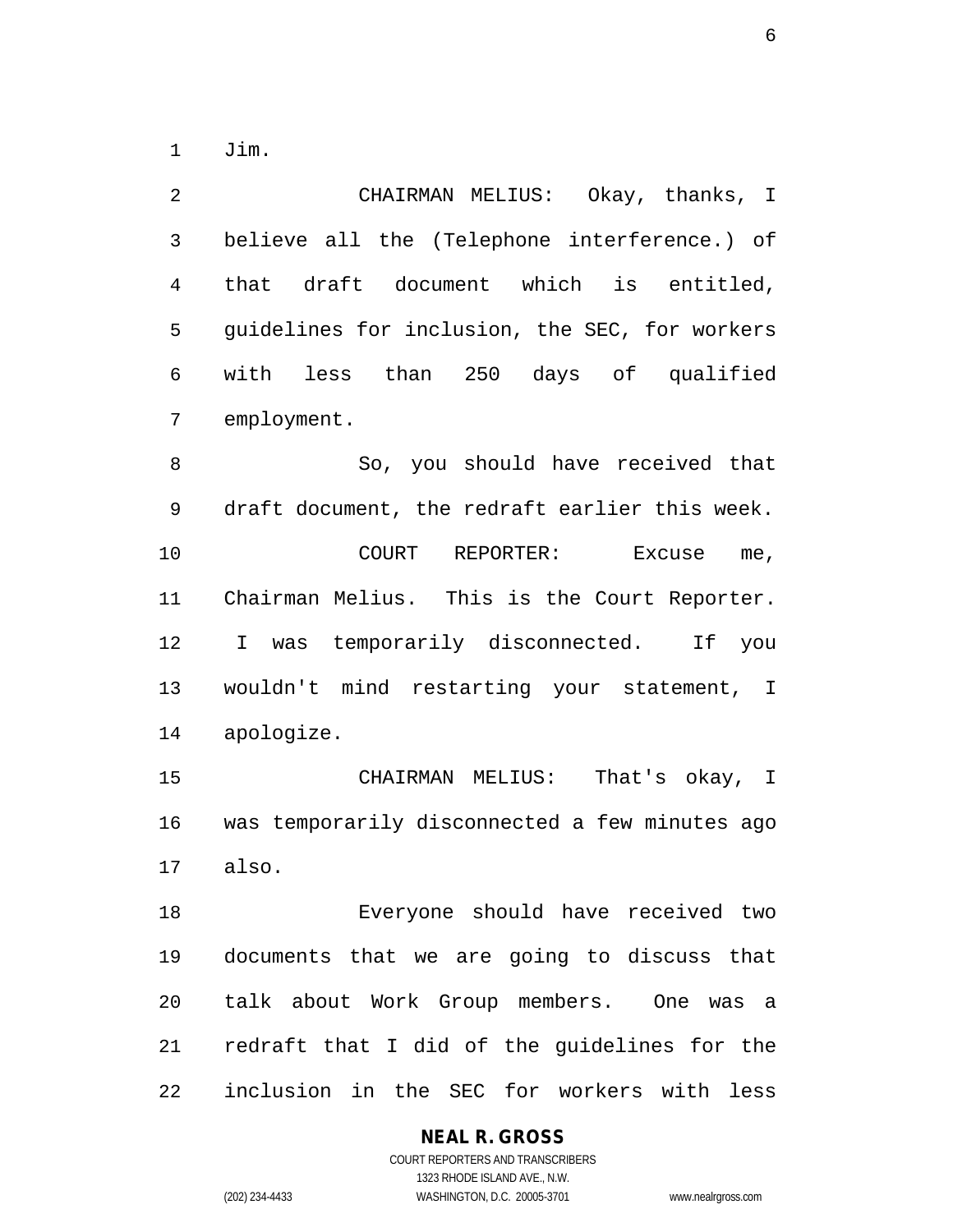Jim.

CHAIRMAN MELIUS: Okay, thanks, I believe all the (Telephone interference.) of that draft document which is entitled, guidelines for inclusion, the SEC, for workers with less than 250 days of qualified employment.

So, you should have received that draft document, the redraft earlier this week.

COURT REPORTER: Excuse me, Chairman Melius. This is the Court Reporter. I was temporarily disconnected. If you wouldn't mind restarting your statement, I apologize.

CHAIRMAN MELIUS: That's okay, I was temporarily disconnected a few minutes ago also.

Everyone should have received two documents that we are going to discuss that talk about Work Group members. One was a redraft that I did of the guidelines for the inclusion in the SEC for workers with less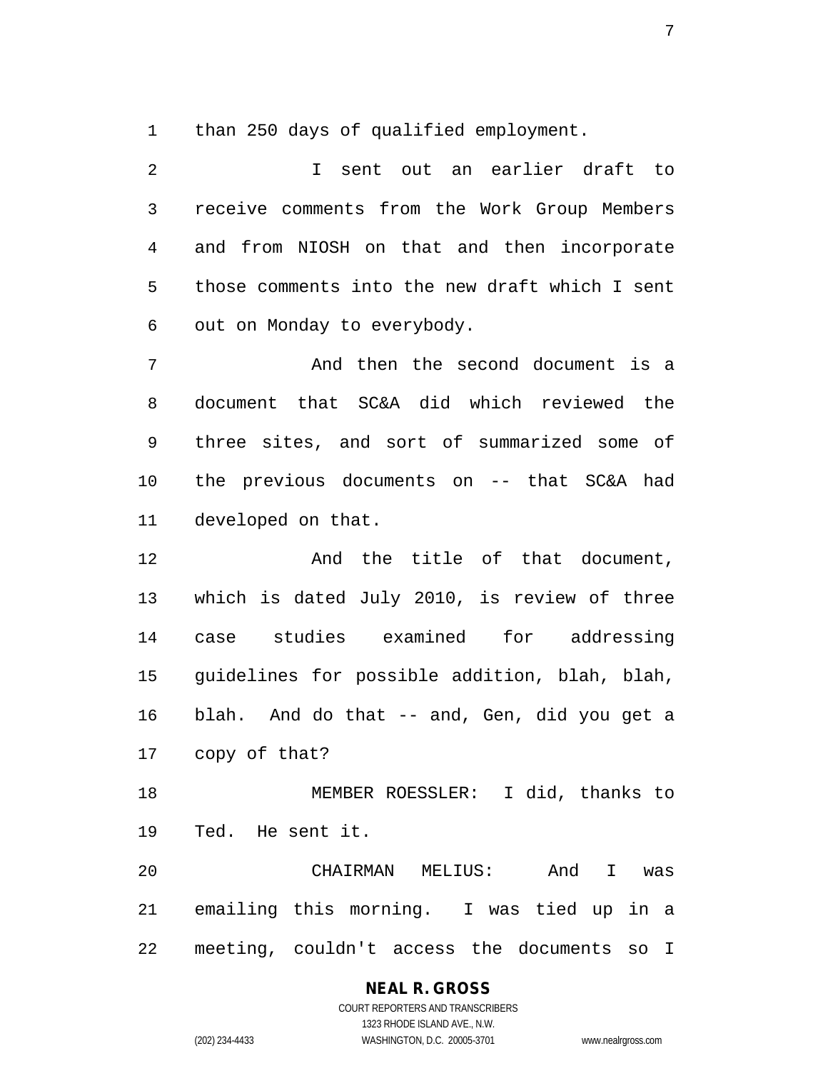than 250 days of qualified employment.

I sent out an earlier draft to receive comments from the Work Group Members and from NIOSH on that and then incorporate those comments into the new draft which I sent out on Monday to everybody.

And then the second document is a document that SC&A did which reviewed the three sites, and sort of summarized some of the previous documents on -- that SC&A had developed on that.

And the title of that document, which is dated July 2010, is review of three case studies examined for addressing guidelines for possible addition, blah, blah, blah. And do that -- and, Gen, did you get a copy of that?

MEMBER ROESSLER: I did, thanks to Ted. He sent it.

CHAIRMAN MELIUS: And I was emailing this morning. I was tied up in a meeting, couldn't access the documents so I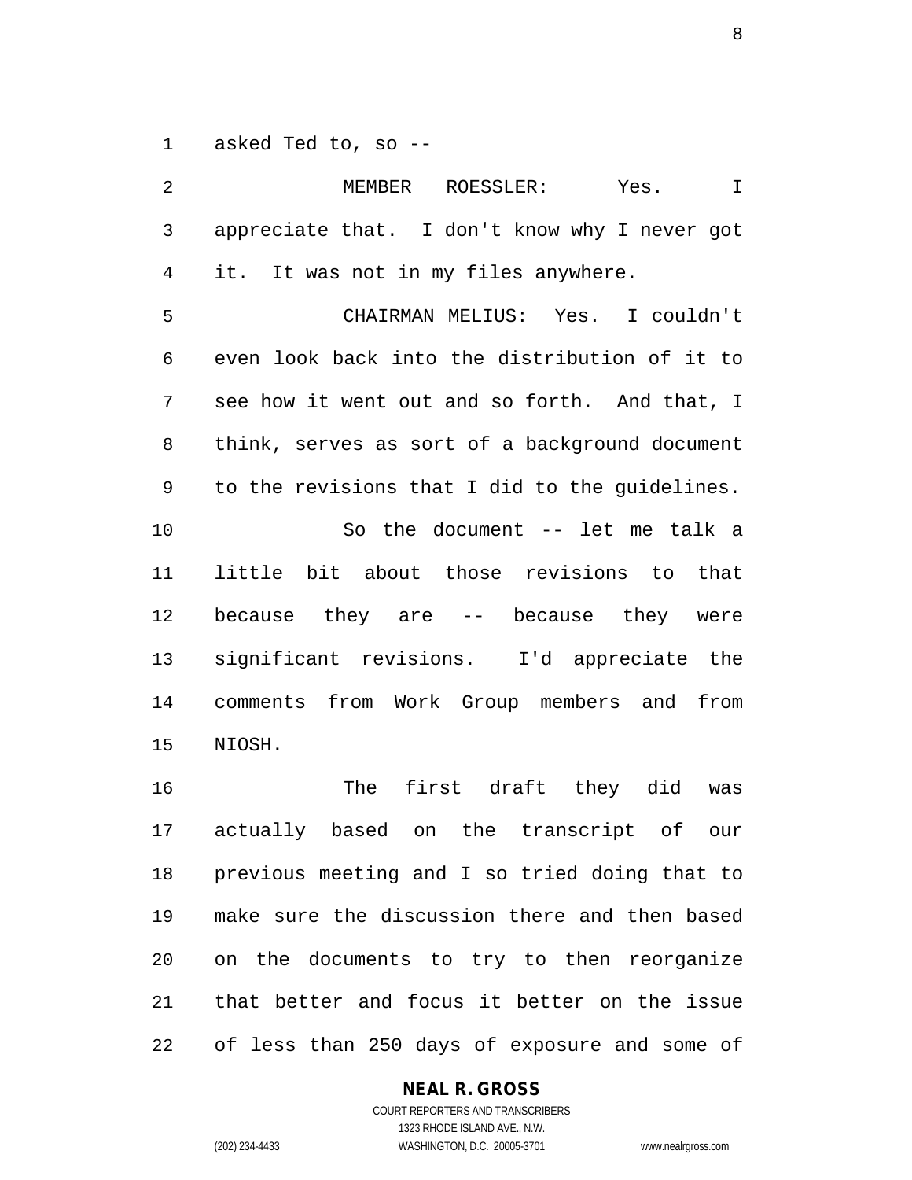asked Ted to, so --

MEMBER ROESSLER: Yes. I appreciate that. I don't know why I never got it. It was not in my files anywhere.

CHAIRMAN MELIUS: Yes. I couldn't even look back into the distribution of it to see how it went out and so forth. And that, I think, serves as sort of a background document to the revisions that I did to the guidelines.

So the document -- let me talk a little bit about those revisions to that because they are -- because they were significant revisions. I'd appreciate the comments from Work Group members and from NIOSH.

The first draft they did was actually based on the transcript of our previous meeting and I so tried doing that to make sure the discussion there and then based on the documents to try to then reorganize that better and focus it better on the issue of less than 250 days of exposure and some of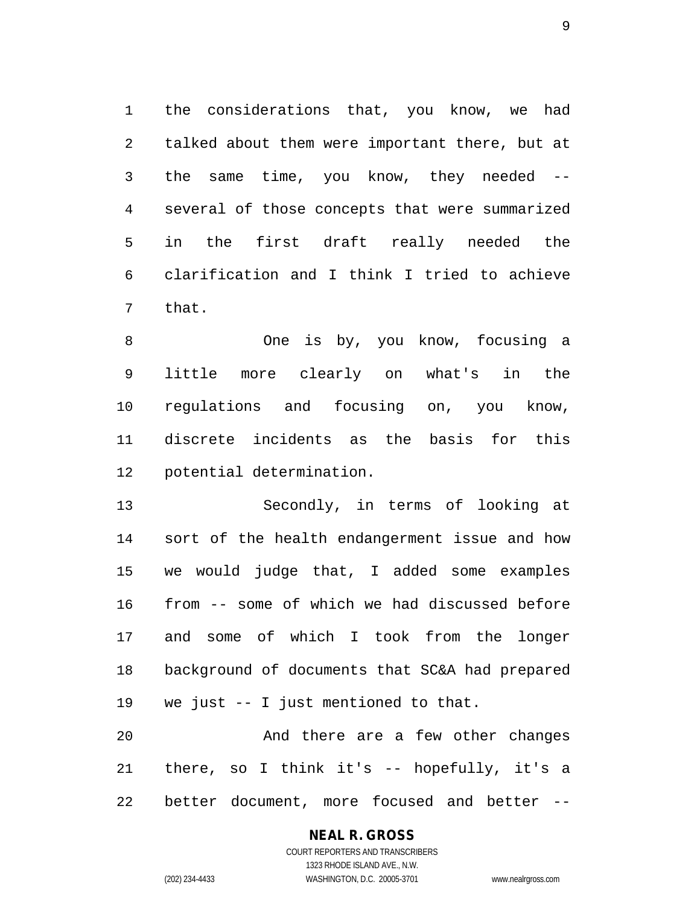the considerations that, you know, we had talked about them were important there, but at the same time, you know, they needed -- several of those concepts that were summarized in the first draft really needed the clarification and I think I tried to achieve that.

One is by, you know, focusing a little more clearly on what's in the regulations and focusing on, you know, discrete incidents as the basis for this potential determination.

Secondly, in terms of looking at sort of the health endangerment issue and how we would judge that, I added some examples from -- some of which we had discussed before and some of which I took from the longer background of documents that SC&A had prepared we just -- I just mentioned to that.

And there are a few other changes there, so I think it's -- hopefully, it's a better document, more focused and better --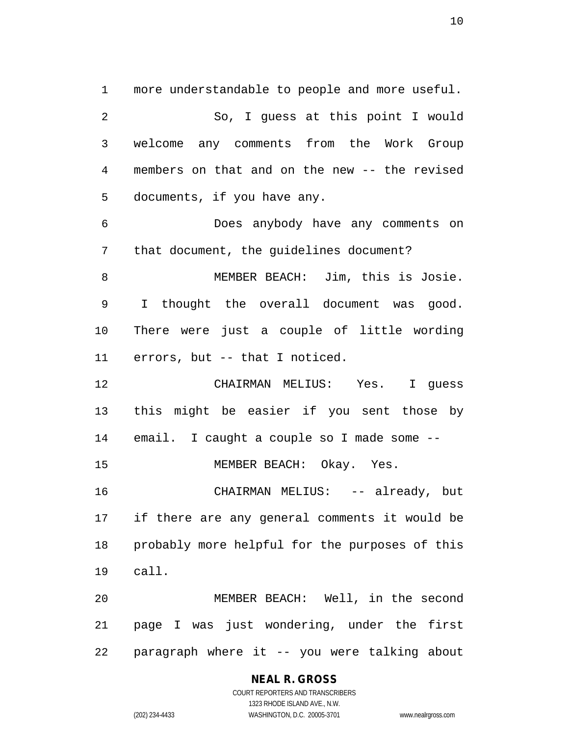more understandable to people and more useful.

So, I guess at this point I would welcome any comments from the Work Group members on that and on the new -- the revised documents, if you have any.

Does anybody have any comments on that document, the guidelines document?

MEMBER BEACH: Jim, this is Josie. I thought the overall document was good. There were just a couple of little wording errors, but -- that I noticed.

CHAIRMAN MELIUS: Yes. I guess this might be easier if you sent those by email. I caught a couple so I made some --

MEMBER BEACH: Okay. Yes.

CHAIRMAN MELIUS: -- already, but if there are any general comments it would be probably more helpful for the purposes of this call.

MEMBER BEACH: Well, in the second page I was just wondering, under the first paragraph where it -- you were talking about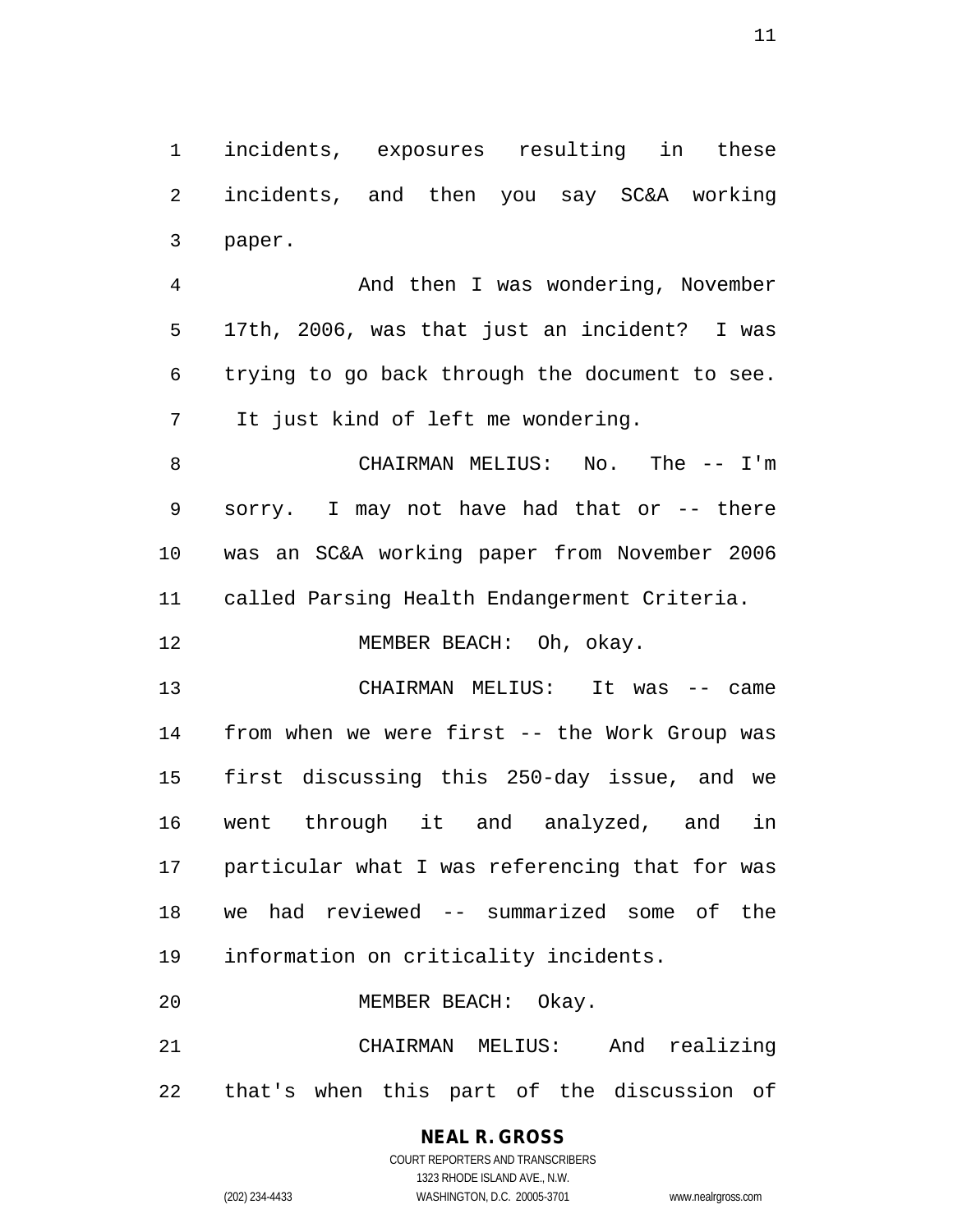incidents, exposures resulting in these incidents, and then you say SC&A working paper.

And then I was wondering, November 17th, 2006, was that just an incident? I was trying to go back through the document to see. It just kind of left me wondering.

CHAIRMAN MELIUS: No. The -- I'm sorry. I may not have had that or -- there was an SC&A working paper from November 2006 called Parsing Health Endangerment Criteria.

MEMBER BEACH: Oh, okay.

CHAIRMAN MELIUS: It was -- came from when we were first -- the Work Group was first discussing this 250-day issue, and we went through it and analyzed, and in particular what I was referencing that for was we had reviewed -- summarized some of the information on criticality incidents.

MEMBER BEACH: Okay.

CHAIRMAN MELIUS: And realizing that's when this part of the discussion of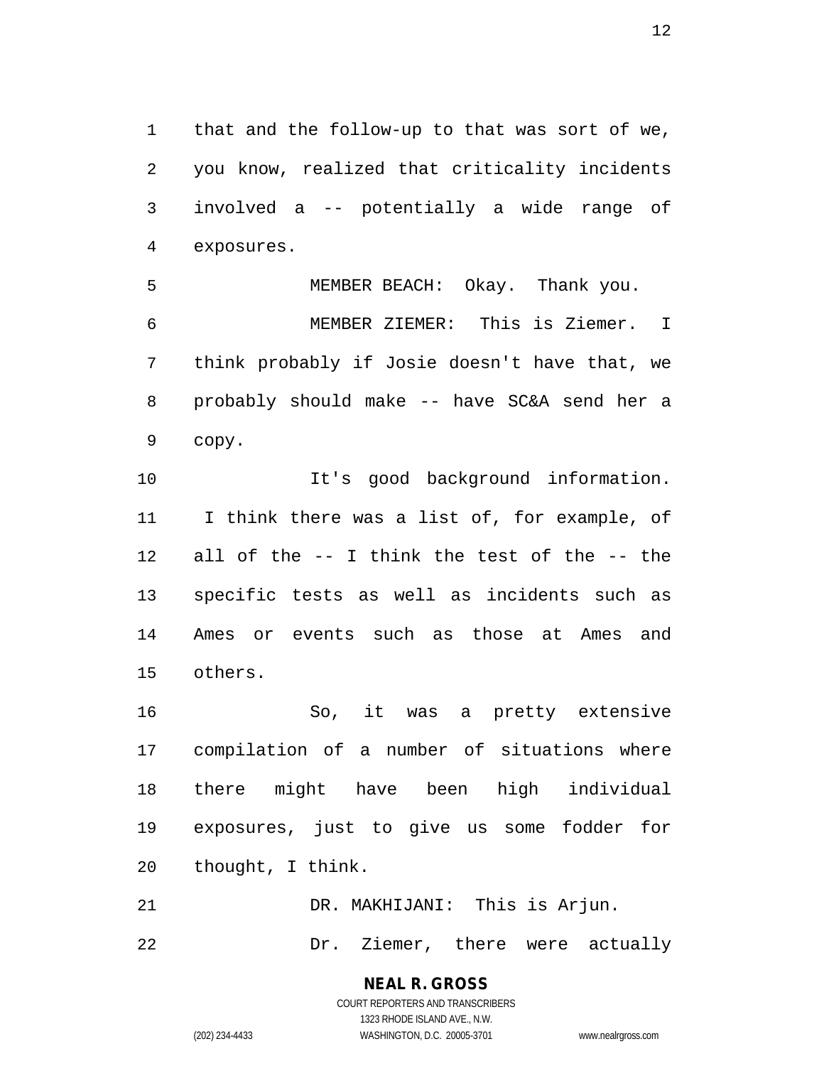that and the follow-up to that was sort of we, you know, realized that criticality incidents involved a -- potentially a wide range of exposures.

MEMBER BEACH: Okay. Thank you.

MEMBER ZIEMER: This is Ziemer. I think probably if Josie doesn't have that, we probably should make -- have SC&A send her a copy.

It's good background information. I think there was a list of, for example, of all of the -- I think the test of the -- the specific tests as well as incidents such as Ames or events such as those at Ames and others.

So, it was a pretty extensive compilation of a number of situations where there might have been high individual exposures, just to give us some fodder for thought, I think.

DR. MAKHIJANI: This is Arjun.

Dr. Ziemer, there were actually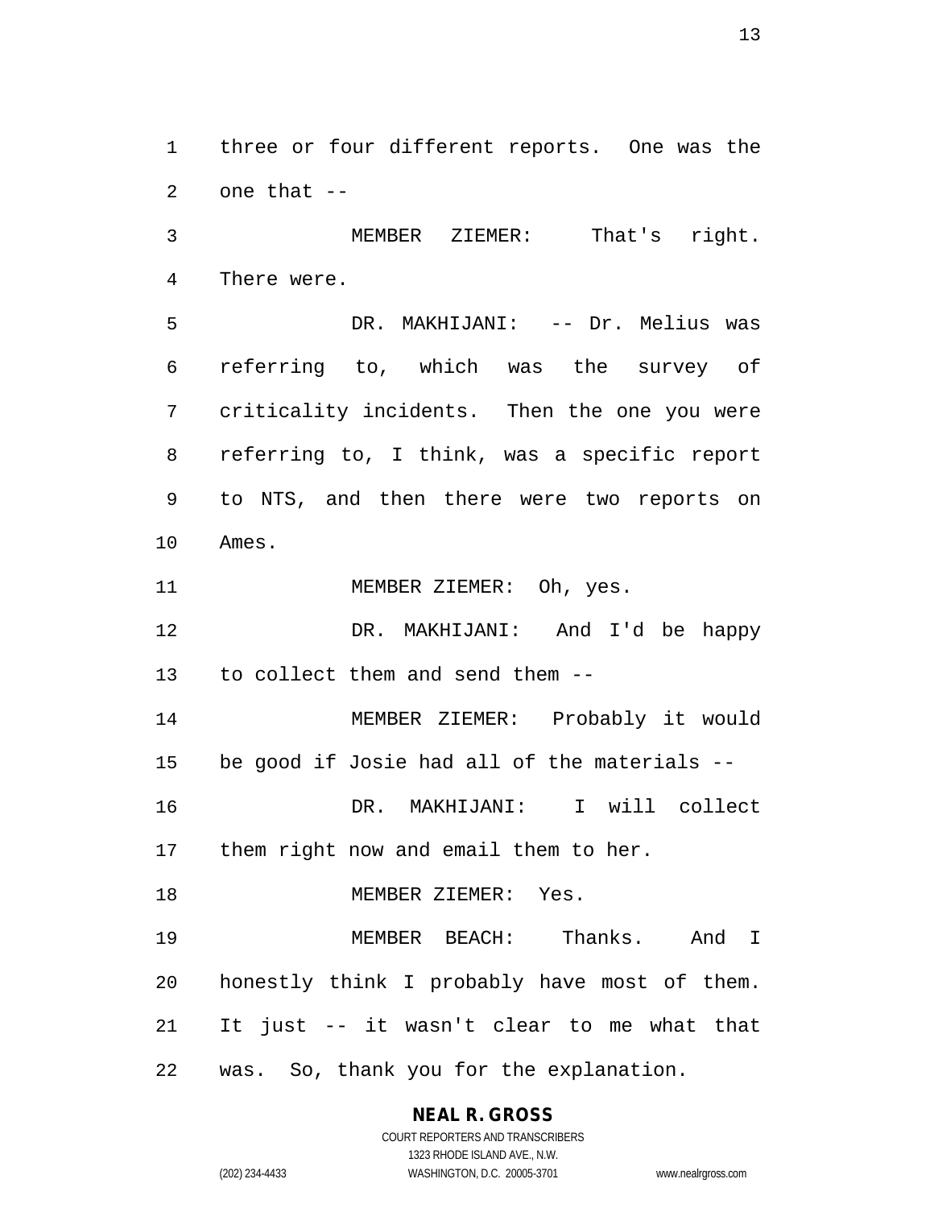three or four different reports. One was the one that --

MEMBER ZIEMER: That's right. There were.

DR. MAKHIJANI: -- Dr. Melius was referring to, which was the survey of criticality incidents. Then the one you were referring to, I think, was a specific report to NTS, and then there were two reports on Ames.

MEMBER ZIEMER: Oh, yes.

DR. MAKHIJANI: And I'd be happy to collect them and send them --

MEMBER ZIEMER: Probably it would be good if Josie had all of the materials --

DR. MAKHIJANI: I will collect them right now and email them to her.

MEMBER ZIEMER: Yes.

MEMBER BEACH: Thanks. And I honestly think I probably have most of them. It just -- it wasn't clear to me what that was. So, thank you for the explanation.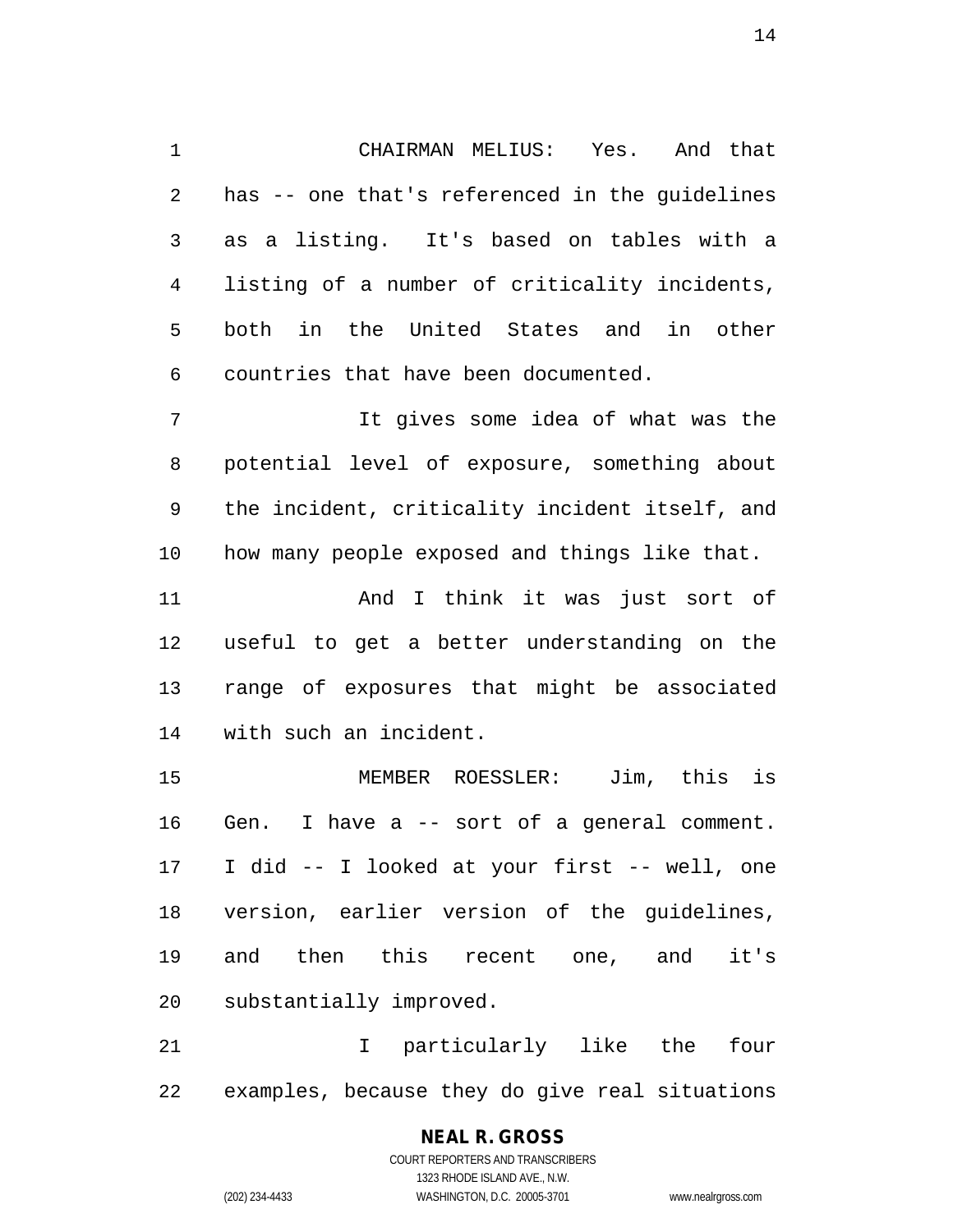CHAIRMAN MELIUS: Yes. And that has -- one that's referenced in the guidelines as a listing. It's based on tables with a listing of a number of criticality incidents, both in the United States and in other countries that have been documented.

It gives some idea of what was the potential level of exposure, something about the incident, criticality incident itself, and how many people exposed and things like that.

And I think it was just sort of useful to get a better understanding on the range of exposures that might be associated with such an incident.

MEMBER ROESSLER: Jim, this is Gen. I have a -- sort of a general comment. I did -- I looked at your first -- well, one version, earlier version of the guidelines, and then this recent one, and it's substantially improved.

I particularly like the four examples, because they do give real situations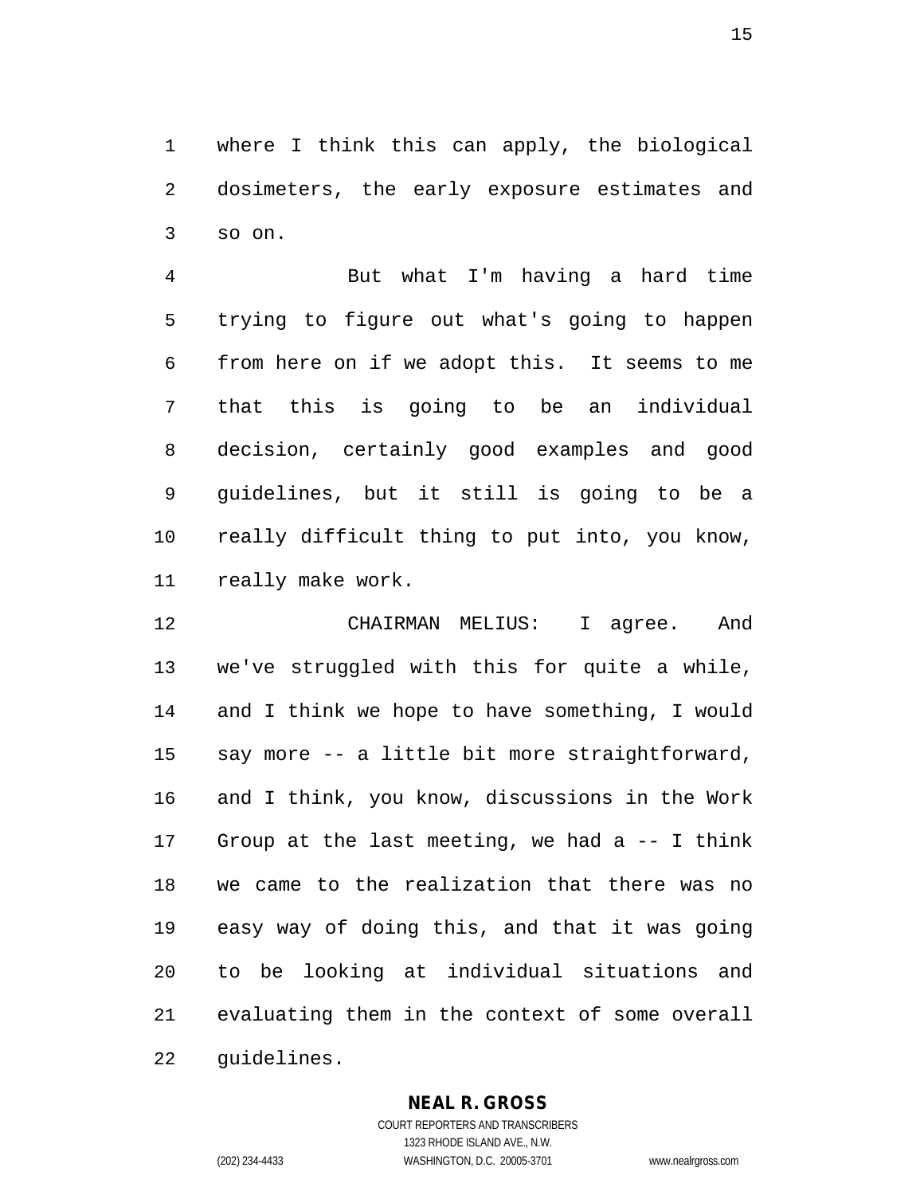where I think this can apply, the biological dosimeters, the early exposure estimates and so on.

But what I'm having a hard time trying to figure out what's going to happen from here on if we adopt this. It seems to me that this is going to be an individual decision, certainly good examples and good guidelines, but it still is going to be a really difficult thing to put into, you know, really make work.

CHAIRMAN MELIUS: I agree. And we've struggled with this for quite a while, and I think we hope to have something, I would say more -- a little bit more straightforward, and I think, you know, discussions in the Work Group at the last meeting, we had a -- I think we came to the realization that there was no easy way of doing this, and that it was going to be looking at individual situations and evaluating them in the context of some overall guidelines.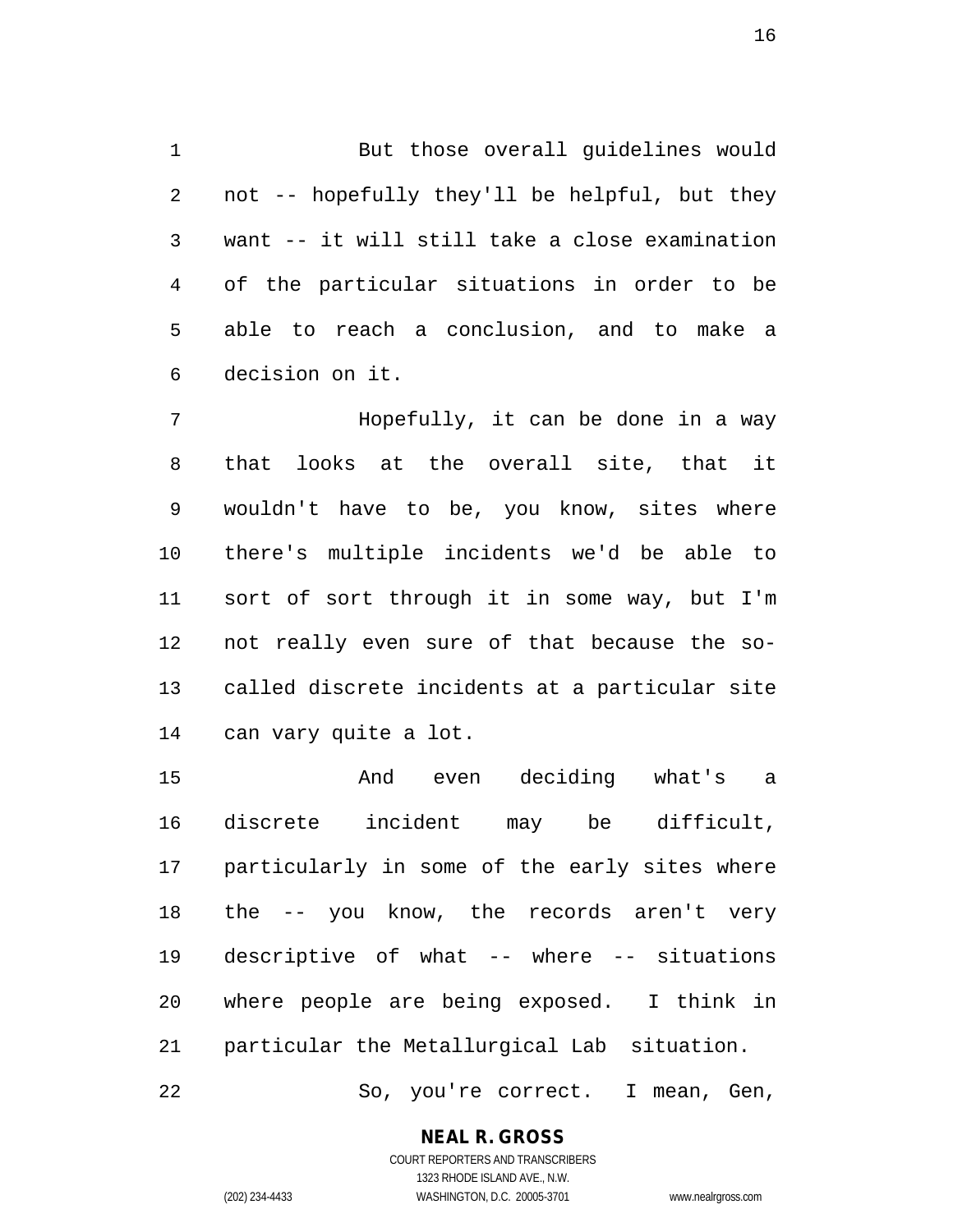But those overall guidelines would not -- hopefully they'll be helpful, but they want -- it will still take a close examination of the particular situations in order to be able to reach a conclusion, and to make a decision on it.

Hopefully, it can be done in a way that looks at the overall site, that it wouldn't have to be, you know, sites where there's multiple incidents we'd be able to sort of sort through it in some way, but I'm not really even sure of that because the so-called discrete incidents at a particular site can vary quite a lot.

And even deciding what's a discrete incident may be difficult, particularly in some of the early sites where the -- you know, the records aren't very descriptive of what -- where -- situations where people are being exposed. I think in particular the Metallurgical Lab situation.

So, you're correct. I mean, Gen,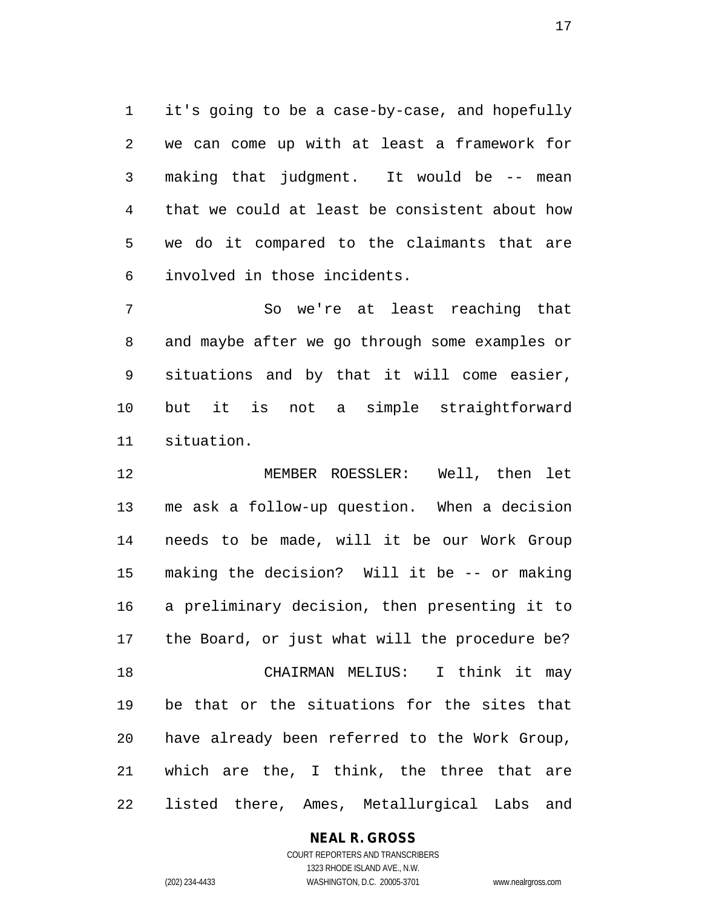it's going to be a case-by-case, and hopefully we can come up with at least a framework for making that judgment. It would be -- mean that we could at least be consistent about how we do it compared to the claimants that are involved in those incidents.

So we're at least reaching that and maybe after we go through some examples or situations and by that it will come easier, but it is not a simple straightforward situation.

MEMBER ROESSLER: Well, then let me ask a follow-up question. When a decision needs to be made, will it be our Work Group making the decision? Will it be -- or making a preliminary decision, then presenting it to the Board, or just what will the procedure be?

CHAIRMAN MELIUS: I think it may be that or the situations for the sites that have already been referred to the Work Group, which are the, I think, the three that are listed there, Ames, Metallurgical Labs and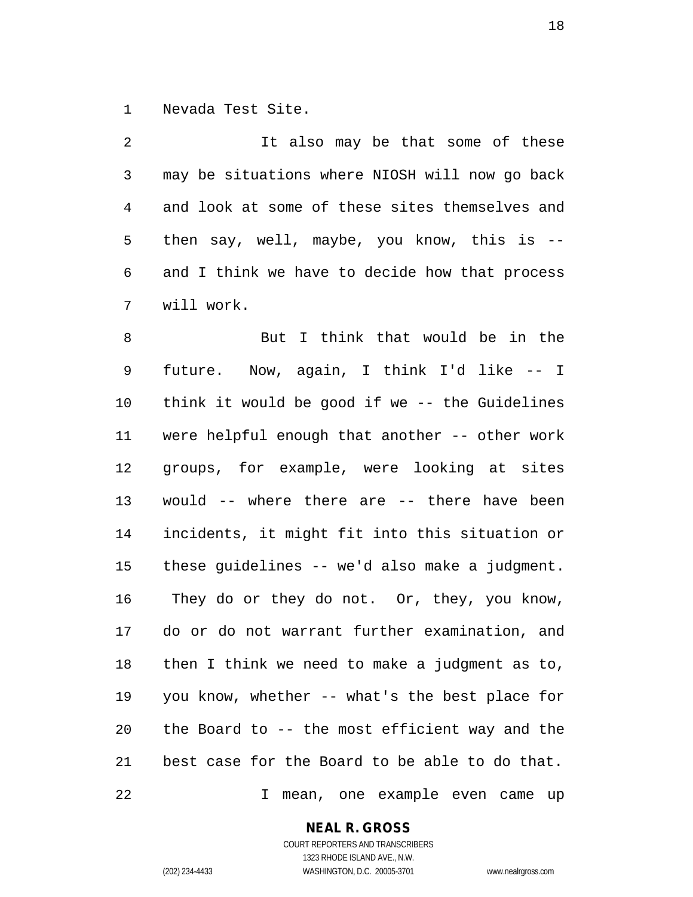Nevada Test Site.

It also may be that some of these may be situations where NIOSH will now go back and look at some of these sites themselves and then say, well, maybe, you know, this is -- and I think we have to decide how that process will work.

But I think that would be in the future. Now, again, I think I'd like -- I think it would be good if we -- the Guidelines were helpful enough that another -- other work groups, for example, were looking at sites would -- where there are -- there have been incidents, it might fit into this situation or these guidelines -- we'd also make a judgment. They do or they do not. Or, they, you know, do or do not warrant further examination, and then I think we need to make a judgment as to, you know, whether -- what's the best place for the Board to -- the most efficient way and the best case for the Board to be able to do that.

I mean, one example even came up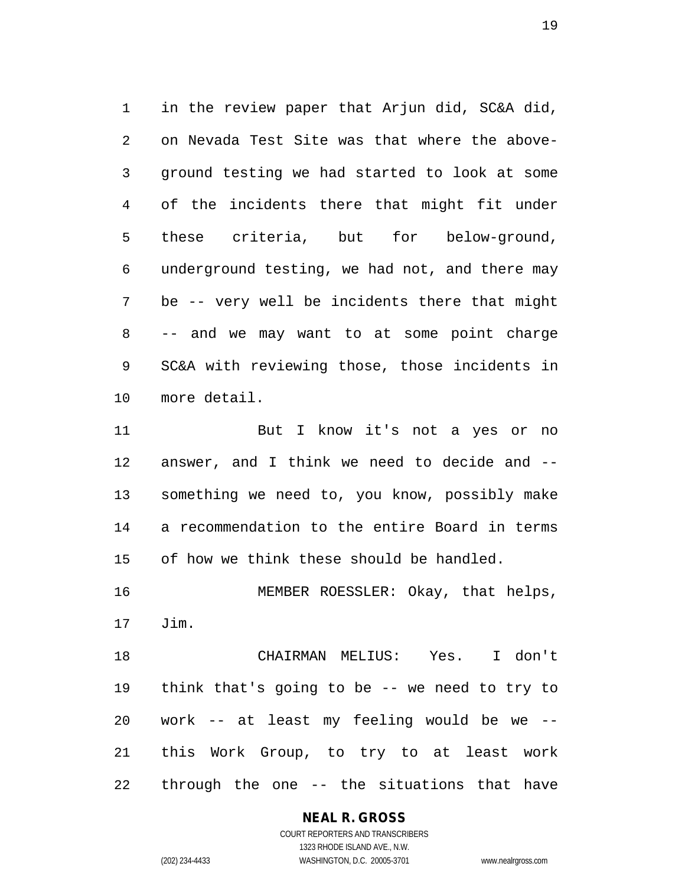in the review paper that Arjun did, SC&A did, on Nevada Test Site was that where the above-ground testing we had started to look at some of the incidents there that might fit under these criteria, but for below-ground, underground testing, we had not, and there may be -- very well be incidents there that might -- and we may want to at some point charge SC&A with reviewing those, those incidents in more detail.

But I know it's not a yes or no answer, and I think we need to decide and -- something we need to, you know, possibly make a recommendation to the entire Board in terms of how we think these should be handled.

MEMBER ROESSLER: Okay, that helps, Jim.

CHAIRMAN MELIUS: Yes. I don't think that's going to be -- we need to try to work -- at least my feeling would be we -- this Work Group, to try to at least work through the one -- the situations that have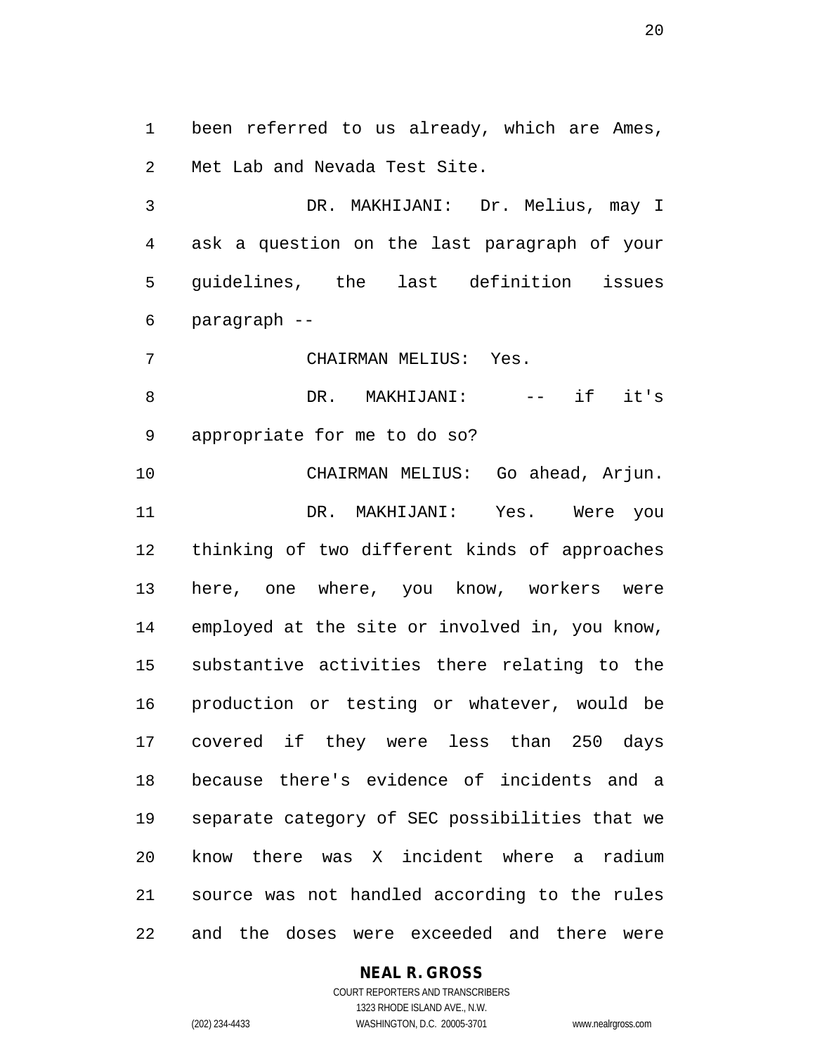been referred to us already, which are Ames, Met Lab and Nevada Test Site.

DR. MAKHIJANI: Dr. Melius, may I ask a question on the last paragraph of your guidelines, the last definition issues paragraph --

CHAIRMAN MELIUS: Yes.

DR. MAKHIJANI: -- if it's appropriate for me to do so?

CHAIRMAN MELIUS: Go ahead, Arjun.

DR. MAKHIJANI: Yes. Were you thinking of two different kinds of approaches here, one where, you know, workers were employed at the site or involved in, you know, substantive activities there relating to the production or testing or whatever, would be covered if they were less than 250 days because there's evidence of incidents and a separate category of SEC possibilities that we know there was X incident where a radium source was not handled according to the rules and the doses were exceeded and there were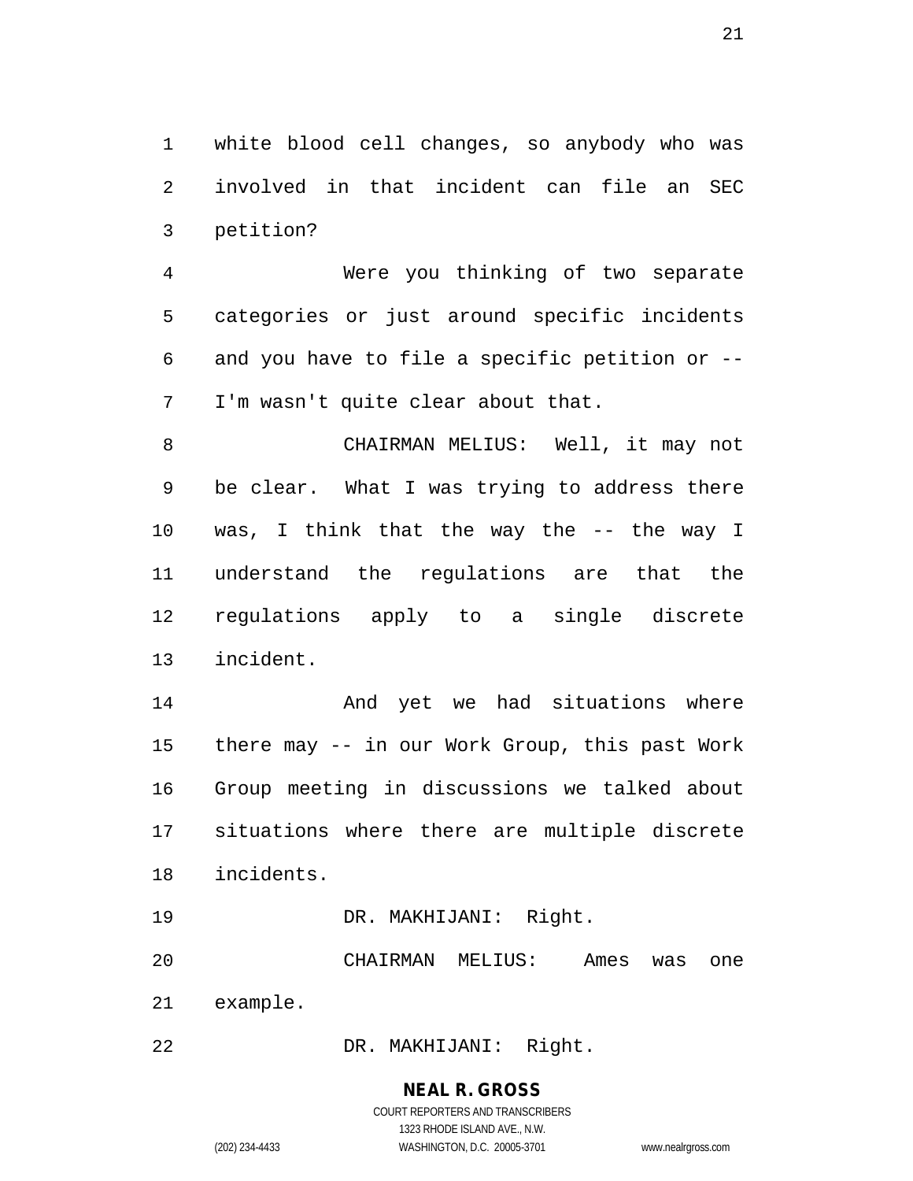white blood cell changes, so anybody who was involved in that incident can file an SEC petition?

Were you thinking of two separate categories or just around specific incidents and you have to file a specific petition or -- I'm wasn't quite clear about that.

CHAIRMAN MELIUS: Well, it may not be clear. What I was trying to address there was, I think that the way the -- the way I understand the regulations are that the regulations apply to a single discrete incident.

And yet we had situations where there may -- in our Work Group, this past Work Group meeting in discussions we talked about situations where there are multiple discrete incidents.

DR. MAKHIJANI: Right.

CHAIRMAN MELIUS: Ames was one example.

DR. MAKHIJANI: Right.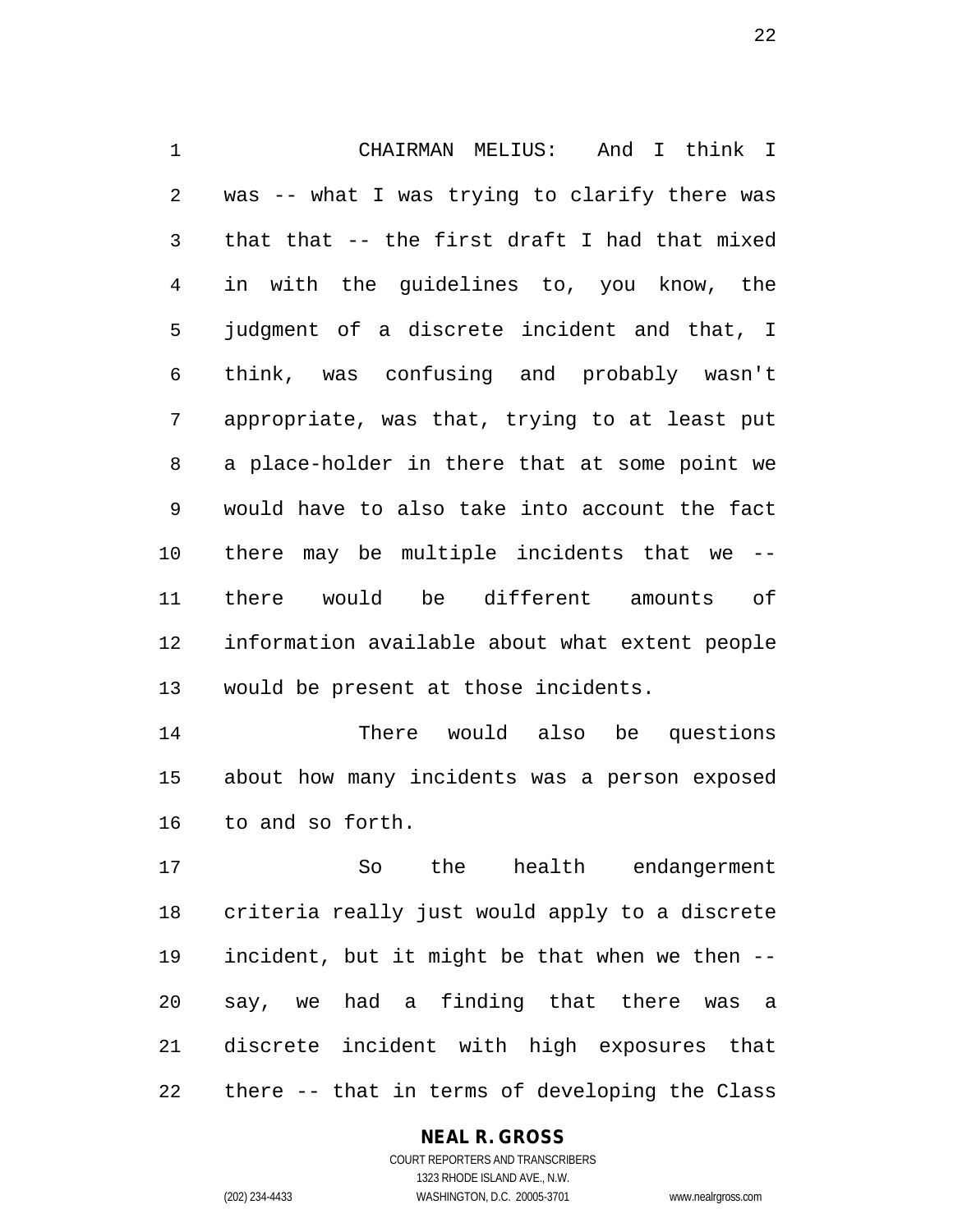CHAIRMAN MELIUS: And I think I was -- what I was trying to clarify there was that that -- the first draft I had that mixed in with the guidelines to, you know, the judgment of a discrete incident and that, I think, was confusing and probably wasn't appropriate, was that, trying to at least put a place-holder in there that at some point we would have to also take into account the fact there may be multiple incidents that we -- there would be different amounts of information available about what extent people would be present at those incidents.

There would also be questions about how many incidents was a person exposed to and so forth.

So the health endangerment criteria really just would apply to a discrete incident, but it might be that when we then -- say, we had a finding that there was a discrete incident with high exposures that there -- that in terms of developing the Class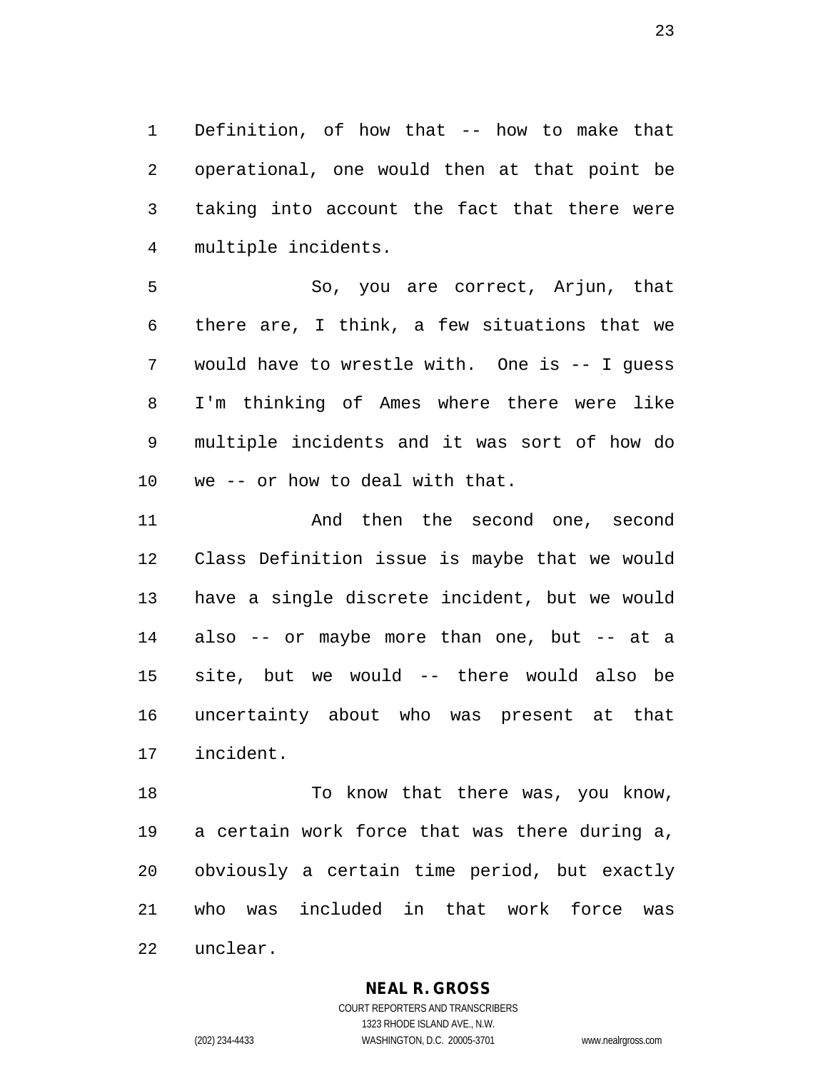Definition, of how that -- how to make that operational, one would then at that point be taking into account the fact that there were multiple incidents.

So, you are correct, Arjun, that there are, I think, a few situations that we would have to wrestle with. One is -- I guess I'm thinking of Ames where there were like multiple incidents and it was sort of how do we -- or how to deal with that.

And then the second one, second Class Definition issue is maybe that we would have a single discrete incident, but we would also -- or maybe more than one, but -- at a site, but we would -- there would also be uncertainty about who was present at that incident.

To know that there was, you know, a certain work force that was there during a, obviously a certain time period, but exactly who was included in that work force was unclear.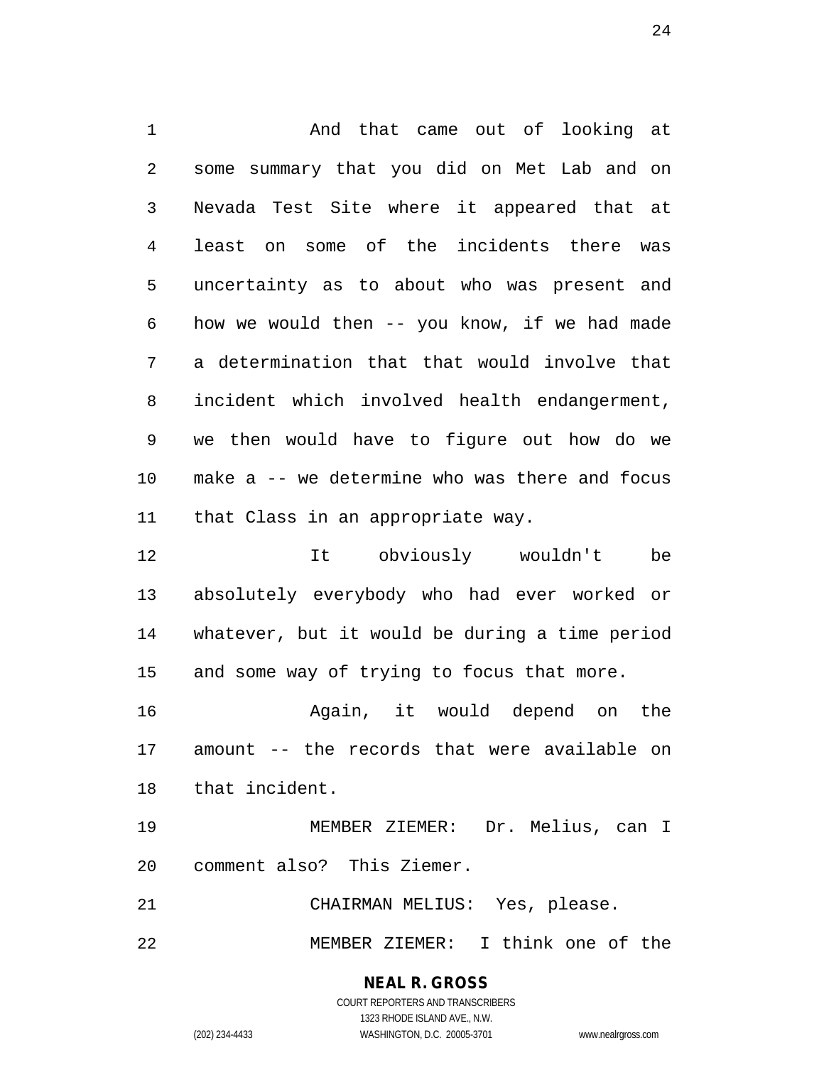And that came out of looking at some summary that you did on Met Lab and on Nevada Test Site where it appeared that at least on some of the incidents there was uncertainty as to about who was present and how we would then -- you know, if we had made a determination that that would involve that incident which involved health endangerment, we then would have to figure out how do we make a -- we determine who was there and focus that Class in an appropriate way.

It obviously wouldn't be absolutely everybody who had ever worked or whatever, but it would be during a time period and some way of trying to focus that more.

Again, it would depend on the amount -- the records that were available on that incident.

MEMBER ZIEMER: Dr. Melius, can I comment also? This Ziemer.

CHAIRMAN MELIUS: Yes, please.

MEMBER ZIEMER: I think one of the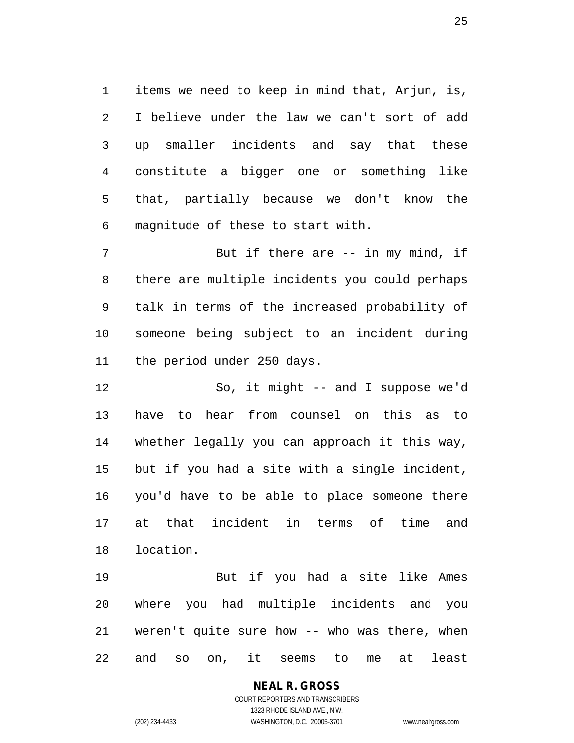items we need to keep in mind that, Arjun, is, I believe under the law we can't sort of add up smaller incidents and say that these constitute a bigger one or something like that, partially because we don't know the magnitude of these to start with.

But if there are -- in my mind, if there are multiple incidents you could perhaps talk in terms of the increased probability of someone being subject to an incident during the period under 250 days.

So, it might -- and I suppose we'd have to hear from counsel on this as to whether legally you can approach it this way, but if you had a site with a single incident, you'd have to be able to place someone there at that incident in terms of time and location.

But if you had a site like Ames where you had multiple incidents and you weren't quite sure how -- who was there, when and so on, it seems to me at least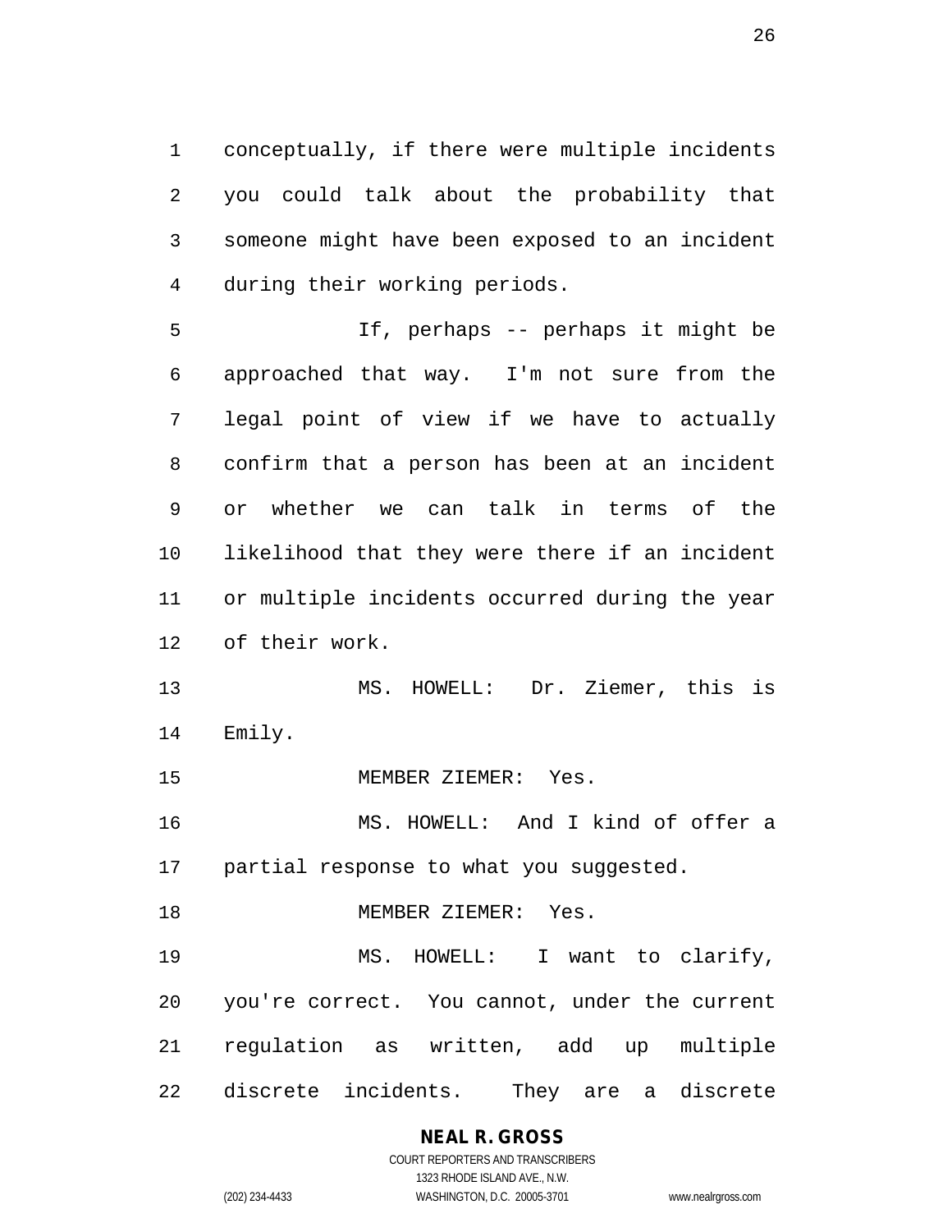conceptually, if there were multiple incidents you could talk about the probability that someone might have been exposed to an incident during their working periods.

If, perhaps -- perhaps it might be approached that way. I'm not sure from the legal point of view if we have to actually confirm that a person has been at an incident or whether we can talk in terms of the likelihood that they were there if an incident or multiple incidents occurred during the year of their work.

MS. HOWELL: Dr. Ziemer, this is Emily.

MEMBER ZIEMER: Yes.

MS. HOWELL: And I kind of offer a partial response to what you suggested.

MEMBER ZIEMER: Yes.

MS. HOWELL: I want to clarify, you're correct. You cannot, under the current regulation as written, add up multiple discrete incidents. They are a discrete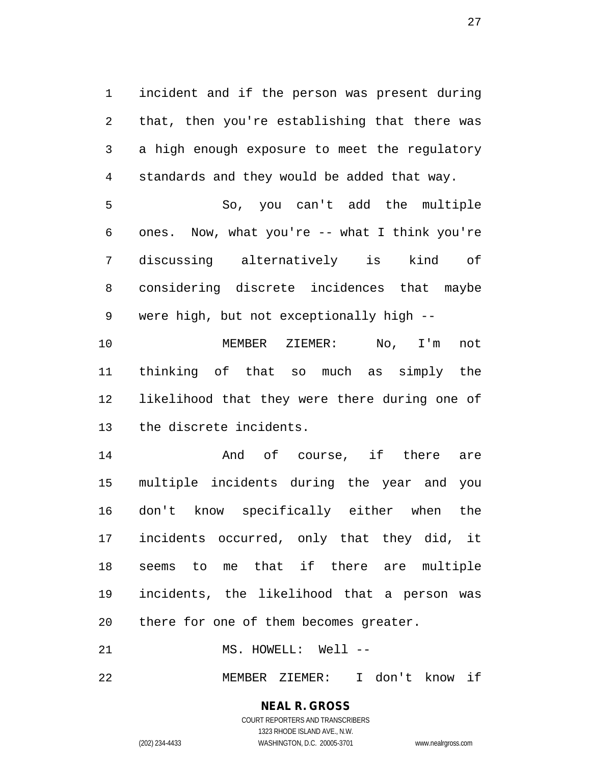incident and if the person was present during that, then you're establishing that there was a high enough exposure to meet the regulatory standards and they would be added that way.

So, you can't add the multiple ones. Now, what you're -- what I think you're discussing alternatively is kind of considering discrete incidences that maybe were high, but not exceptionally high --

MEMBER ZIEMER: No, I'm not thinking of that so much as simply the likelihood that they were there during one of the discrete incidents.

And of course, if there are multiple incidents during the year and you don't know specifically either when the incidents occurred, only that they did, it seems to me that if there are multiple incidents, the likelihood that a person was there for one of them becomes greater.

MS. HOWELL: Well --

MEMBER ZIEMER: I don't know if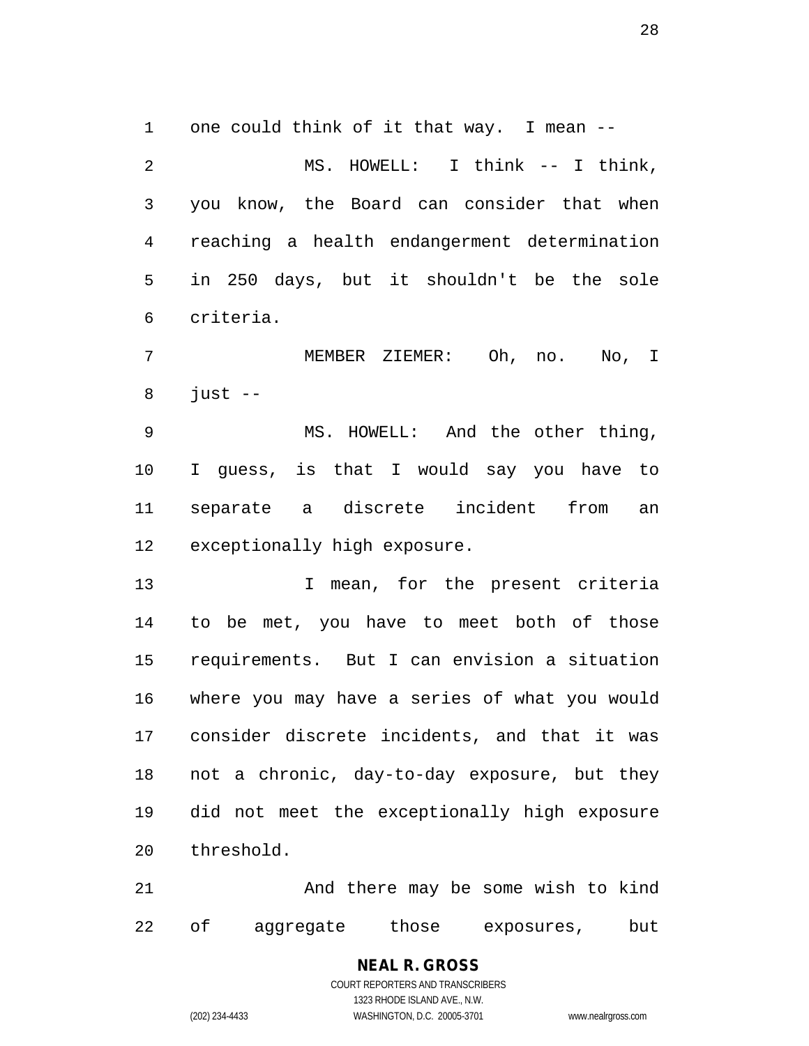one could think of it that way. I mean --

MS. HOWELL: I think -- I think, you know, the Board can consider that when reaching a health endangerment determination in 250 days, but it shouldn't be the sole criteria.

MEMBER ZIEMER: Oh, no. No, I just --

MS. HOWELL: And the other thing, I guess, is that I would say you have to separate a discrete incident from an exceptionally high exposure.

I mean, for the present criteria to be met, you have to meet both of those requirements. But I can envision a situation where you may have a series of what you would consider discrete incidents, and that it was not a chronic, day-to-day exposure, but they did not meet the exceptionally high exposure threshold.

And there may be some wish to kind of aggregate those exposures, but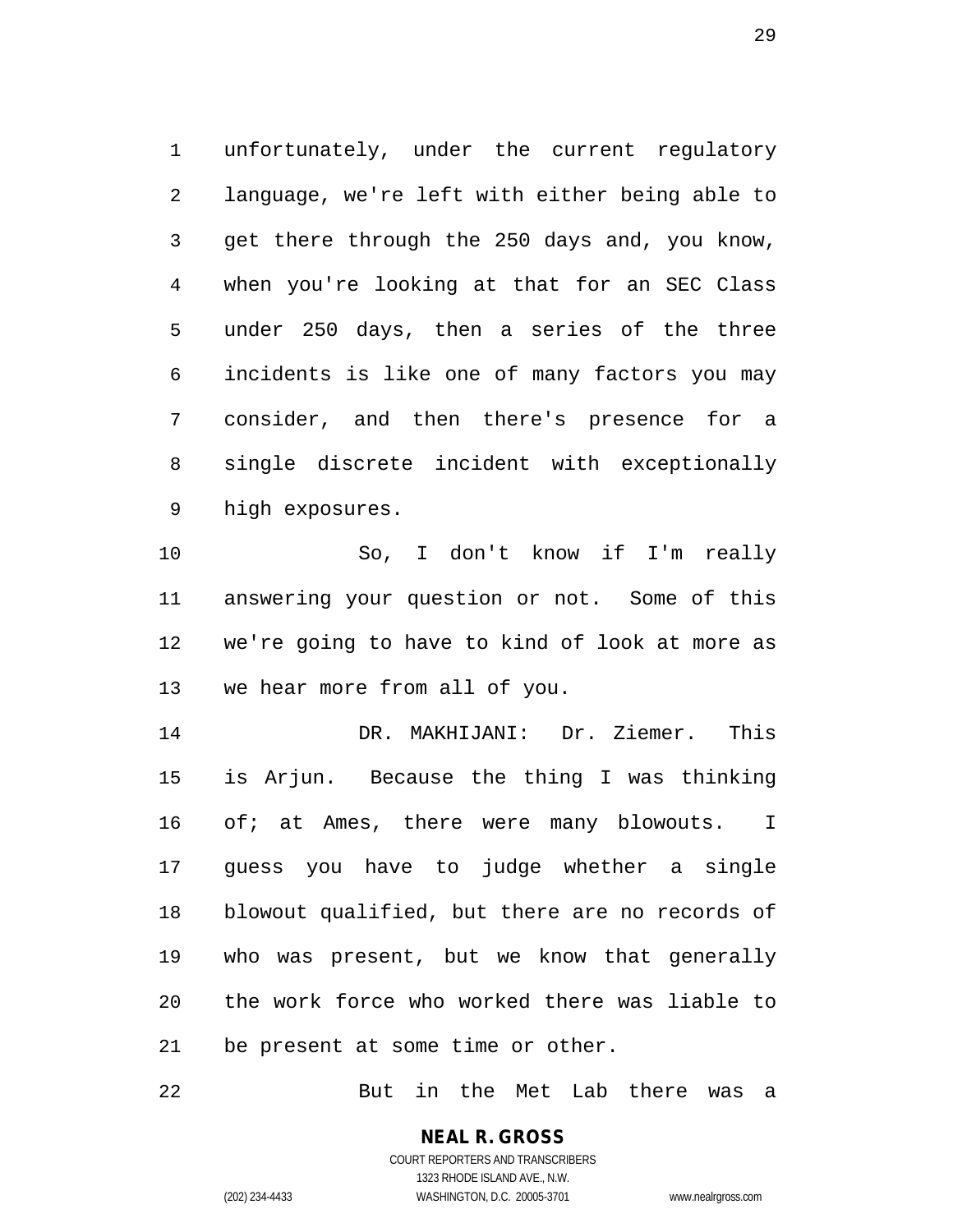unfortunately, under the current regulatory language, we're left with either being able to get there through the 250 days and, you know, when you're looking at that for an SEC Class under 250 days, then a series of the three incidents is like one of many factors you may consider, and then there's presence for a single discrete incident with exceptionally high exposures.

So, I don't know if I'm really answering your question or not. Some of this we're going to have to kind of look at more as we hear more from all of you.

DR. MAKHIJANI: Dr. Ziemer. This is Arjun. Because the thing I was thinking of; at Ames, there were many blowouts. I guess you have to judge whether a single blowout qualified, but there are no records of who was present, but we know that generally the work force who worked there was liable to be present at some time or other.

But in the Met Lab there was a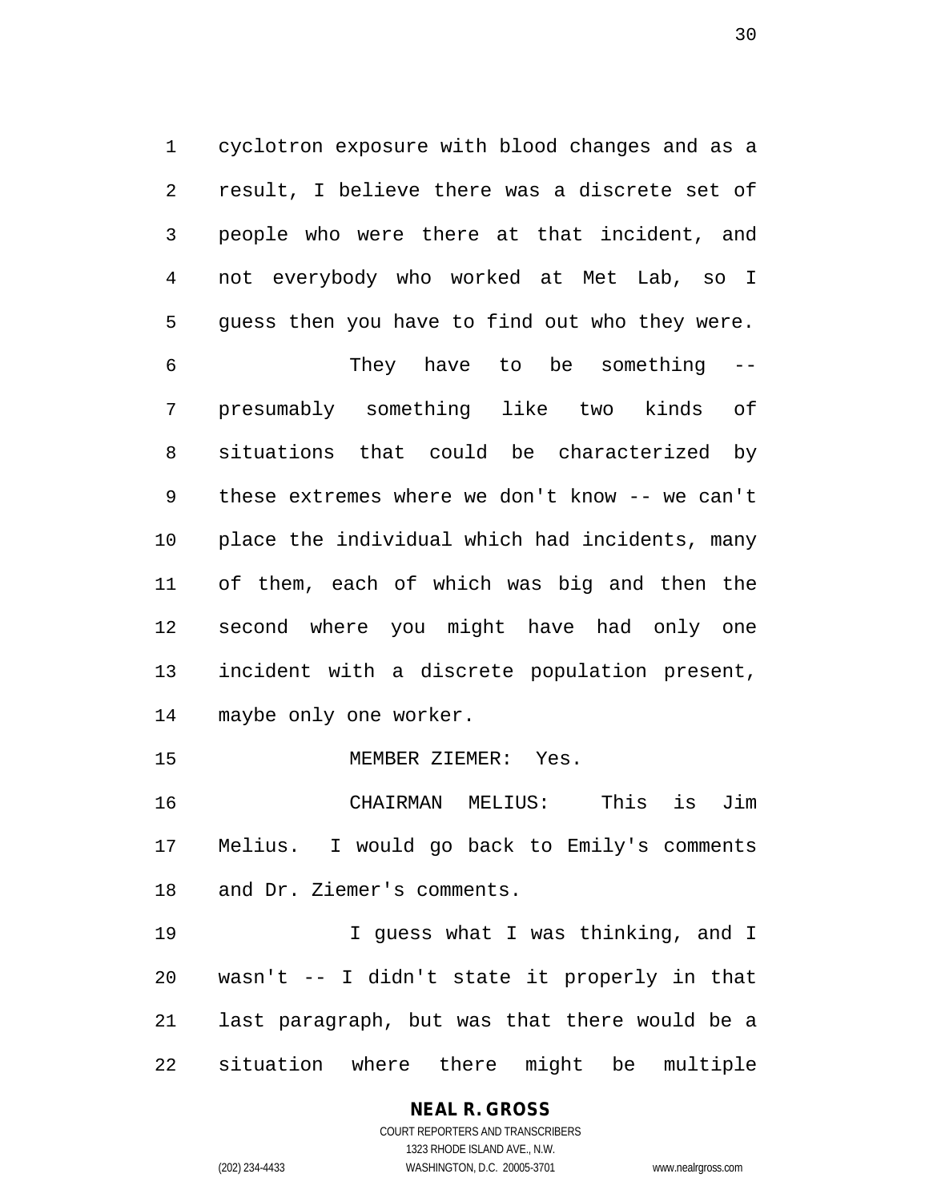cyclotron exposure with blood changes and as a result, I believe there was a discrete set of people who were there at that incident, and not everybody who worked at Met Lab, so I guess then you have to find out who they were.

They have to be something -- presumably something like two kinds of situations that could be characterized by these extremes where we don't know -- we can't place the individual which had incidents, many of them, each of which was big and then the second where you might have had only one incident with a discrete population present, maybe only one worker.

MEMBER ZIEMER: Yes.

CHAIRMAN MELIUS: This is Jim Melius. I would go back to Emily's comments and Dr. Ziemer's comments.

I guess what I was thinking, and I wasn't -- I didn't state it properly in that last paragraph, but was that there would be a situation where there might be multiple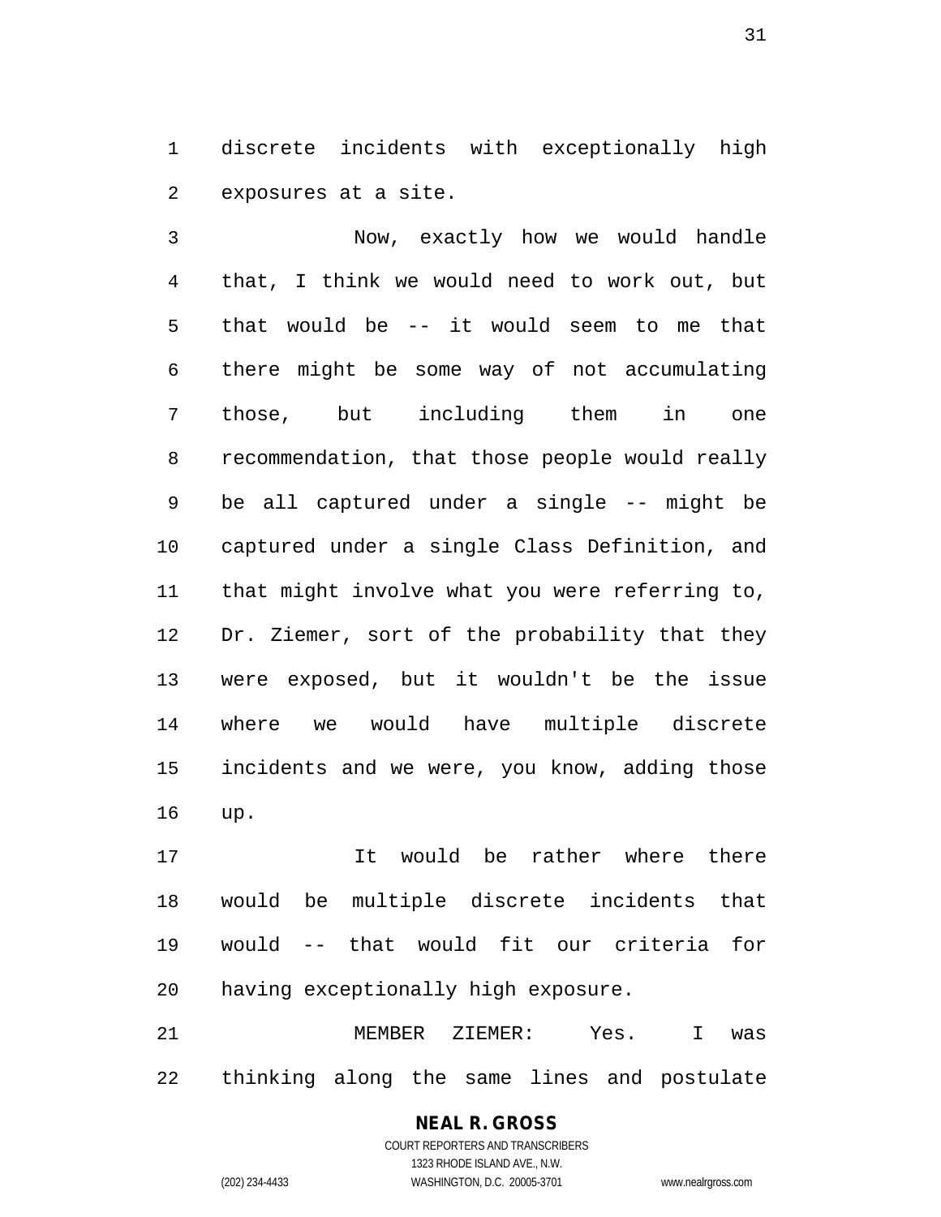discrete incidents with exceptionally high exposures at a site.

Now, exactly how we would handle that, I think we would need to work out, but that would be -- it would seem to me that there might be some way of not accumulating those, but including them in one recommendation, that those people would really be all captured under a single -- might be captured under a single Class Definition, and that might involve what you were referring to, Dr. Ziemer, sort of the probability that they were exposed, but it wouldn't be the issue where we would have multiple discrete incidents and we were, you know, adding those up.

It would be rather where there would be multiple discrete incidents that would -- that would fit our criteria for having exceptionally high exposure.

MEMBER ZIEMER: Yes. I was thinking along the same lines and postulate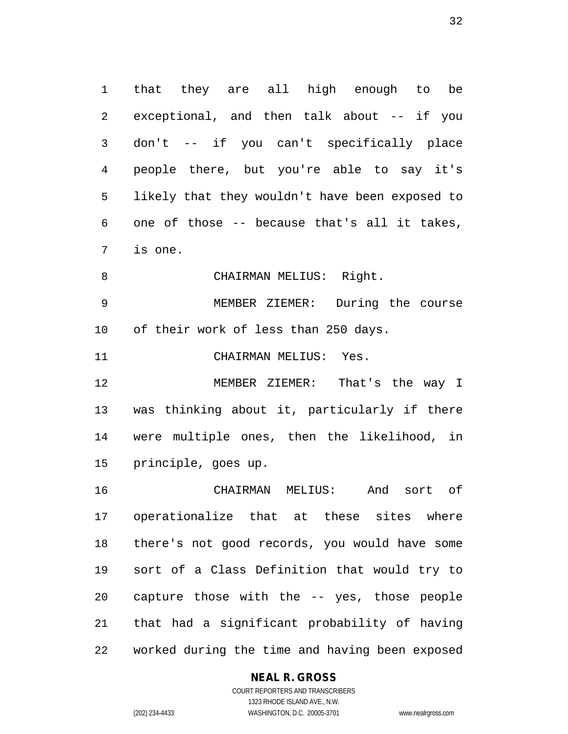that they are all high enough to be exceptional, and then talk about -- if you don't -- if you can't specifically place people there, but you're able to say it's likely that they wouldn't have been exposed to one of those -- because that's all it takes, is one.

CHAIRMAN MELIUS: Right.

MEMBER ZIEMER: During the course of their work of less than 250 days.

CHAIRMAN MELIUS: Yes.

MEMBER ZIEMER: That's the way I was thinking about it, particularly if there were multiple ones, then the likelihood, in principle, goes up.

CHAIRMAN MELIUS: And sort of operationalize that at these sites where there's not good records, you would have some sort of a Class Definition that would try to capture those with the -- yes, those people that had a significant probability of having worked during the time and having been exposed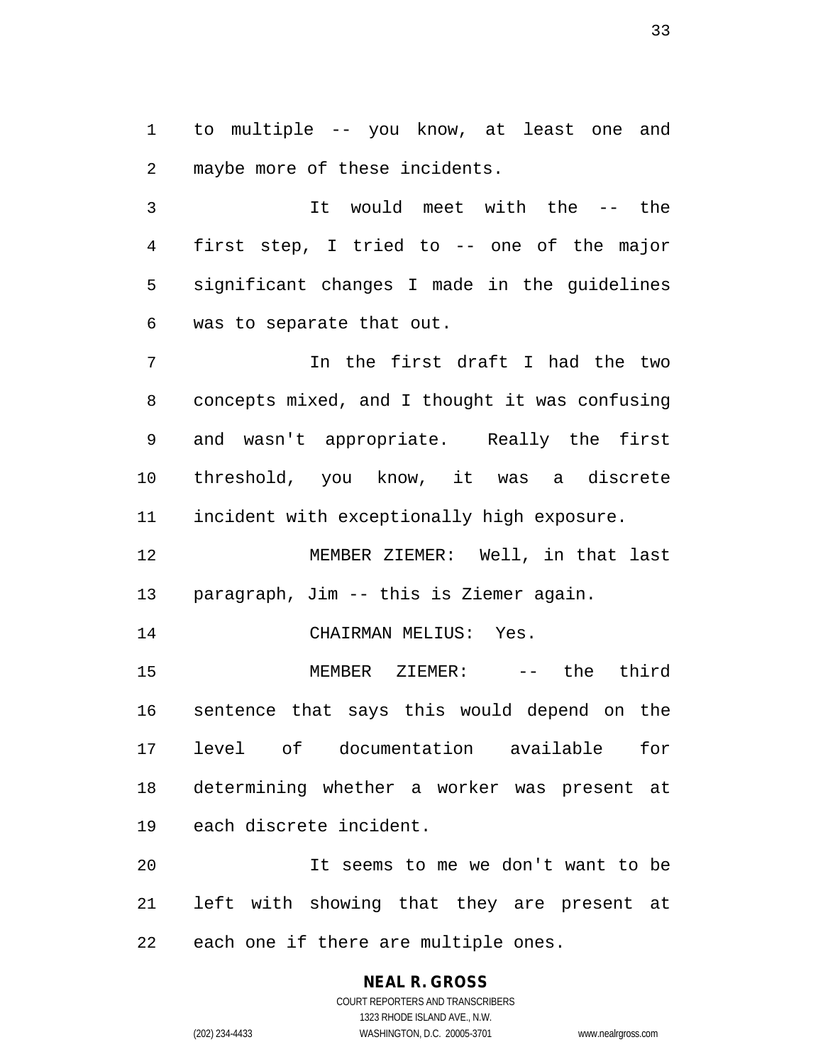to multiple -- you know, at least one and maybe more of these incidents.

It would meet with the -- the first step, I tried to -- one of the major significant changes I made in the guidelines was to separate that out.

In the first draft I had the two concepts mixed, and I thought it was confusing and wasn't appropriate. Really the first threshold, you know, it was a discrete incident with exceptionally high exposure.

MEMBER ZIEMER: Well, in that last paragraph, Jim -- this is Ziemer again.

CHAIRMAN MELIUS: Yes.

MEMBER ZIEMER: -- the third sentence that says this would depend on the level of documentation available for determining whether a worker was present at each discrete incident.

It seems to me we don't want to be left with showing that they are present at each one if there are multiple ones.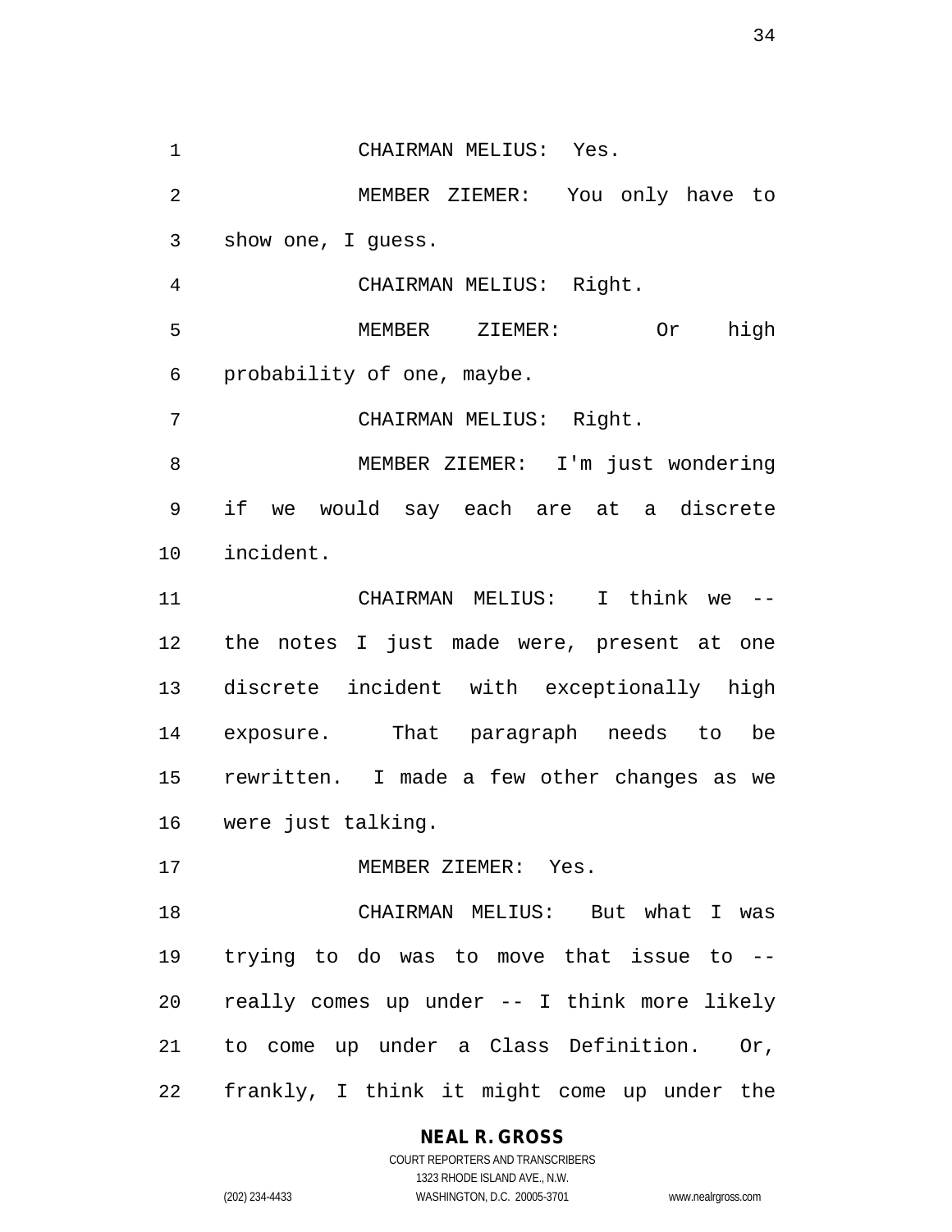CHAIRMAN MELIUS: Yes.

MEMBER ZIEMER: You only have to show one, I guess.

CHAIRMAN MELIUS: Right.

MEMBER ZIEMER: Or high probability of one, maybe.

CHAIRMAN MELIUS: Right.

MEMBER ZIEMER: I'm just wondering if we would say each are at a discrete incident.

CHAIRMAN MELIUS: I think we -- the notes I just made were, present at one discrete incident with exceptionally high exposure. That paragraph needs to be rewritten. I made a few other changes as we were just talking.

MEMBER ZIEMER: Yes.

CHAIRMAN MELIUS: But what I was trying to do was to move that issue to -- really comes up under -- I think more likely to come up under a Class Definition. Or, frankly, I think it might come up under the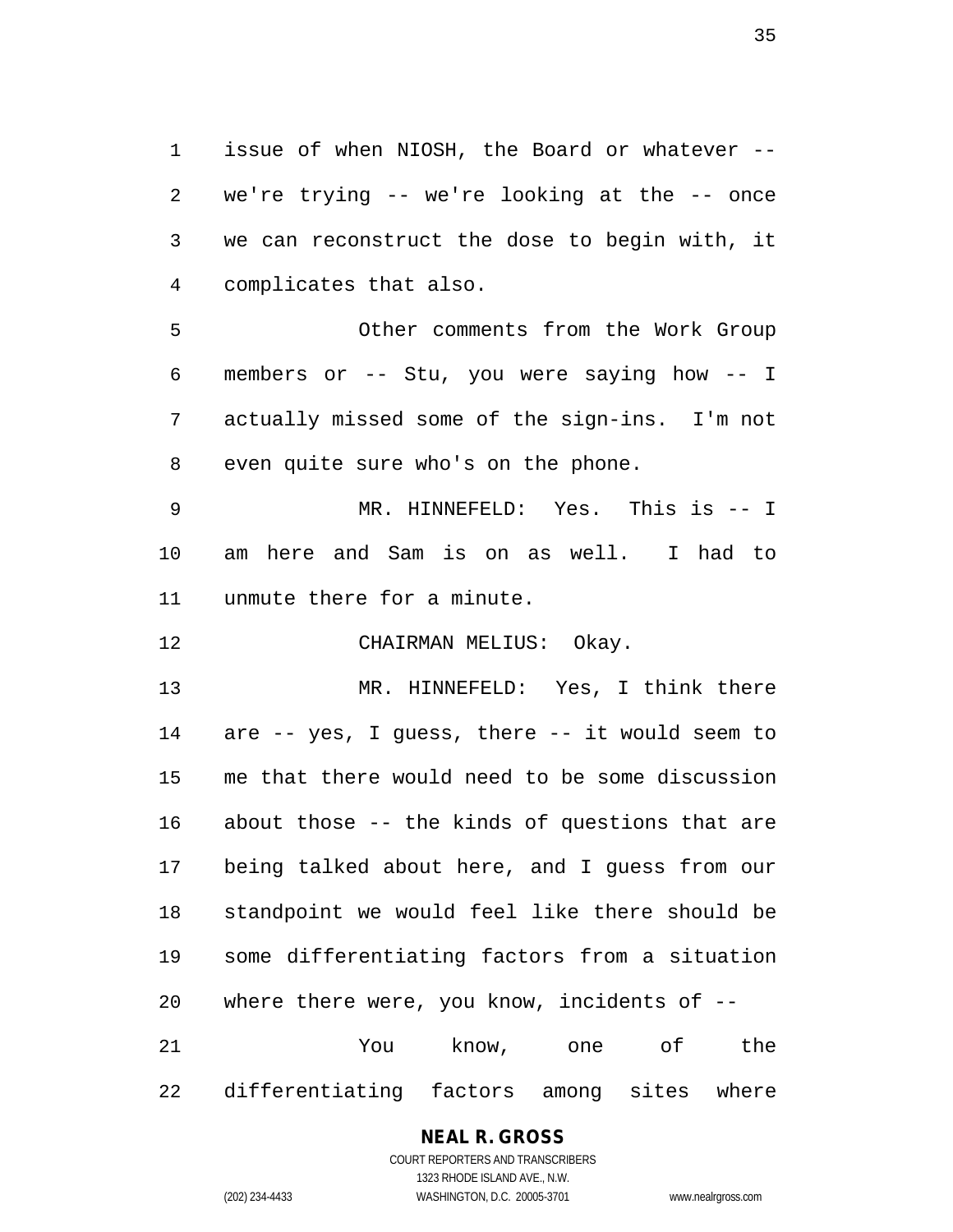issue of when NIOSH, the Board or whatever -- we're trying -- we're looking at the -- once we can reconstruct the dose to begin with, it complicates that also.

Other comments from the Work Group members or -- Stu, you were saying how -- I actually missed some of the sign-ins. I'm not even quite sure who's on the phone.

MR. HINNEFELD: Yes. This is -- I am here and Sam is on as well. I had to unmute there for a minute.

CHAIRMAN MELIUS: Okay.

MR. HINNEFELD: Yes, I think there are -- yes, I guess, there -- it would seem to me that there would need to be some discussion about those -- the kinds of questions that are being talked about here, and I guess from our standpoint we would feel like there should be some differentiating factors from a situation where there were, you know, incidents of --

You know, one of the differentiating factors among sites where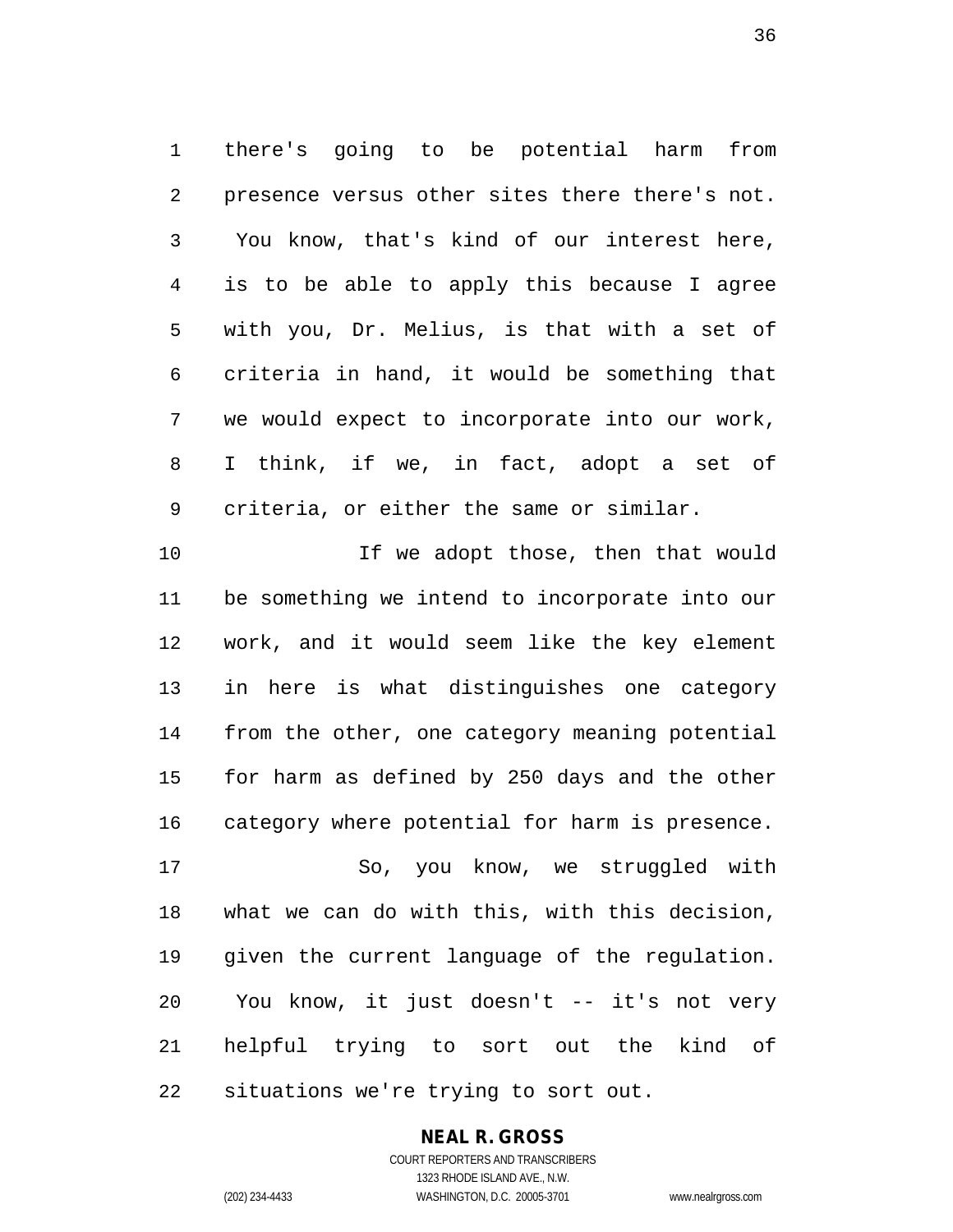there's going to be potential harm from presence versus other sites there there's not. You know, that's kind of our interest here, is to be able to apply this because I agree with you, Dr. Melius, is that with a set of criteria in hand, it would be something that we would expect to incorporate into our work, I think, if we, in fact, adopt a set of criteria, or either the same or similar.

If we adopt those, then that would be something we intend to incorporate into our work, and it would seem like the key element in here is what distinguishes one category from the other, one category meaning potential for harm as defined by 250 days and the other category where potential for harm is presence.

So, you know, we struggled with what we can do with this, with this decision, given the current language of the regulation. You know, it just doesn't -- it's not very helpful trying to sort out the kind of situations we're trying to sort out.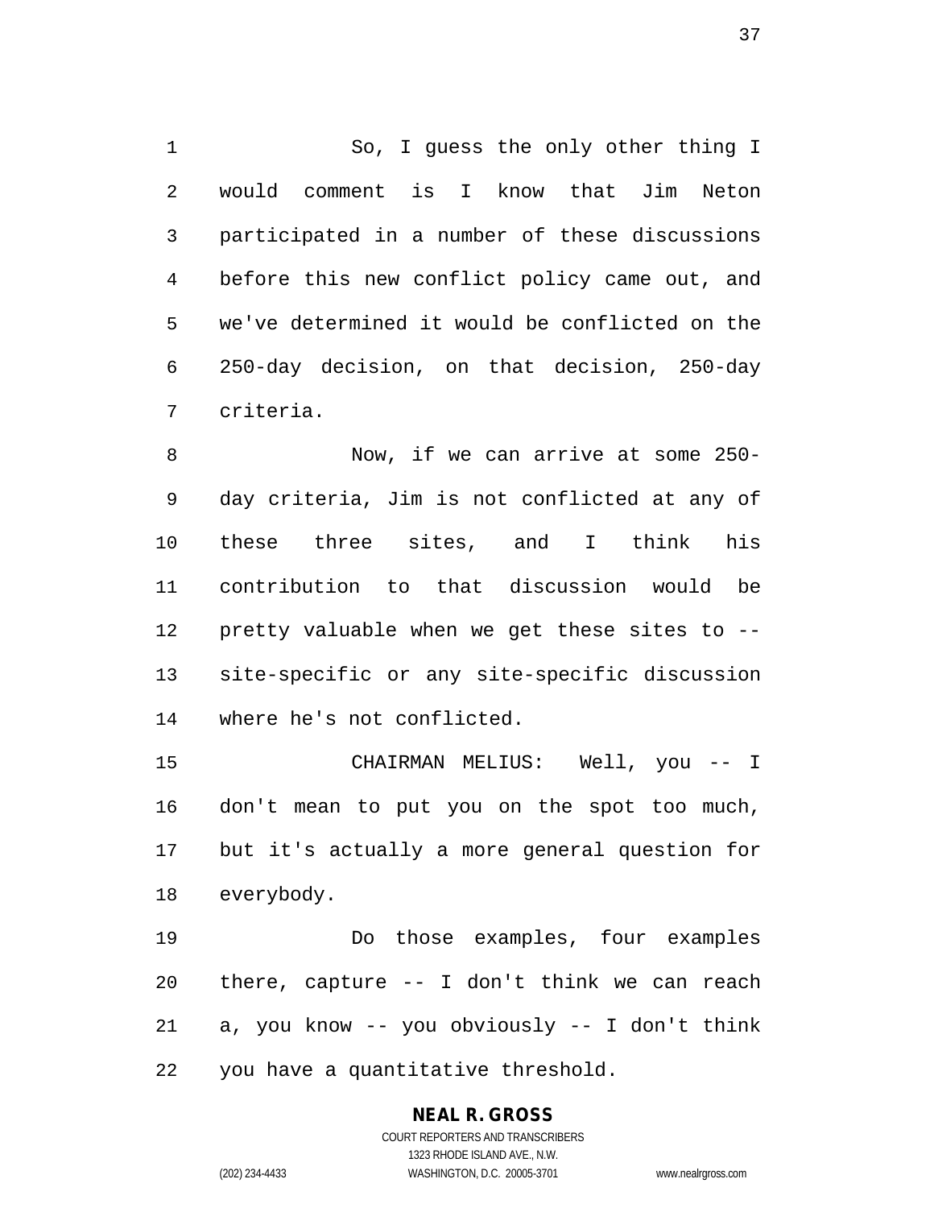So, I guess the only other thing I would comment is I know that Jim Neton participated in a number of these discussions before this new conflict policy came out, and we've determined it would be conflicted on the 250-day decision, on that decision, 250-day criteria.

Now, if we can arrive at some 250-day criteria, Jim is not conflicted at any of these three sites, and I think his contribution to that discussion would be pretty valuable when we get these sites to -- site-specific or any site-specific discussion where he's not conflicted.

CHAIRMAN MELIUS: Well, you -- I don't mean to put you on the spot too much, but it's actually a more general question for everybody.

Do those examples, four examples there, capture -- I don't think we can reach a, you know -- you obviously -- I don't think you have a quantitative threshold.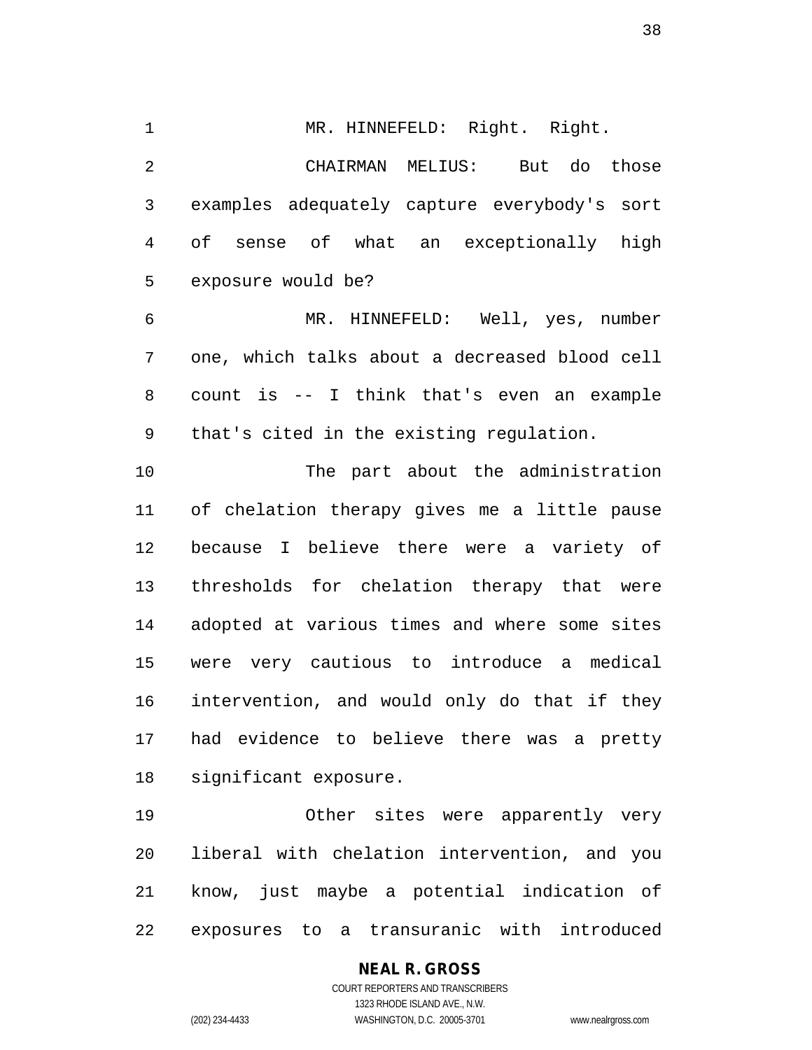MR. HINNEFELD: Right. Right.

CHAIRMAN MELIUS: But do those examples adequately capture everybody's sort of sense of what an exceptionally high exposure would be?

MR. HINNEFELD: Well, yes, number one, which talks about a decreased blood cell count is -- I think that's even an example that's cited in the existing regulation.

The part about the administration of chelation therapy gives me a little pause because I believe there were a variety of thresholds for chelation therapy that were adopted at various times and where some sites were very cautious to introduce a medical intervention, and would only do that if they had evidence to believe there was a pretty significant exposure.

Other sites were apparently very liberal with chelation intervention, and you know, just maybe a potential indication of exposures to a transuranic with introduced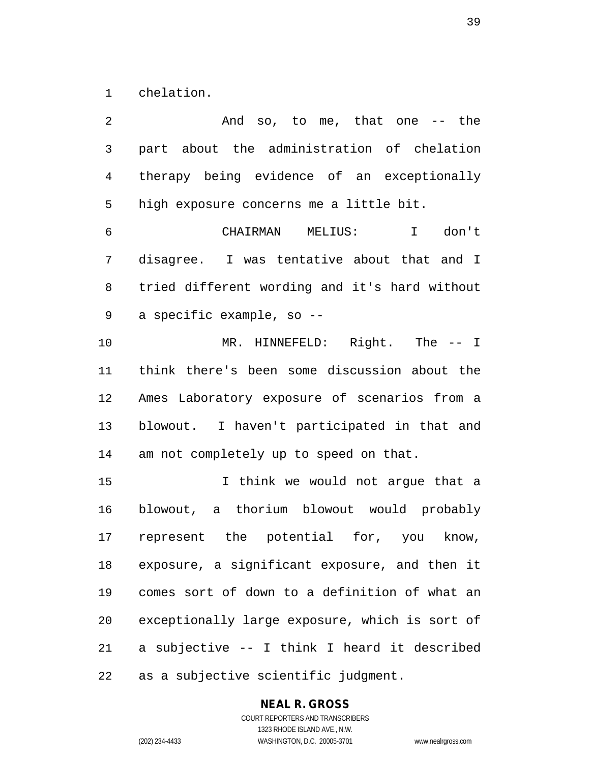chelation.

And so, to me, that one -- the part about the administration of chelation therapy being evidence of an exceptionally high exposure concerns me a little bit.

CHAIRMAN MELIUS: I don't disagree. I was tentative about that and I tried different wording and it's hard without a specific example, so --

MR. HINNEFELD: Right. The -- I think there's been some discussion about the Ames Laboratory exposure of scenarios from a blowout. I haven't participated in that and am not completely up to speed on that.

I think we would not argue that a blowout, a thorium blowout would probably represent the potential for, you know, exposure, a significant exposure, and then it comes sort of down to a definition of what an exceptionally large exposure, which is sort of a subjective -- I think I heard it described as a subjective scientific judgment.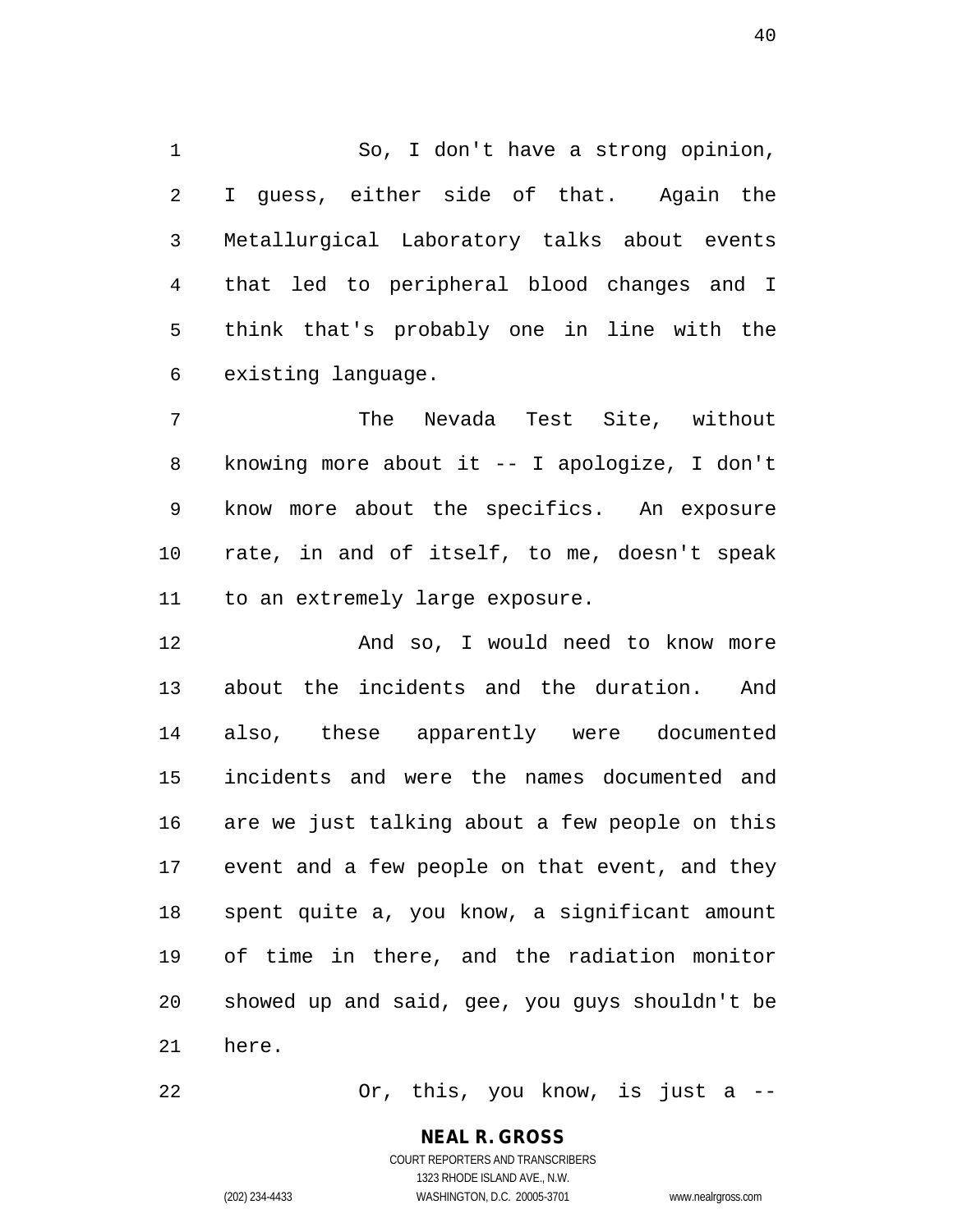So, I don't have a strong opinion, I guess, either side of that. Again the Metallurgical Laboratory talks about events that led to peripheral blood changes and I think that's probably one in line with the existing language.

The Nevada Test Site, without knowing more about it -- I apologize, I don't know more about the specifics. An exposure rate, in and of itself, to me, doesn't speak to an extremely large exposure.

And so, I would need to know more about the incidents and the duration. And also, these apparently were documented incidents and were the names documented and are we just talking about a few people on this event and a few people on that event, and they spent quite a, you know, a significant amount of time in there, and the radiation monitor showed up and said, gee, you guys shouldn't be here.

Or, this, you know, is just a --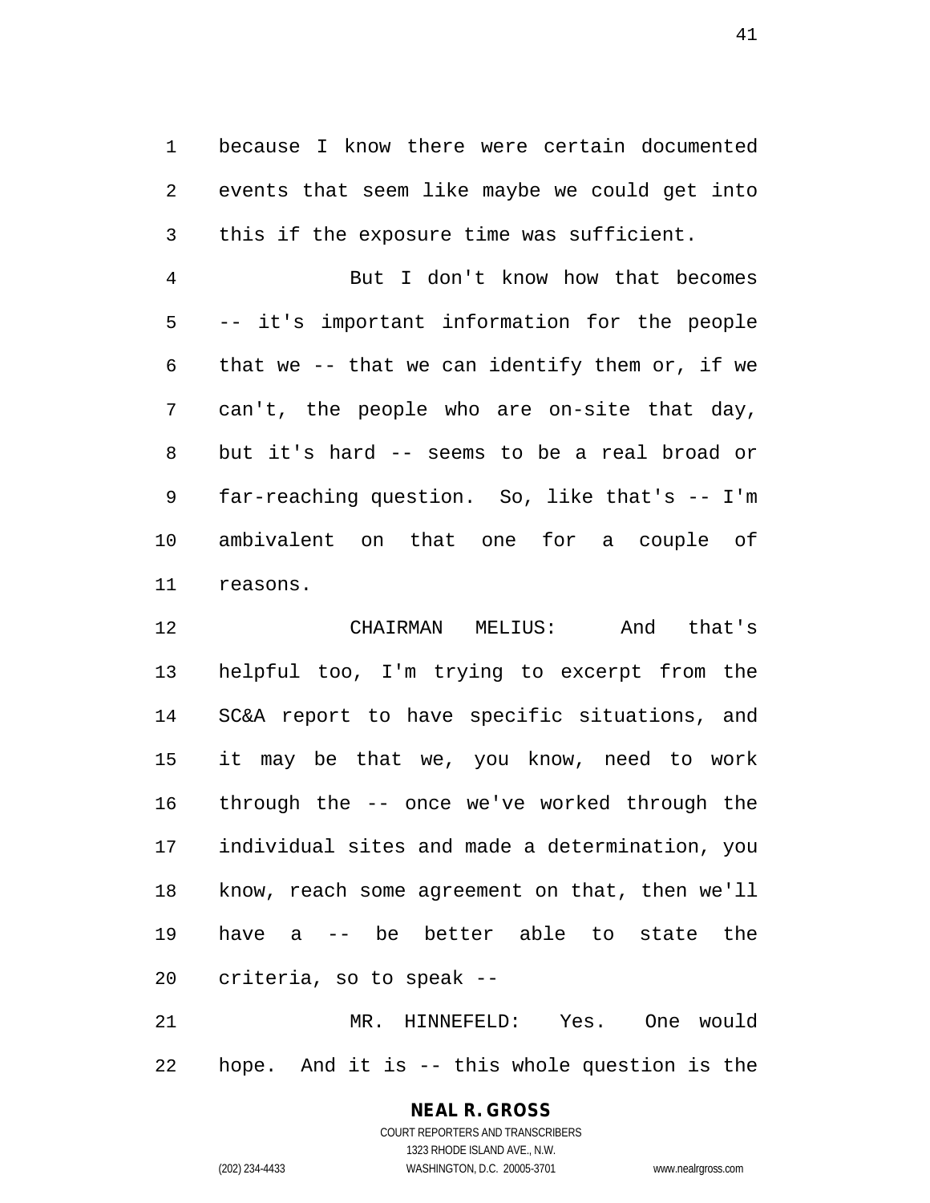because I know there were certain documented events that seem like maybe we could get into this if the exposure time was sufficient.

But I don't know how that becomes -- it's important information for the people that we -- that we can identify them or, if we can't, the people who are on-site that day, but it's hard -- seems to be a real broad or far-reaching question. So, like that's -- I'm ambivalent on that one for a couple of reasons.

CHAIRMAN MELIUS: And that's helpful too, I'm trying to excerpt from the SC&A report to have specific situations, and it may be that we, you know, need to work through the -- once we've worked through the individual sites and made a determination, you know, reach some agreement on that, then we'll have a -- be better able to state the criteria, so to speak --

MR. HINNEFELD: Yes. One would hope. And it is -- this whole question is the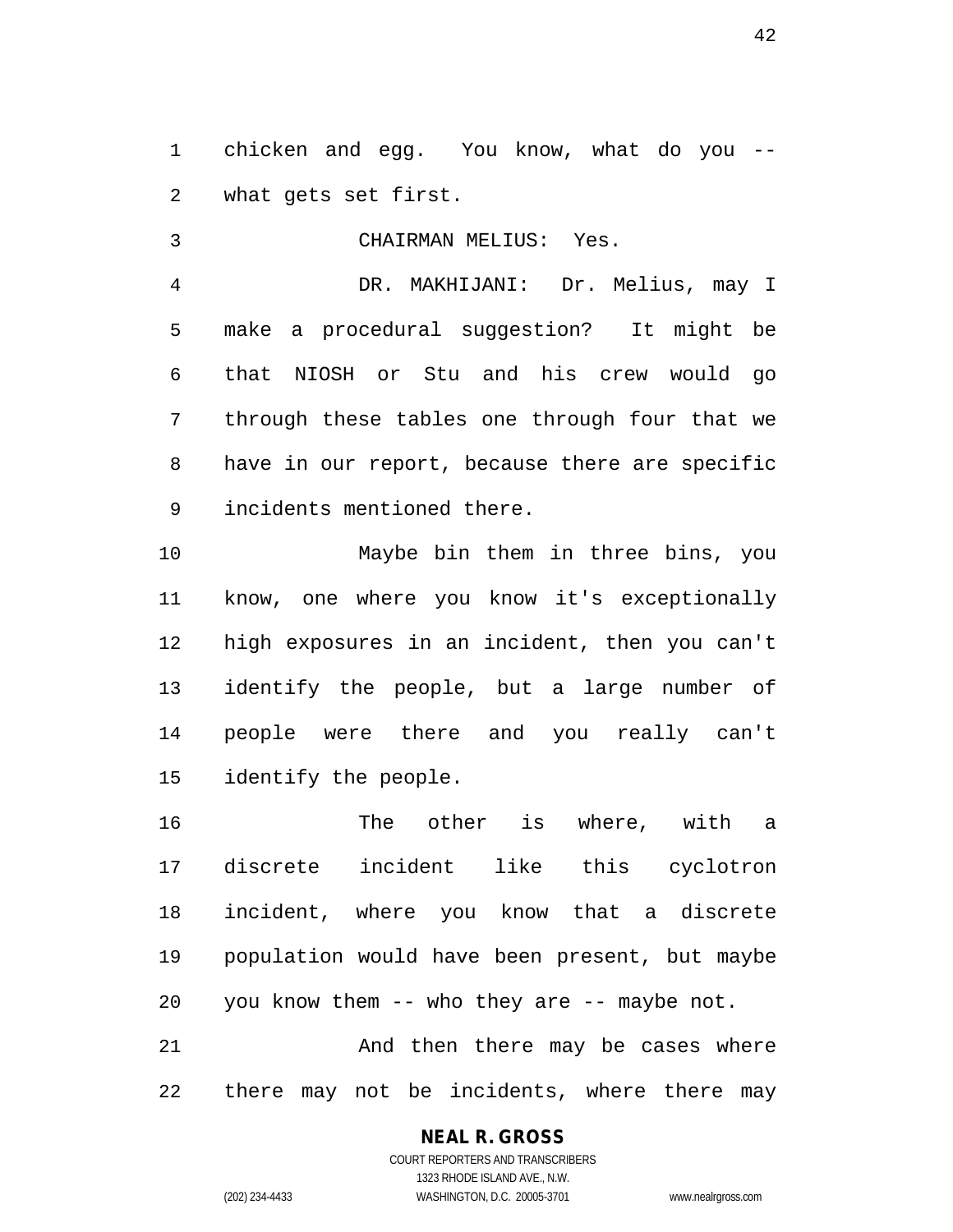chicken and egg. You know, what do you -- what gets set first.

CHAIRMAN MELIUS: Yes.

DR. MAKHIJANI: Dr. Melius, may I make a procedural suggestion? It might be that NIOSH or Stu and his crew would go through these tables one through four that we have in our report, because there are specific incidents mentioned there.

Maybe bin them in three bins, you know, one where you know it's exceptionally high exposures in an incident, then you can't identify the people, but a large number of people were there and you really can't identify the people.

The other is where, with a discrete incident like this cyclotron incident, where you know that a discrete population would have been present, but maybe you know them -- who they are -- maybe not.

And then there may be cases where there may not be incidents, where there may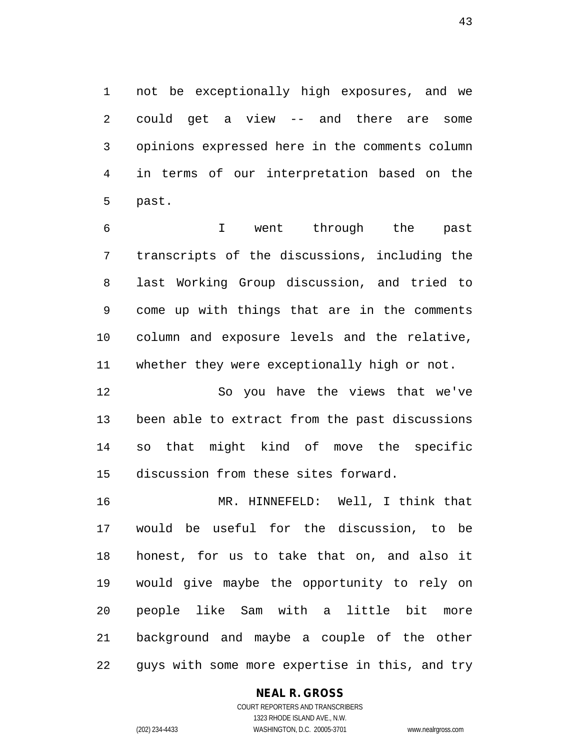not be exceptionally high exposures, and we could get a view -- and there are some opinions expressed here in the comments column in terms of our interpretation based on the past.

I went through the past transcripts of the discussions, including the last Working Group discussion, and tried to come up with things that are in the comments column and exposure levels and the relative, whether they were exceptionally high or not.

So you have the views that we've been able to extract from the past discussions so that might kind of move the specific discussion from these sites forward.

MR. HINNEFELD: Well, I think that would be useful for the discussion, to be honest, for us to take that on, and also it would give maybe the opportunity to rely on people like Sam with a little bit more background and maybe a couple of the other guys with some more expertise in this, and try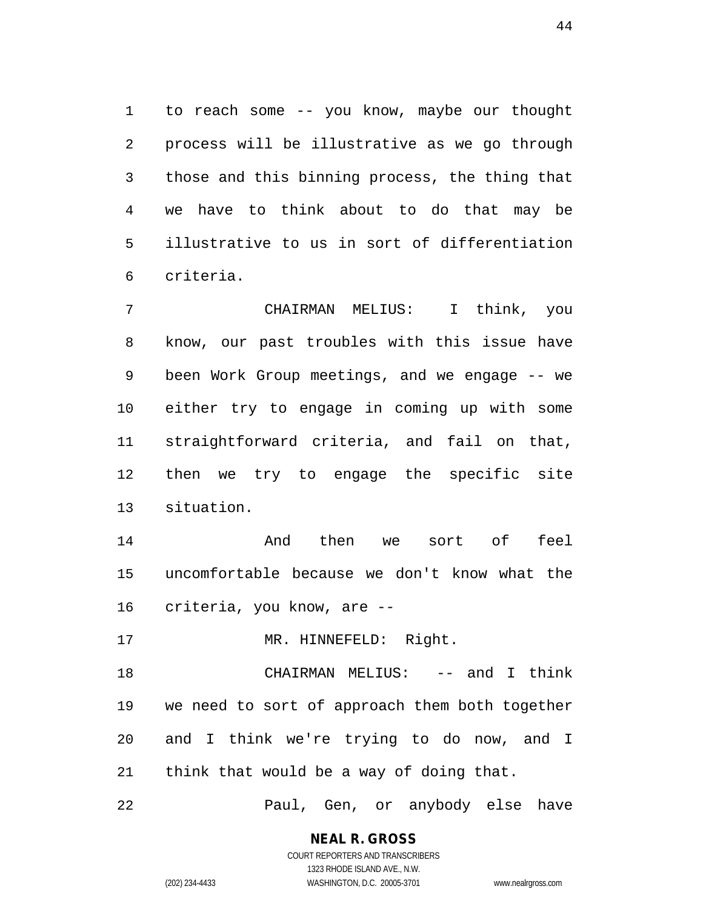to reach some -- you know, maybe our thought process will be illustrative as we go through those and this binning process, the thing that we have to think about to do that may be illustrative to us in sort of differentiation criteria.

CHAIRMAN MELIUS: I think, you know, our past troubles with this issue have been Work Group meetings, and we engage -- we either try to engage in coming up with some straightforward criteria, and fail on that, then we try to engage the specific site situation.

And then we sort of feel uncomfortable because we don't know what the criteria, you know, are --

MR. HINNEFELD: Right.

CHAIRMAN MELIUS: -- and I think we need to sort of approach them both together and I think we're trying to do now, and I think that would be a way of doing that.

Paul, Gen, or anybody else have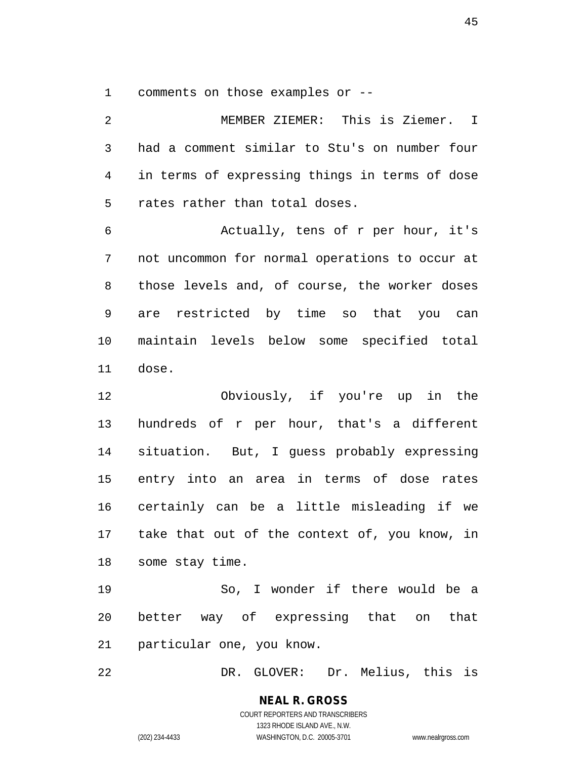comments on those examples or --

MEMBER ZIEMER: This is Ziemer. I had a comment similar to Stu's on number four in terms of expressing things in terms of dose rates rather than total doses.

Actually, tens of r per hour, it's not uncommon for normal operations to occur at those levels and, of course, the worker doses are restricted by time so that you can maintain levels below some specified total dose.

Obviously, if you're up in the hundreds of r per hour, that's a different situation. But, I guess probably expressing entry into an area in terms of dose rates certainly can be a little misleading if we take that out of the context of, you know, in some stay time.

So, I wonder if there would be a better way of expressing that on that particular one, you know.

DR. GLOVER: Dr. Melius, this is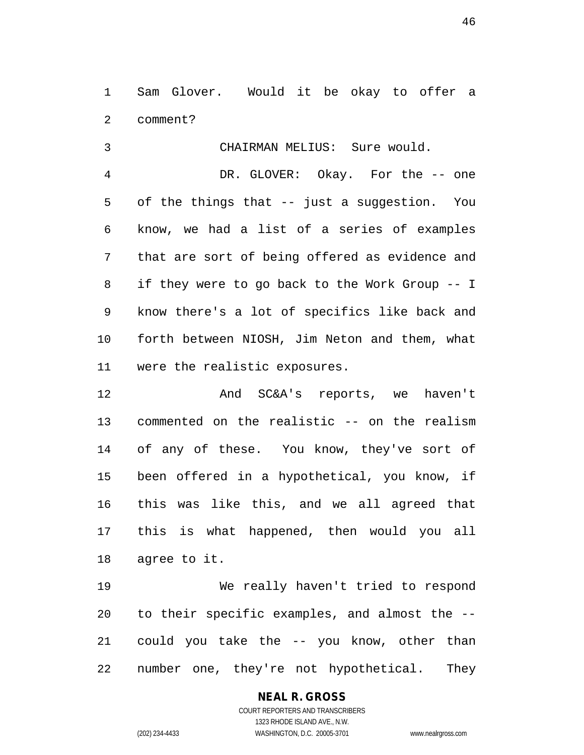Sam Glover. Would it be okay to offer a comment?

CHAIRMAN MELIUS: Sure would.

DR. GLOVER: Okay. For the -- one of the things that -- just a suggestion. You know, we had a list of a series of examples that are sort of being offered as evidence and if they were to go back to the Work Group -- I know there's a lot of specifics like back and forth between NIOSH, Jim Neton and them, what were the realistic exposures.

And SC&A's reports, we haven't commented on the realistic -- on the realism of any of these. You know, they've sort of been offered in a hypothetical, you know, if this was like this, and we all agreed that this is what happened, then would you all agree to it.

We really haven't tried to respond to their specific examples, and almost the -- could you take the -- you know, other than number one, they're not hypothetical. They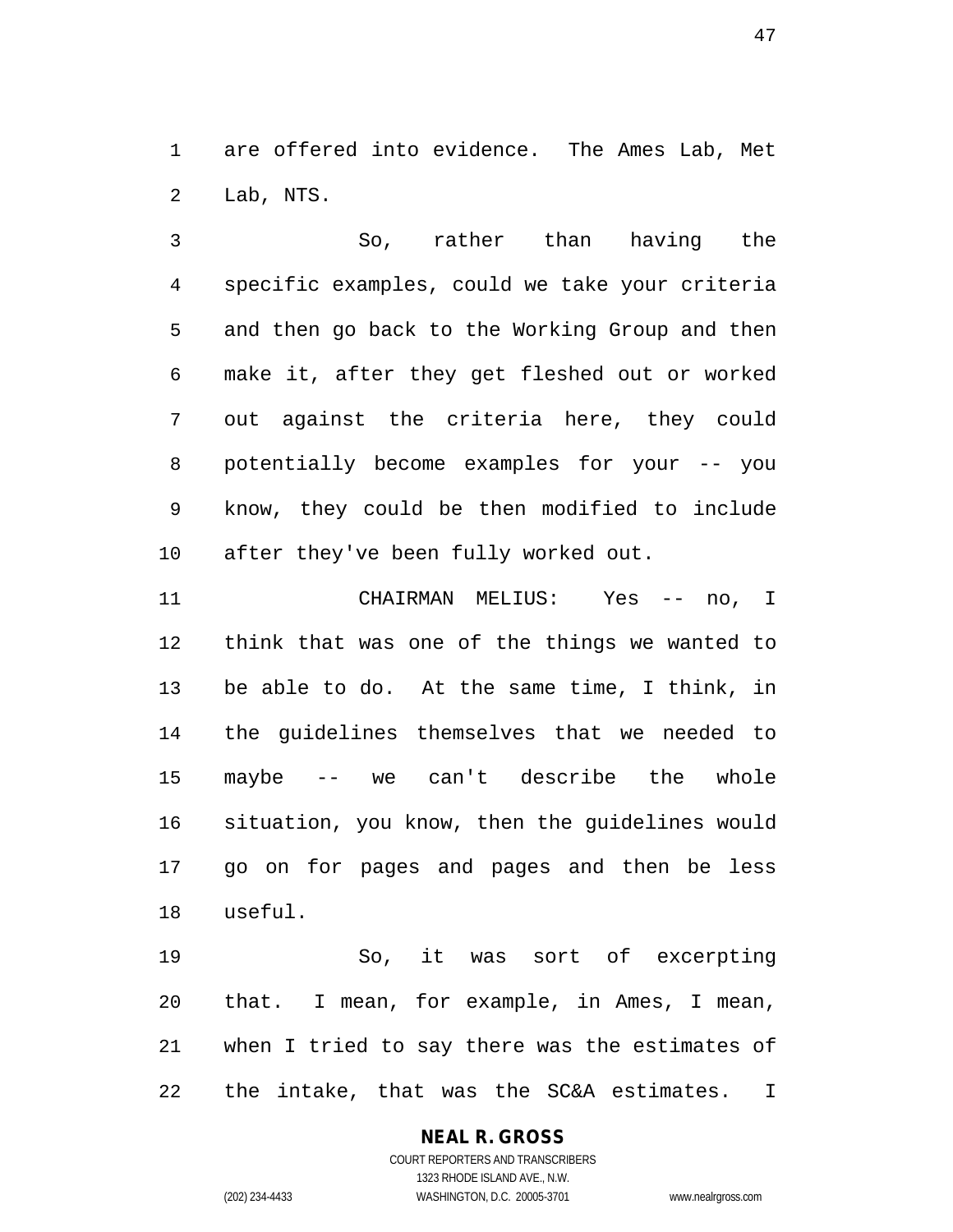are offered into evidence. The Ames Lab, Met Lab, NTS.

So, rather than having the specific examples, could we take your criteria and then go back to the Working Group and then make it, after they get fleshed out or worked out against the criteria here, they could potentially become examples for your -- you know, they could be then modified to include after they've been fully worked out.

CHAIRMAN MELIUS: Yes -- no, I think that was one of the things we wanted to be able to do. At the same time, I think, in the guidelines themselves that we needed to maybe -- we can't describe the whole situation, you know, then the guidelines would go on for pages and pages and then be less useful.

So, it was sort of excerpting that. I mean, for example, in Ames, I mean, when I tried to say there was the estimates of the intake, that was the SC&A estimates. I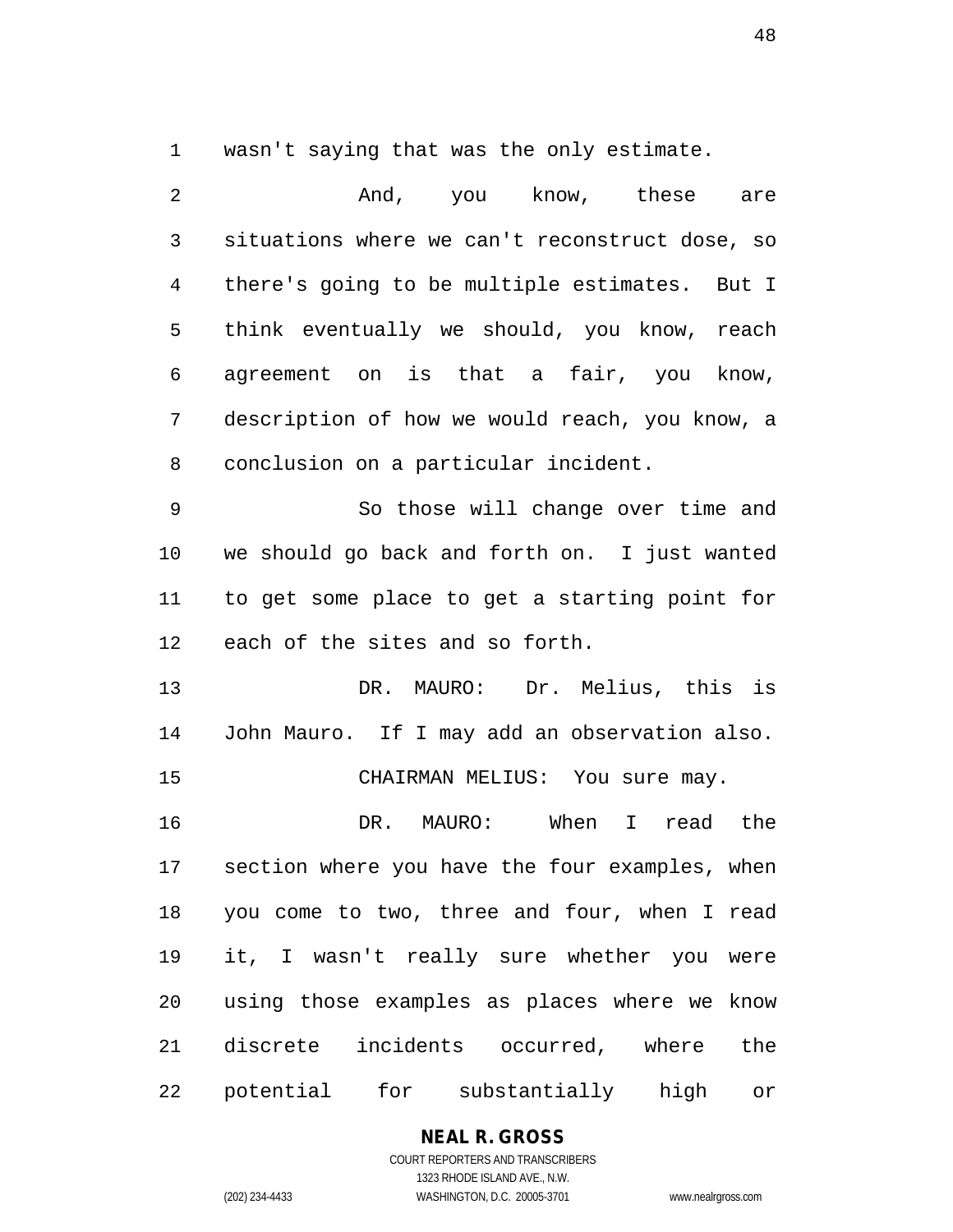wasn't saying that was the only estimate.

And, you know, these are situations where we can't reconstruct dose, so there's going to be multiple estimates. But I think eventually we should, you know, reach agreement on is that a fair, you know, description of how we would reach, you know, a conclusion on a particular incident.

So those will change over time and we should go back and forth on. I just wanted to get some place to get a starting point for each of the sites and so forth.

DR. MAURO: Dr. Melius, this is John Mauro. If I may add an observation also.

CHAIRMAN MELIUS: You sure may.

DR. MAURO: When I read the section where you have the four examples, when you come to two, three and four, when I read it, I wasn't really sure whether you were using those examples as places where we know discrete incidents occurred, where the potential for substantially high or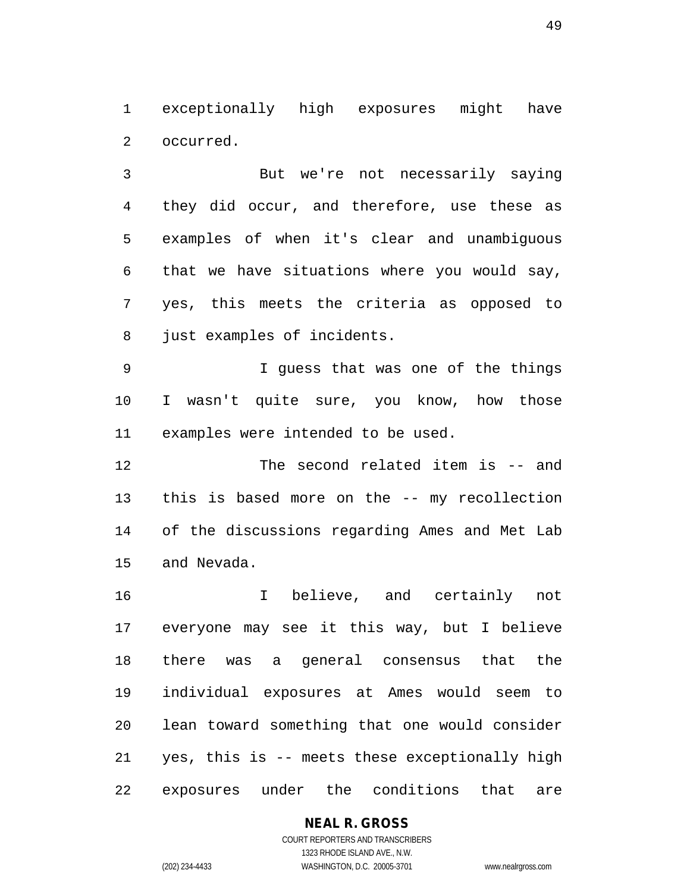exceptionally high exposures might have occurred.

But we're not necessarily saying they did occur, and therefore, use these as examples of when it's clear and unambiguous that we have situations where you would say, yes, this meets the criteria as opposed to just examples of incidents.

I guess that was one of the things I wasn't quite sure, you know, how those examples were intended to be used.

The second related item is -- and this is based more on the -- my recollection of the discussions regarding Ames and Met Lab and Nevada.

I believe, and certainly not everyone may see it this way, but I believe there was a general consensus that the individual exposures at Ames would seem to lean toward something that one would consider yes, this is -- meets these exceptionally high exposures under the conditions that are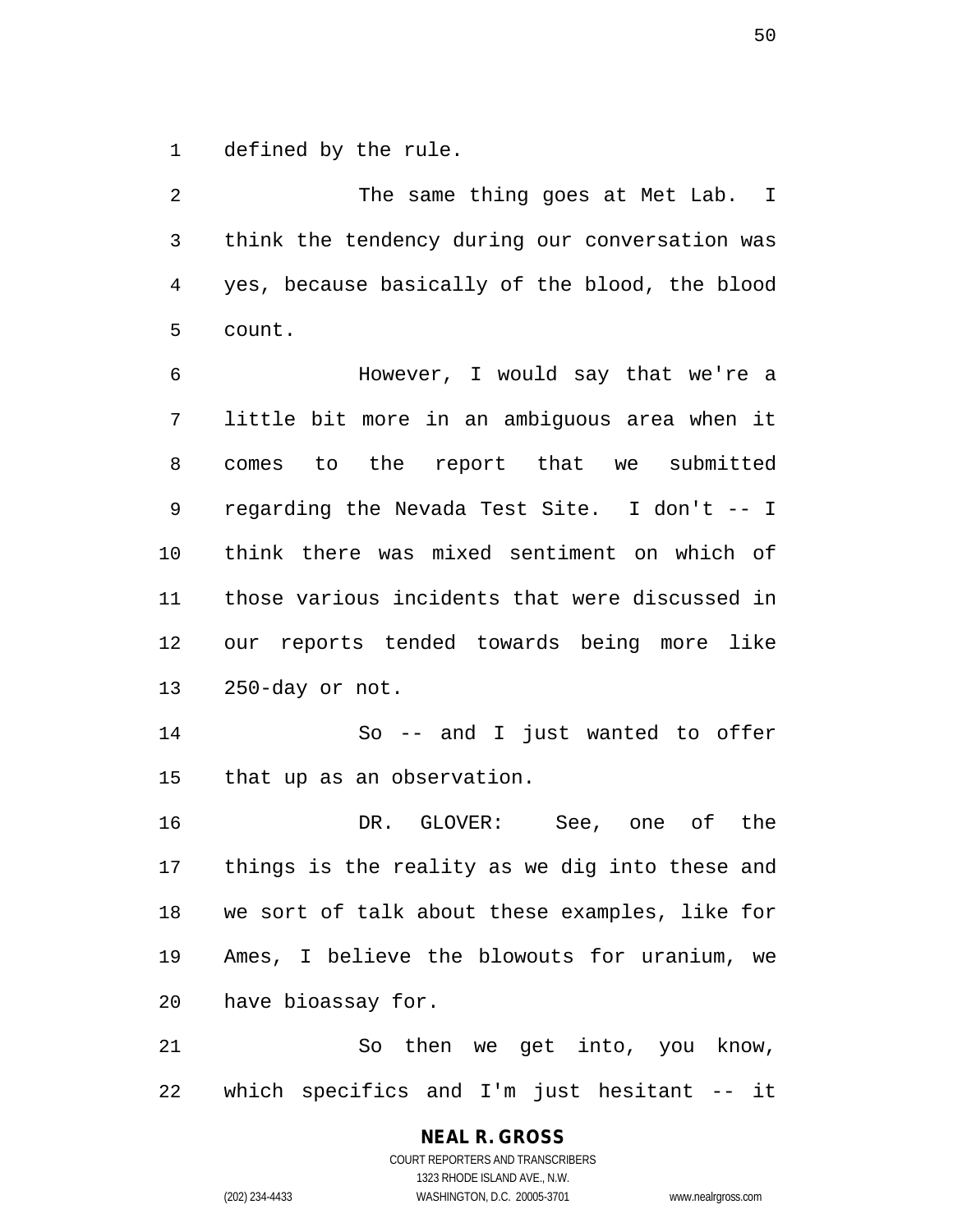defined by the rule.

The same thing goes at Met Lab. I think the tendency during our conversation was yes, because basically of the blood, the blood count.

However, I would say that we're a little bit more in an ambiguous area when it comes to the report that we submitted regarding the Nevada Test Site. I don't -- I think there was mixed sentiment on which of those various incidents that were discussed in our reports tended towards being more like 250-day or not.

So -- and I just wanted to offer that up as an observation.

DR. GLOVER: See, one of the things is the reality as we dig into these and we sort of talk about these examples, like for Ames, I believe the blowouts for uranium, we have bioassay for.

So then we get into, you know, which specifics and I'm just hesitant -- it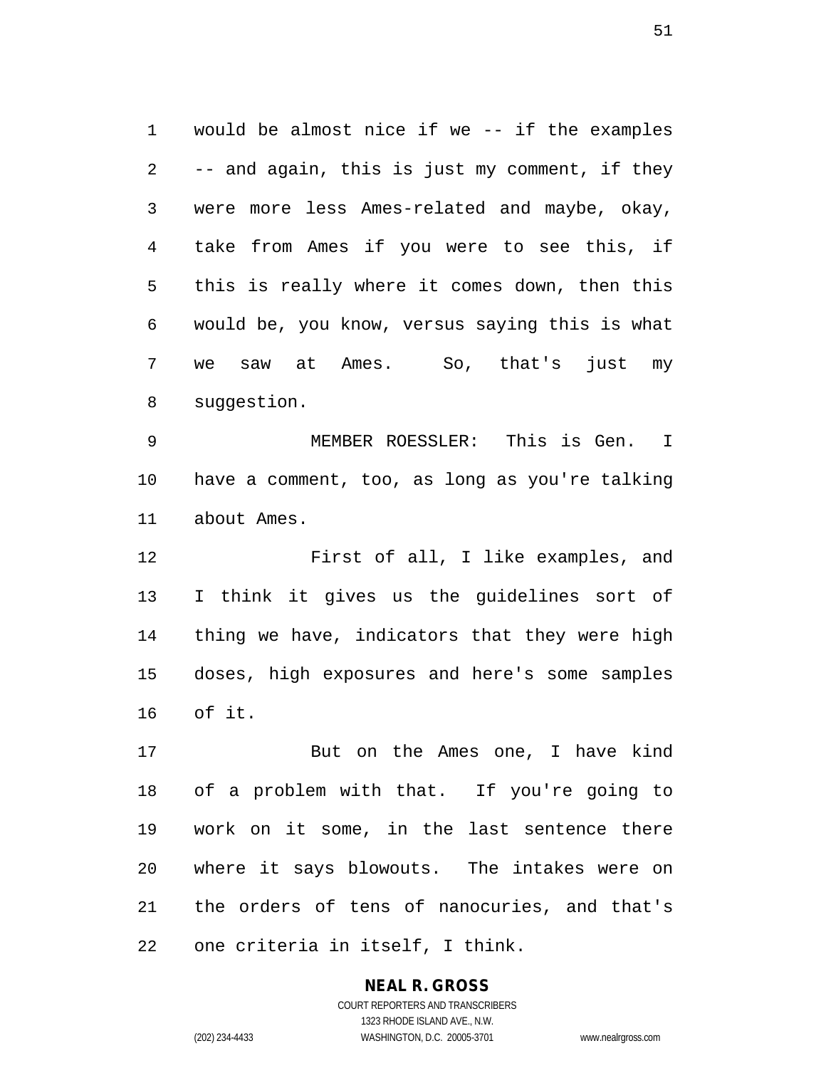would be almost nice if we -- if the examples -- and again, this is just my comment, if they were more less Ames-related and maybe, okay, take from Ames if you were to see this, if this is really where it comes down, then this would be, you know, versus saying this is what we saw at Ames. So, that's just my suggestion.

MEMBER ROESSLER: This is Gen. I have a comment, too, as long as you're talking about Ames.

First of all, I like examples, and I think it gives us the guidelines sort of thing we have, indicators that they were high doses, high exposures and here's some samples of it.

But on the Ames one, I have kind of a problem with that. If you're going to work on it some, in the last sentence there where it says blowouts. The intakes were on the orders of tens of nanocuries, and that's one criteria in itself, I think.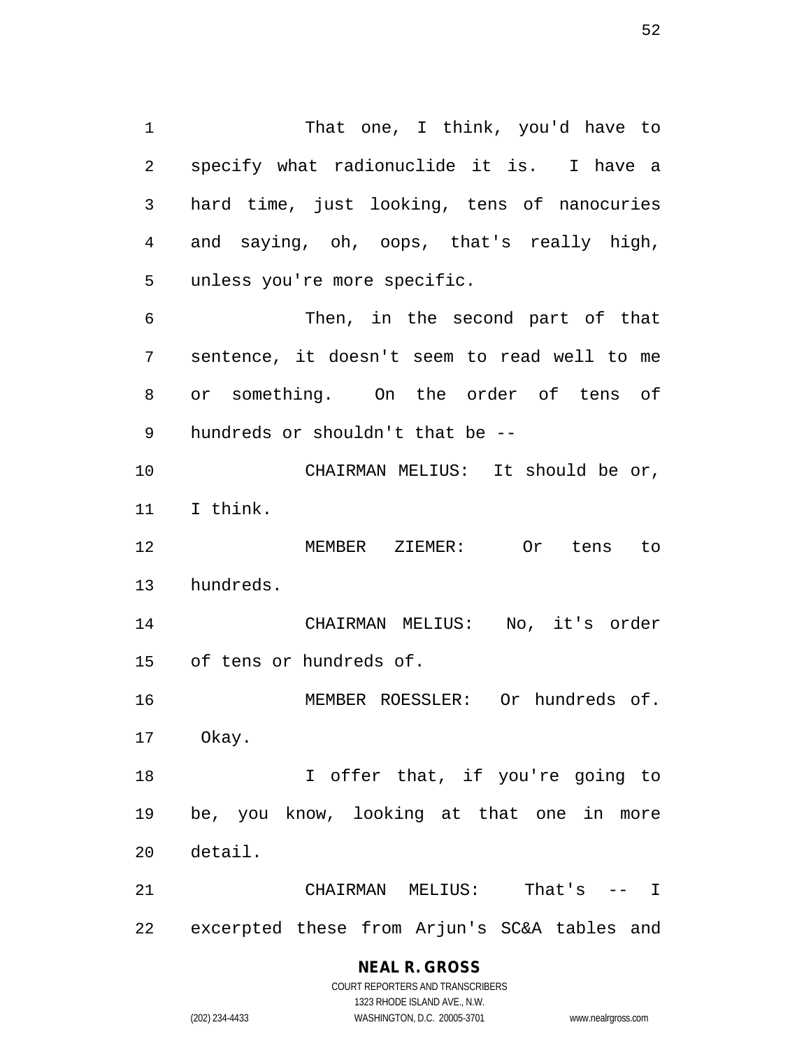That one, I think, you'd have to specify what radionuclide it is. I have a hard time, just looking, tens of nanocuries and saying, oh, oops, that's really high, unless you're more specific.

Then, in the second part of that sentence, it doesn't seem to read well to me or something. On the order of tens of hundreds or shouldn't that be --

CHAIRMAN MELIUS: It should be or, I think.

MEMBER ZIEMER: Or tens to hundreds.

CHAIRMAN MELIUS: No, it's order of tens or hundreds of.

MEMBER ROESSLER: Or hundreds of. Okay.

I offer that, if you're going to be, you know, looking at that one in more detail.

CHAIRMAN MELIUS: That's -- I excerpted these from Arjun's SC&A tables and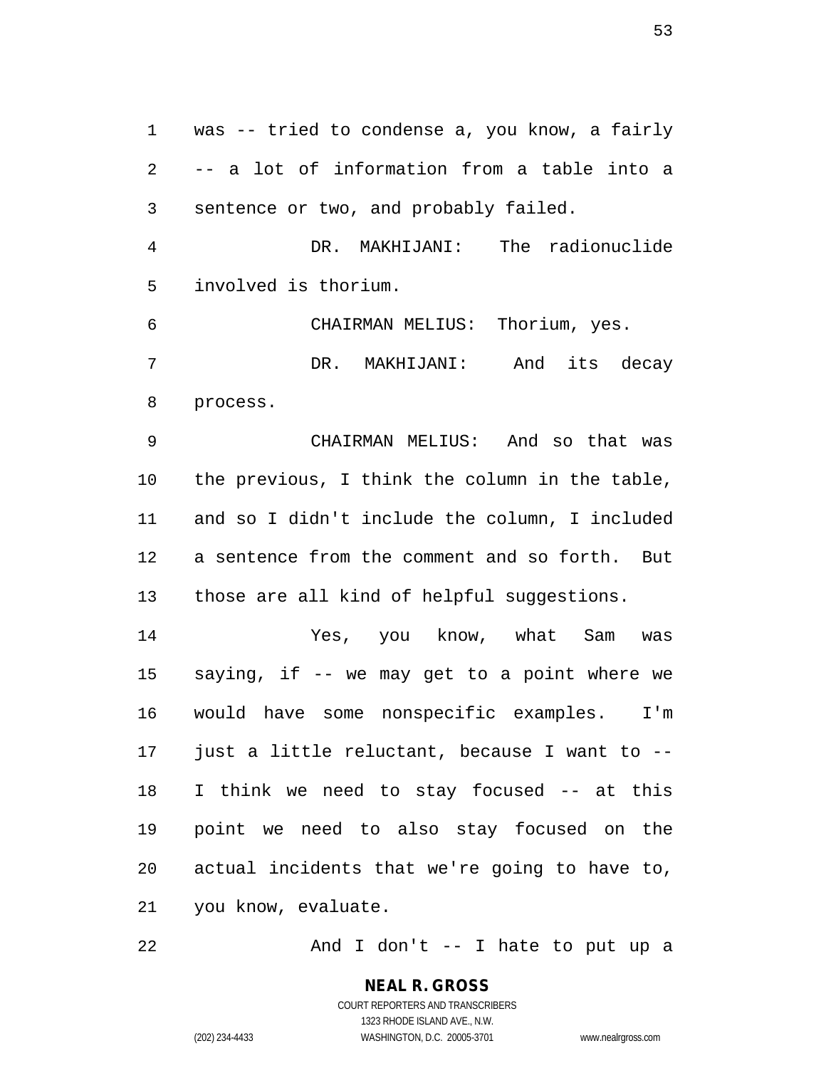was -- tried to condense a, you know, a fairly -- a lot of information from a table into a sentence or two, and probably failed.

DR. MAKHIJANI: The radionuclide involved is thorium.

CHAIRMAN MELIUS: Thorium, yes.

DR. MAKHIJANI: And its decay process.

CHAIRMAN MELIUS: And so that was the previous, I think the column in the table, and so I didn't include the column, I included a sentence from the comment and so forth. But those are all kind of helpful suggestions.

Yes, you know, what Sam was saying, if -- we may get to a point where we would have some nonspecific examples. I'm just a little reluctant, because I want to -- I think we need to stay focused -- at this point we need to also stay focused on the actual incidents that we're going to have to, you know, evaluate.

And I don't -- I hate to put up a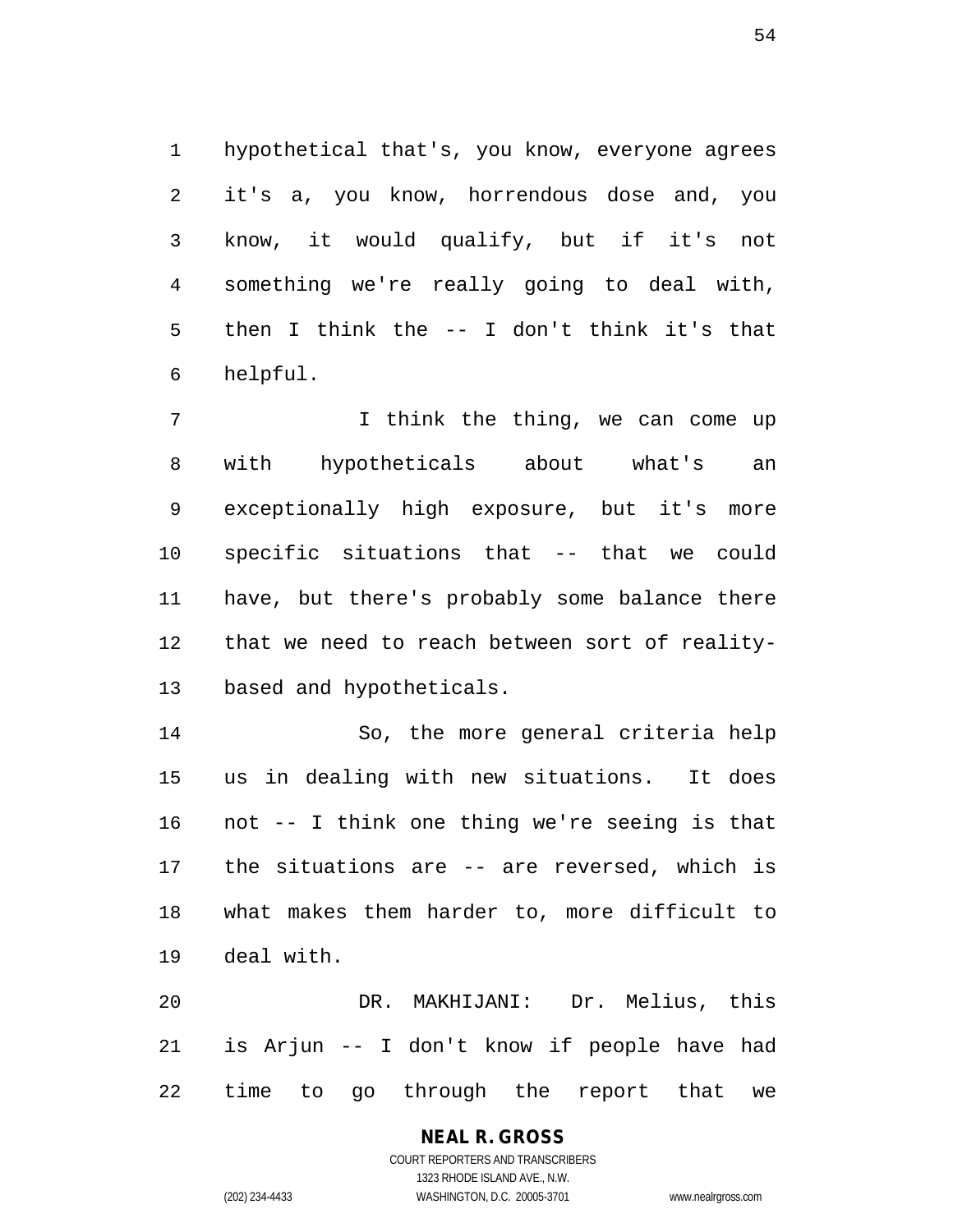hypothetical that's, you know, everyone agrees it's a, you know, horrendous dose and, you know, it would qualify, but if it's not something we're really going to deal with, then I think the -- I don't think it's that helpful.

I think the thing, we can come up with hypotheticals about what's an exceptionally high exposure, but it's more specific situations that -- that we could have, but there's probably some balance there that we need to reach between sort of reality-based and hypotheticals.

So, the more general criteria help us in dealing with new situations. It does not -- I think one thing we're seeing is that the situations are -- are reversed, which is what makes them harder to, more difficult to deal with.

DR. MAKHIJANI: Dr. Melius, this is Arjun -- I don't know if people have had time to go through the report that we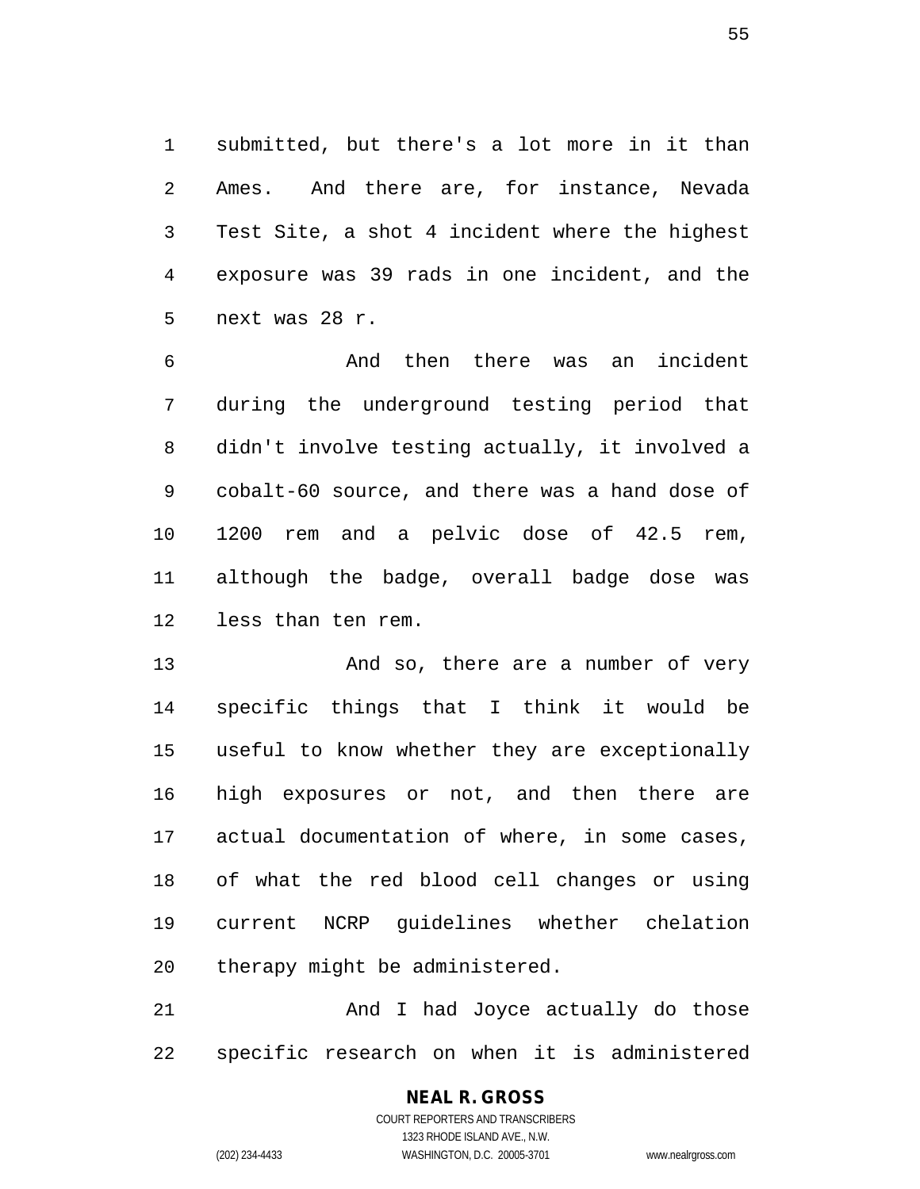submitted, but there's a lot more in it than Ames. And there are, for instance, Nevada Test Site, a shot 4 incident where the highest exposure was 39 rads in one incident, and the next was 28 r.

And then there was an incident during the underground testing period that didn't involve testing actually, it involved a cobalt-60 source, and there was a hand dose of 1200 rem and a pelvic dose of 42.5 rem, although the badge, overall badge dose was less than ten rem.

And so, there are a number of very specific things that I think it would be useful to know whether they are exceptionally high exposures or not, and then there are actual documentation of where, in some cases, of what the red blood cell changes or using current NCRP guidelines whether chelation therapy might be administered.

And I had Joyce actually do those specific research on when it is administered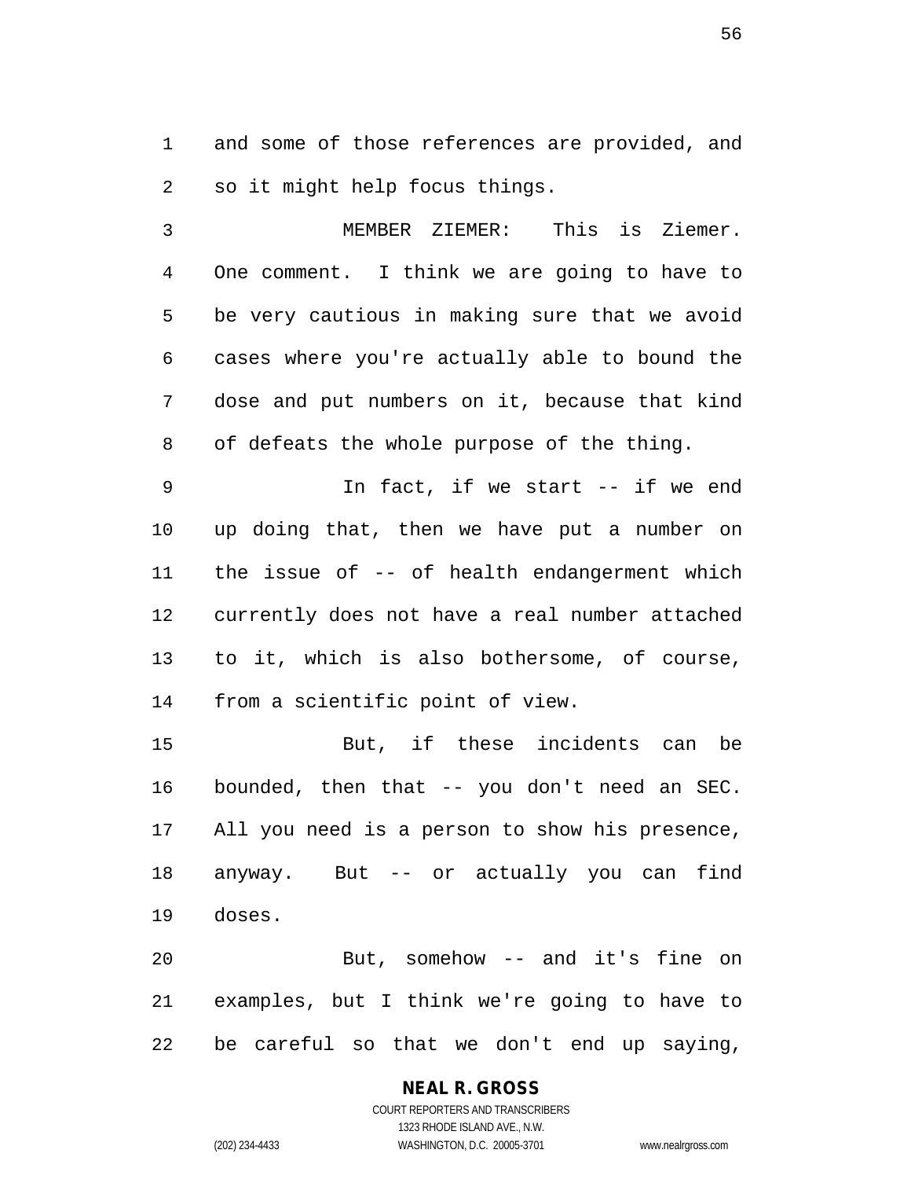and some of those references are provided, and so it might help focus things.

MEMBER ZIEMER: This is Ziemer. One comment. I think we are going to have to be very cautious in making sure that we avoid cases where you're actually able to bound the dose and put numbers on it, because that kind of defeats the whole purpose of the thing.

In fact, if we start -- if we end up doing that, then we have put a number on the issue of -- of health endangerment which currently does not have a real number attached to it, which is also bothersome, of course, from a scientific point of view.

But, if these incidents can be bounded, then that -- you don't need an SEC. All you need is a person to show his presence, anyway. But -- or actually you can find doses.

But, somehow -- and it's fine on examples, but I think we're going to have to be careful so that we don't end up saying,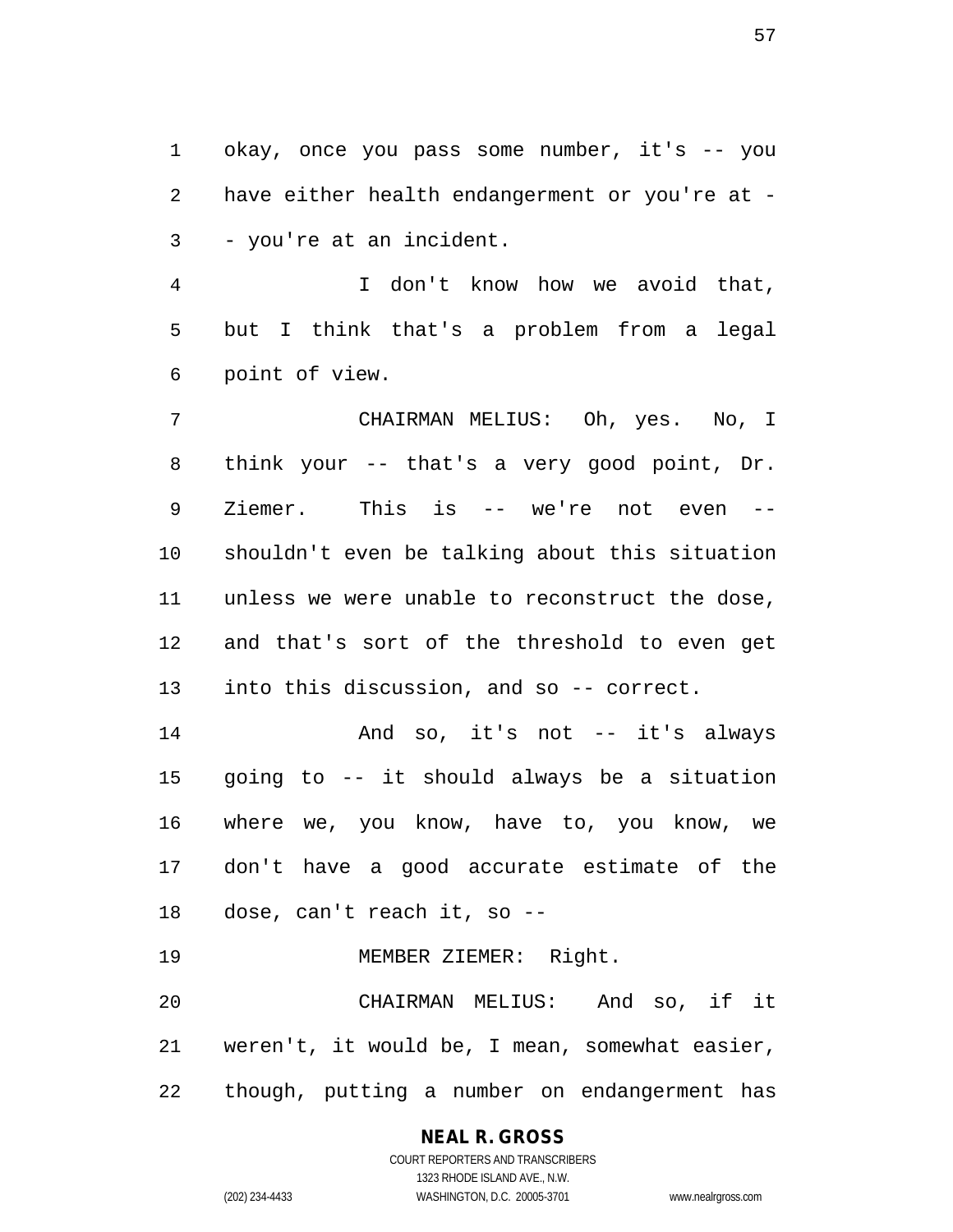okay, once you pass some number, it's -- you have either health endangerment or you're at -- you're at an incident.

I don't know how we avoid that, but I think that's a problem from a legal point of view.

CHAIRMAN MELIUS: Oh, yes. No, I think your -- that's a very good point, Dr. Ziemer. This is -- we're not even -- shouldn't even be talking about this situation unless we were unable to reconstruct the dose, and that's sort of the threshold to even get into this discussion, and so -- correct.

And so, it's not -- it's always going to -- it should always be a situation where we, you know, have to, you know, we don't have a good accurate estimate of the dose, can't reach it, so --

MEMBER ZIEMER: Right.

CHAIRMAN MELIUS: And so, if it weren't, it would be, I mean, somewhat easier, though, putting a number on endangerment has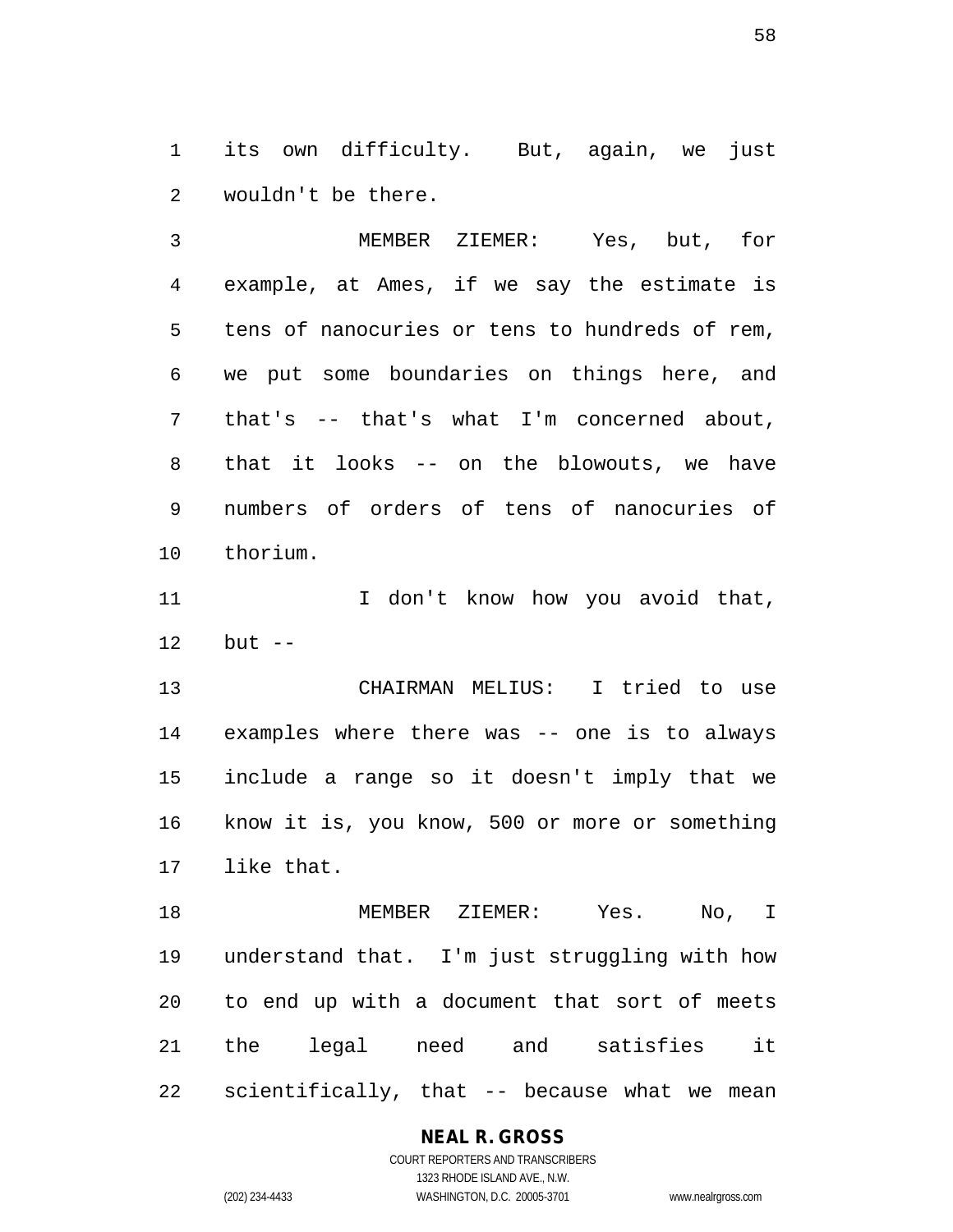its own difficulty. But, again, we just wouldn't be there.

MEMBER ZIEMER: Yes, but, for example, at Ames, if we say the estimate is tens of nanocuries or tens to hundreds of rem, we put some boundaries on things here, and that's -- that's what I'm concerned about, that it looks -- on the blowouts, we have numbers of orders of tens of nanocuries of thorium.

I don't know how you avoid that, but --

CHAIRMAN MELIUS: I tried to use examples where there was -- one is to always include a range so it doesn't imply that we know it is, you know, 500 or more or something like that.

MEMBER ZIEMER: Yes. No, I understand that. I'm just struggling with how to end up with a document that sort of meets the legal need and satisfies it scientifically, that -- because what we mean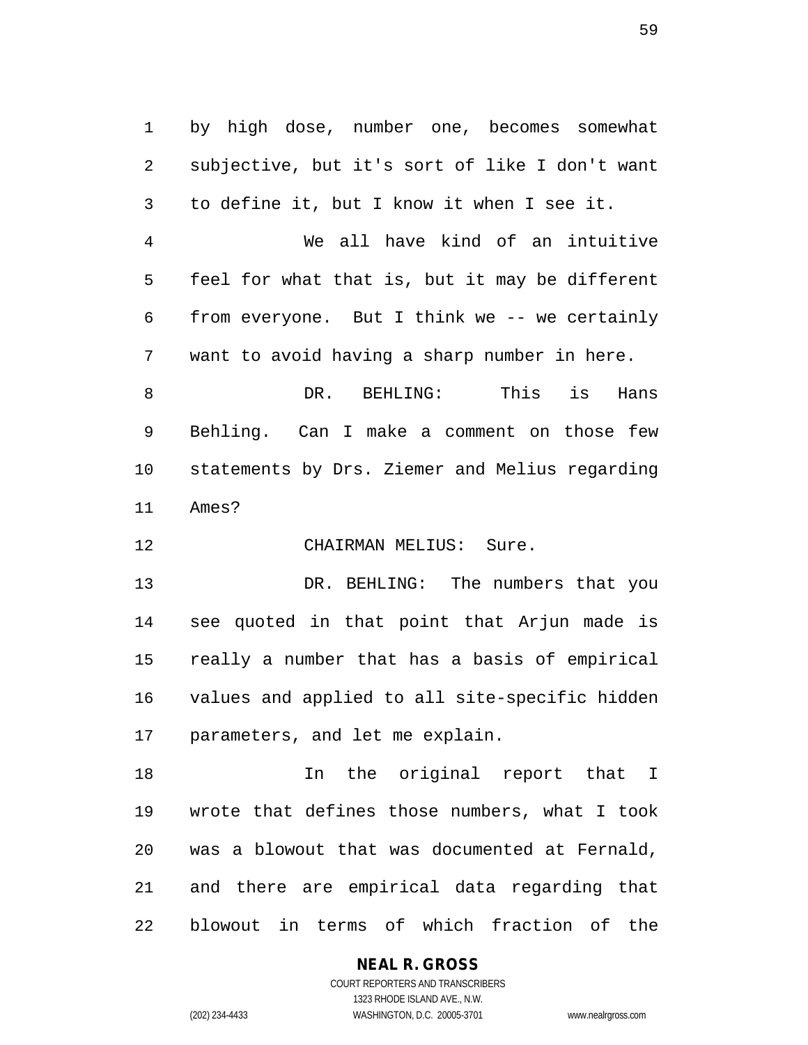by high dose, number one, becomes somewhat subjective, but it's sort of like I don't want to define it, but I know it when I see it.

We all have kind of an intuitive feel for what that is, but it may be different from everyone. But I think we -- we certainly want to avoid having a sharp number in here.

DR. BEHLING: This is Hans Behling. Can I make a comment on those few statements by Drs. Ziemer and Melius regarding Ames?

CHAIRMAN MELIUS: Sure.

DR. BEHLING: The numbers that you see quoted in that point that Arjun made is really a number that has a basis of empirical values and applied to all site-specific hidden parameters, and let me explain.

In the original report that I wrote that defines those numbers, what I took was a blowout that was documented at Fernald, and there are empirical data regarding that blowout in terms of which fraction of the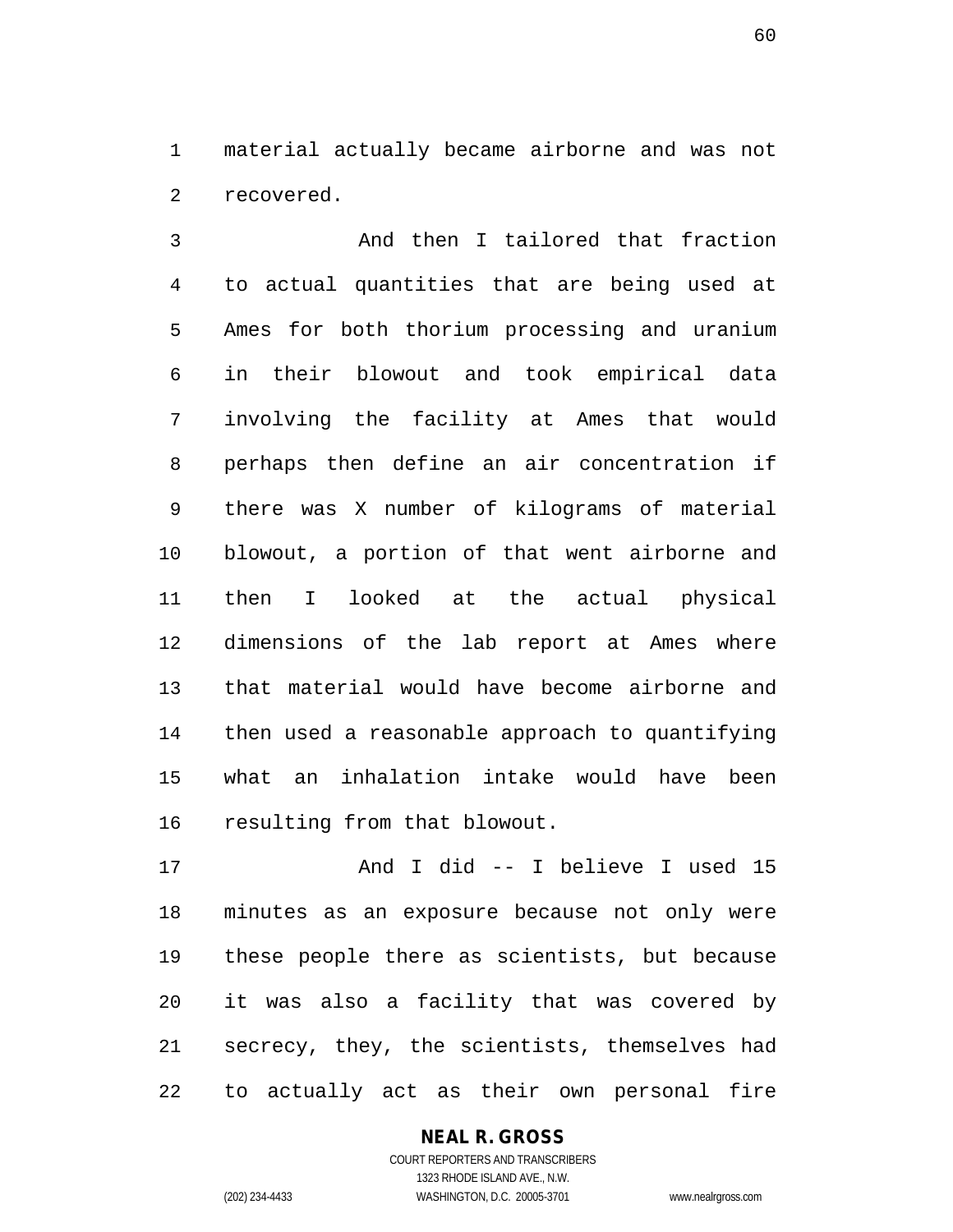material actually became airborne and was not recovered.

And then I tailored that fraction to actual quantities that are being used at Ames for both thorium processing and uranium in their blowout and took empirical data involving the facility at Ames that would perhaps then define an air concentration if there was X number of kilograms of material blowout, a portion of that went airborne and then I looked at the actual physical dimensions of the lab report at Ames where that material would have become airborne and then used a reasonable approach to quantifying what an inhalation intake would have been resulting from that blowout.

And I did -- I believe I used 15 minutes as an exposure because not only were these people there as scientists, but because it was also a facility that was covered by secrecy, they, the scientists, themselves had to actually act as their own personal fire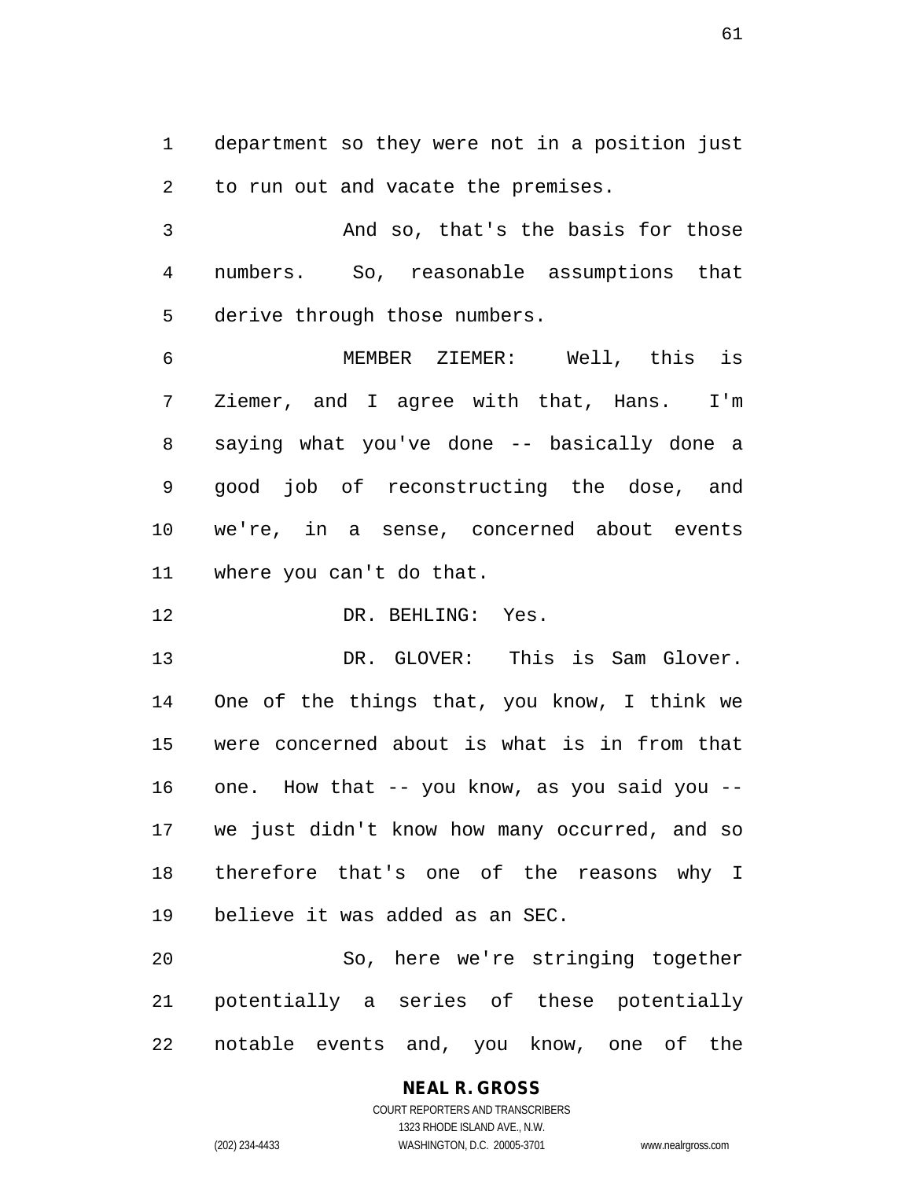department so they were not in a position just to run out and vacate the premises.

And so, that's the basis for those numbers. So, reasonable assumptions that derive through those numbers.

MEMBER ZIEMER: Well, this is Ziemer, and I agree with that, Hans. I'm saying what you've done -- basically done a good job of reconstructing the dose, and we're, in a sense, concerned about events where you can't do that.

DR. BEHLING: Yes.

DR. GLOVER: This is Sam Glover. One of the things that, you know, I think we were concerned about is what is in from that one. How that -- you know, as you said you -- we just didn't know how many occurred, and so therefore that's one of the reasons why I believe it was added as an SEC.

So, here we're stringing together potentially a series of these potentially notable events and, you know, one of the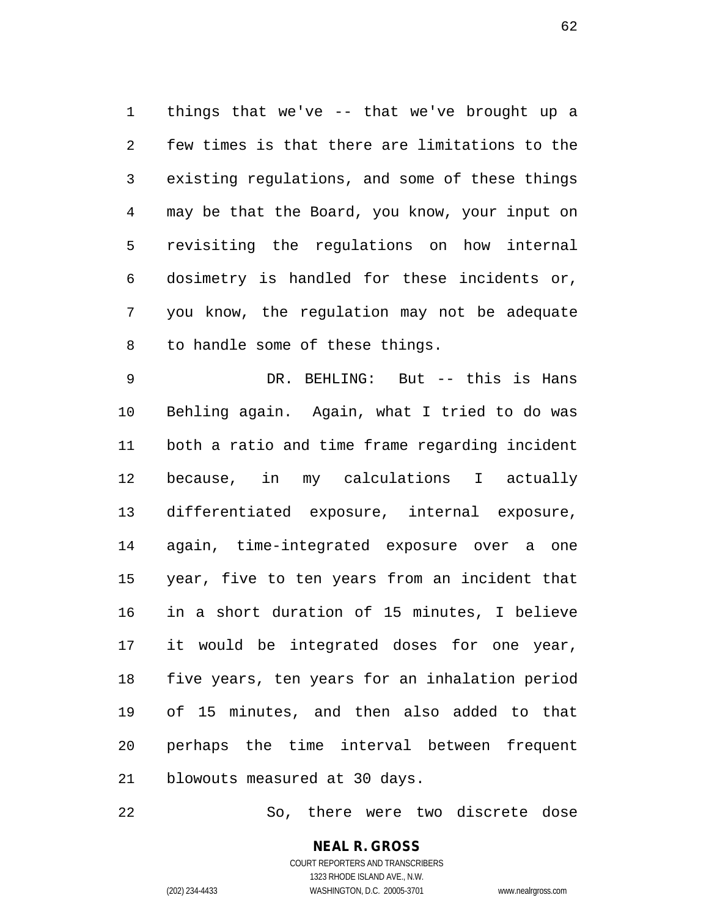things that we've -- that we've brought up a few times is that there are limitations to the existing regulations, and some of these things may be that the Board, you know, your input on revisiting the regulations on how internal dosimetry is handled for these incidents or, you know, the regulation may not be adequate to handle some of these things.

DR. BEHLING: But -- this is Hans Behling again. Again, what I tried to do was both a ratio and time frame regarding incident because, in my calculations I actually differentiated exposure, internal exposure, again, time-integrated exposure over a one year, five to ten years from an incident that in a short duration of 15 minutes, I believe it would be integrated doses for one year, five years, ten years for an inhalation period of 15 minutes, and then also added to that perhaps the time interval between frequent blowouts measured at 30 days.

So, there were two discrete dose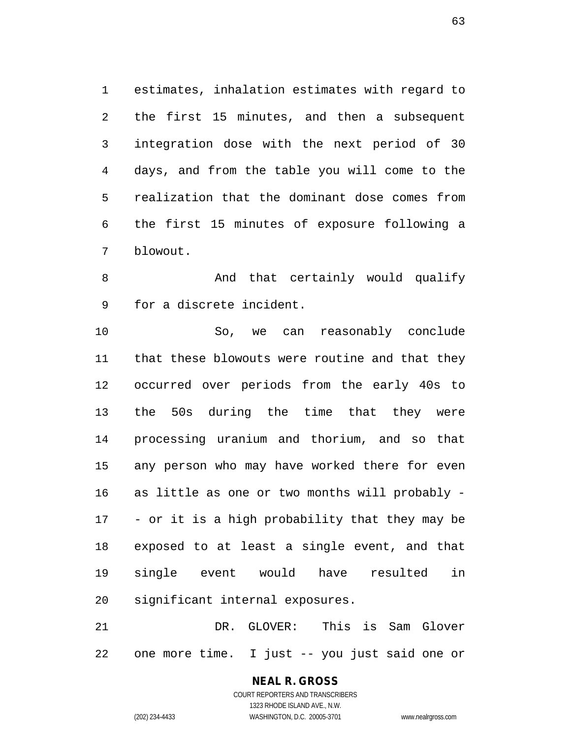estimates, inhalation estimates with regard to the first 15 minutes, and then a subsequent integration dose with the next period of 30 days, and from the table you will come to the realization that the dominant dose comes from the first 15 minutes of exposure following a blowout.

And that certainly would qualify for a discrete incident.

So, we can reasonably conclude that these blowouts were routine and that they occurred over periods from the early 40s to the 50s during the time that they were processing uranium and thorium, and so that any person who may have worked there for even as little as one or two months will probably -- or it is a high probability that they may be exposed to at least a single event, and that single event would have resulted in significant internal exposures.

DR. GLOVER: This is Sam Glover one more time. I just -- you just said one or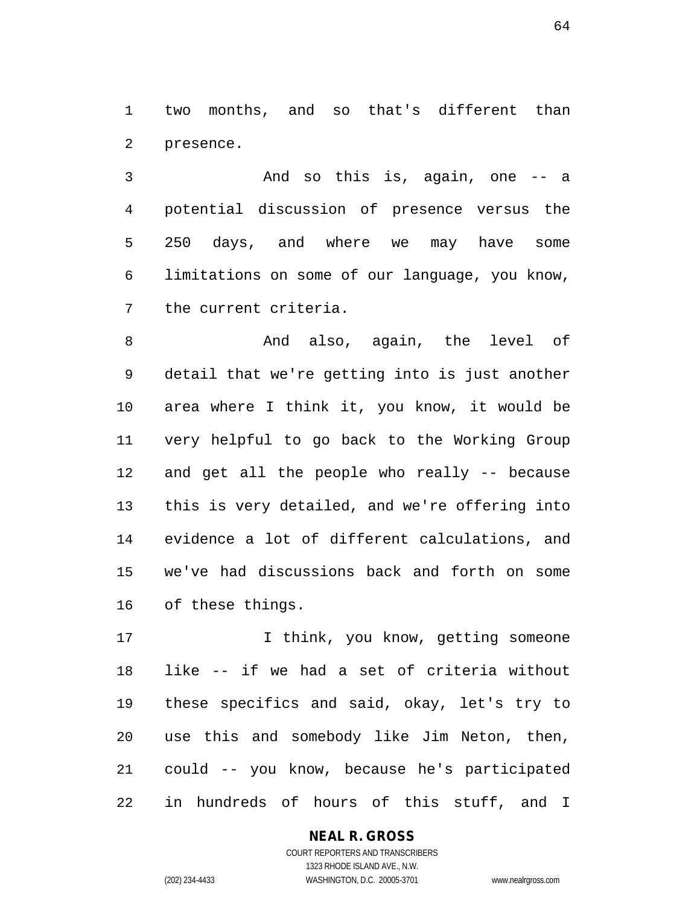two months, and so that's different than presence.

And so this is, again, one -- a potential discussion of presence versus the 250 days, and where we may have some limitations on some of our language, you know, the current criteria.

And also, again, the level of detail that we're getting into is just another area where I think it, you know, it would be very helpful to go back to the Working Group and get all the people who really -- because this is very detailed, and we're offering into evidence a lot of different calculations, and we've had discussions back and forth on some of these things.

I think, you know, getting someone like -- if we had a set of criteria without these specifics and said, okay, let's try to use this and somebody like Jim Neton, then, could -- you know, because he's participated in hundreds of hours of this stuff, and I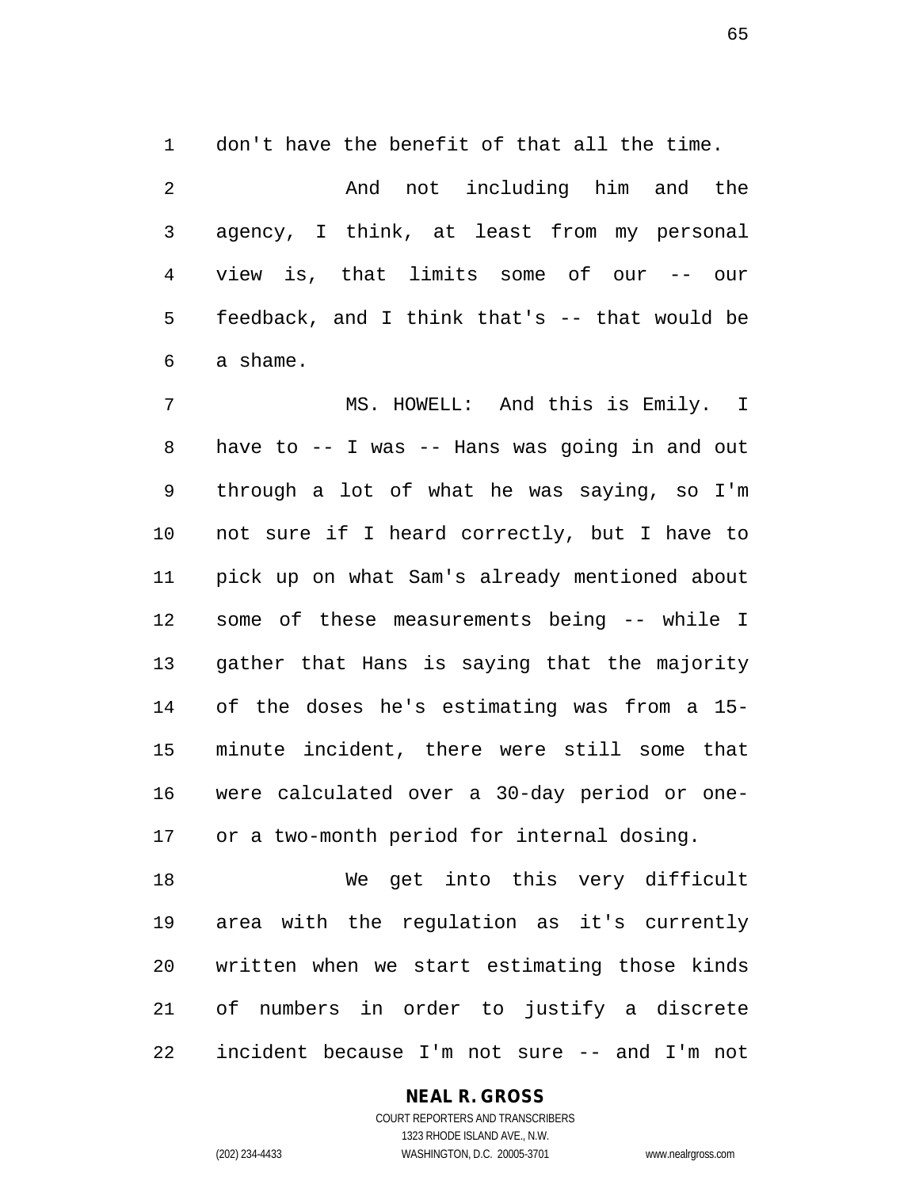don't have the benefit of that all the time.

And not including him and the agency, I think, at least from my personal view is, that limits some of our -- our feedback, and I think that's -- that would be a shame.

MS. HOWELL: And this is Emily. I have to -- I was -- Hans was going in and out through a lot of what he was saying, so I'm not sure if I heard correctly, but I have to pick up on what Sam's already mentioned about some of these measurements being -- while I gather that Hans is saying that the majority of the doses he's estimating was from a 15-minute incident, there were still some that were calculated over a 30-day period or one- or a two-month period for internal dosing.

We get into this very difficult area with the regulation as it's currently written when we start estimating those kinds of numbers in order to justify a discrete incident because I'm not sure -- and I'm not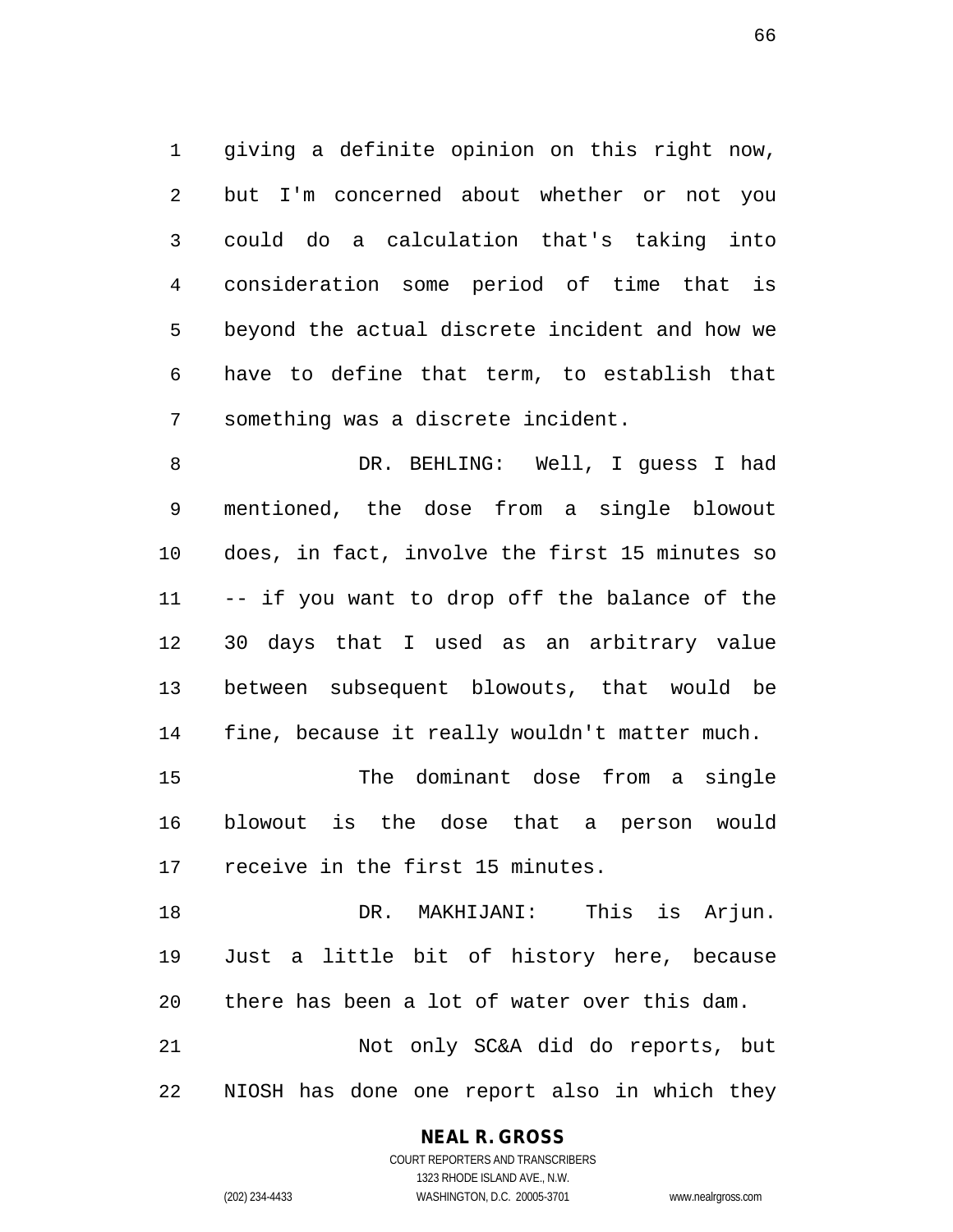giving a definite opinion on this right now, but I'm concerned about whether or not you could do a calculation that's taking into consideration some period of time that is beyond the actual discrete incident and how we have to define that term, to establish that something was a discrete incident.

DR. BEHLING: Well, I guess I had mentioned, the dose from a single blowout does, in fact, involve the first 15 minutes so -- if you want to drop off the balance of the 30 days that I used as an arbitrary value between subsequent blowouts, that would be fine, because it really wouldn't matter much.

The dominant dose from a single blowout is the dose that a person would receive in the first 15 minutes.

DR. MAKHIJANI: This is Arjun. Just a little bit of history here, because there has been a lot of water over this dam.

Not only SC&A did do reports, but NIOSH has done one report also in which they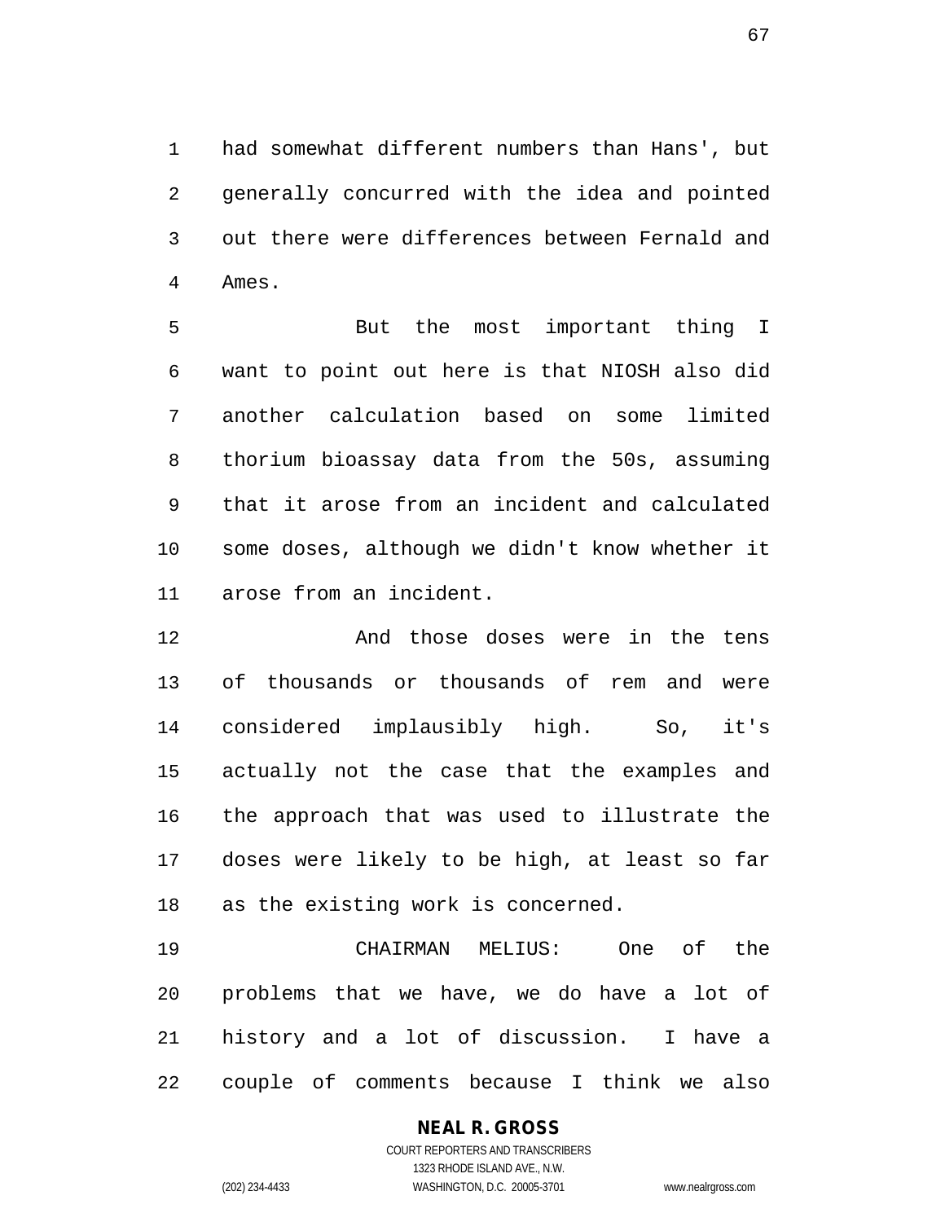had somewhat different numbers than Hans', but generally concurred with the idea and pointed out there were differences between Fernald and Ames.

But the most important thing I want to point out here is that NIOSH also did another calculation based on some limited thorium bioassay data from the 50s, assuming that it arose from an incident and calculated some doses, although we didn't know whether it arose from an incident.

And those doses were in the tens of thousands or thousands of rem and were considered implausibly high. So, it's actually not the case that the examples and the approach that was used to illustrate the doses were likely to be high, at least so far as the existing work is concerned.

CHAIRMAN MELIUS: One of the problems that we have, we do have a lot of history and a lot of discussion. I have a couple of comments because I think we also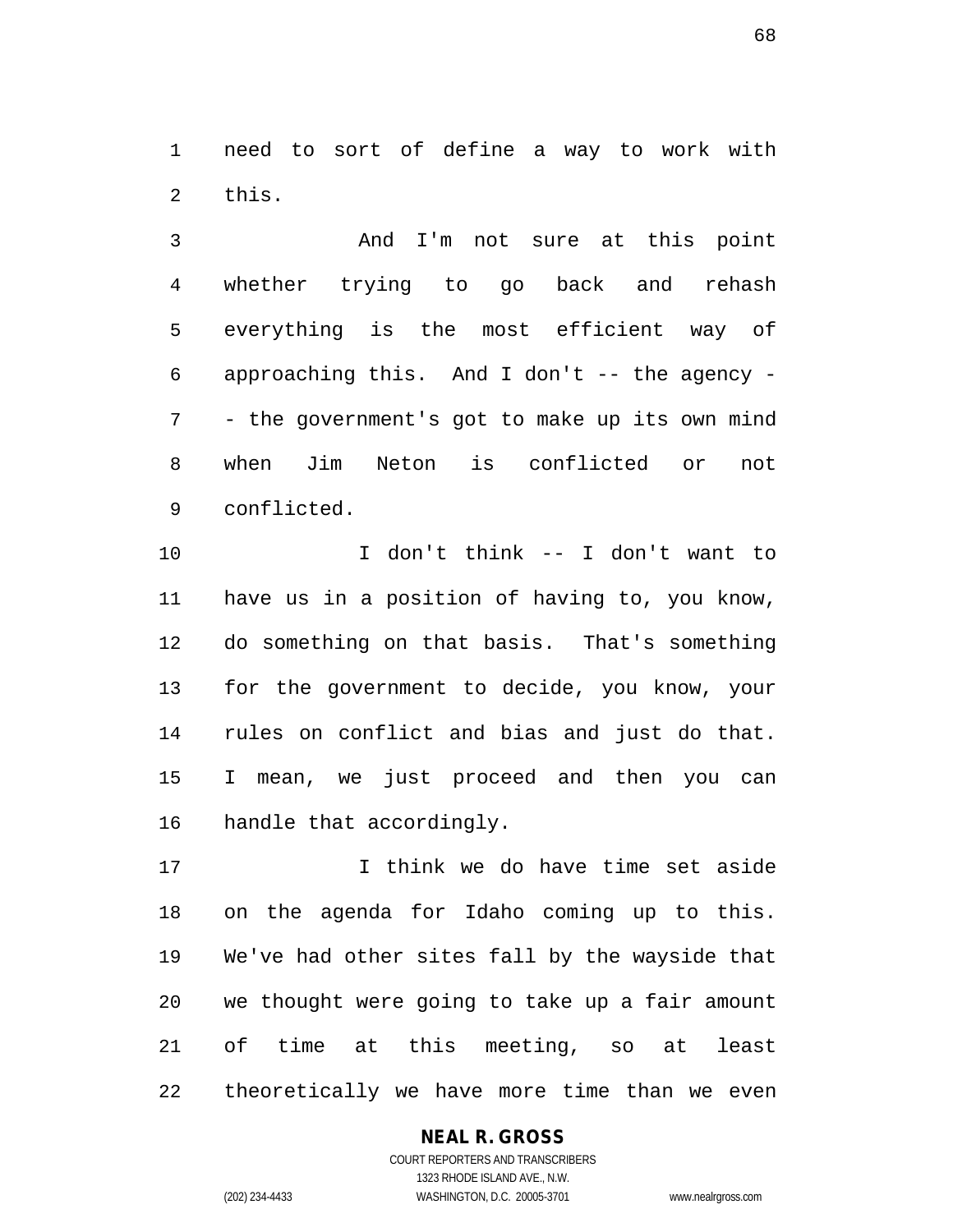need to sort of define a way to work with this.

And I'm not sure at this point whether trying to go back and rehash everything is the most efficient way of approaching this. And I don't -- the agency -- the government's got to make up its own mind when Jim Neton is conflicted or not conflicted.

I don't think -- I don't want to have us in a position of having to, you know, do something on that basis. That's something for the government to decide, you know, your rules on conflict and bias and just do that. I mean, we just proceed and then you can handle that accordingly.

I think we do have time set aside on the agenda for Idaho coming up to this. We've had other sites fall by the wayside that we thought were going to take up a fair amount of time at this meeting, so at least theoretically we have more time than we even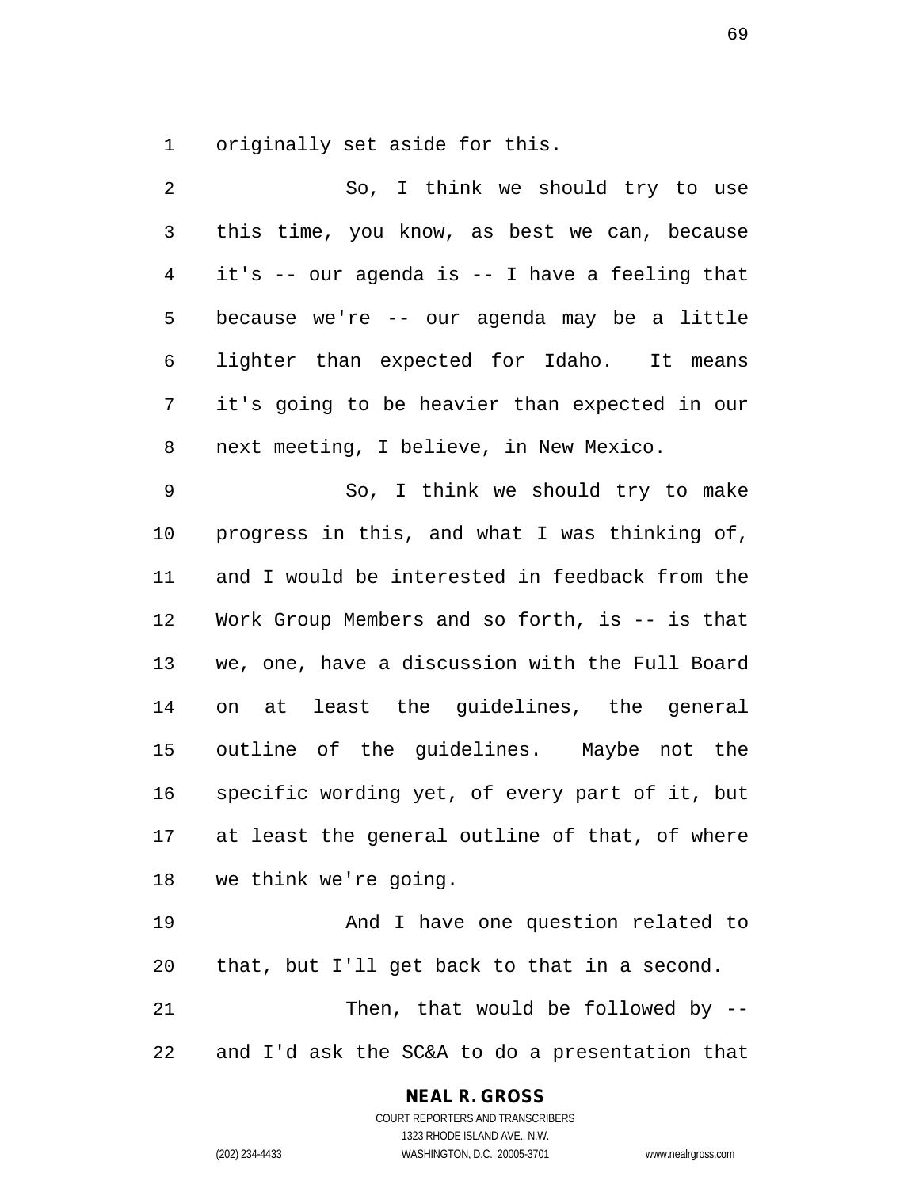originally set aside for this.

So, I think we should try to use this time, you know, as best we can, because it's -- our agenda is -- I have a feeling that because we're -- our agenda may be a little lighter than expected for Idaho. It means it's going to be heavier than expected in our next meeting, I believe, in New Mexico.

So, I think we should try to make progress in this, and what I was thinking of, and I would be interested in feedback from the Work Group Members and so forth, is -- is that we, one, have a discussion with the Full Board on at least the guidelines, the general outline of the guidelines. Maybe not the specific wording yet, of every part of it, but at least the general outline of that, of where we think we're going.

And I have one question related to that, but I'll get back to that in a second.

Then, that would be followed by -- and I'd ask the SC&A to do a presentation that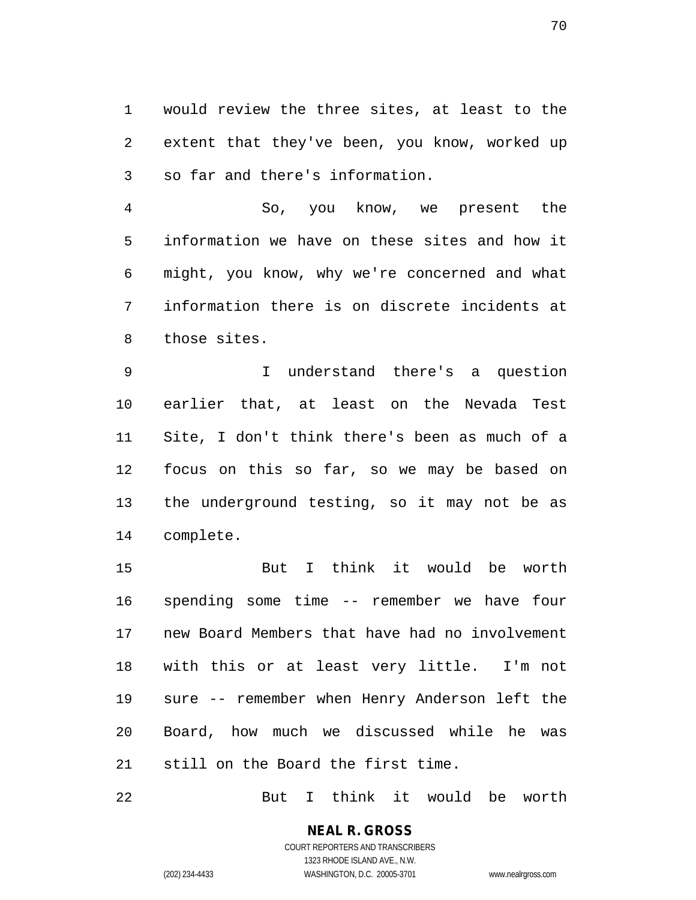would review the three sites, at least to the extent that they've been, you know, worked up so far and there's information.

So, you know, we present the information we have on these sites and how it might, you know, why we're concerned and what information there is on discrete incidents at those sites.

I understand there's a question earlier that, at least on the Nevada Test Site, I don't think there's been as much of a focus on this so far, so we may be based on the underground testing, so it may not be as complete.

But I think it would be worth spending some time -- remember we have four new Board Members that have had no involvement with this or at least very little. I'm not sure -- remember when Henry Anderson left the Board, how much we discussed while he was still on the Board the first time.

But I think it would be worth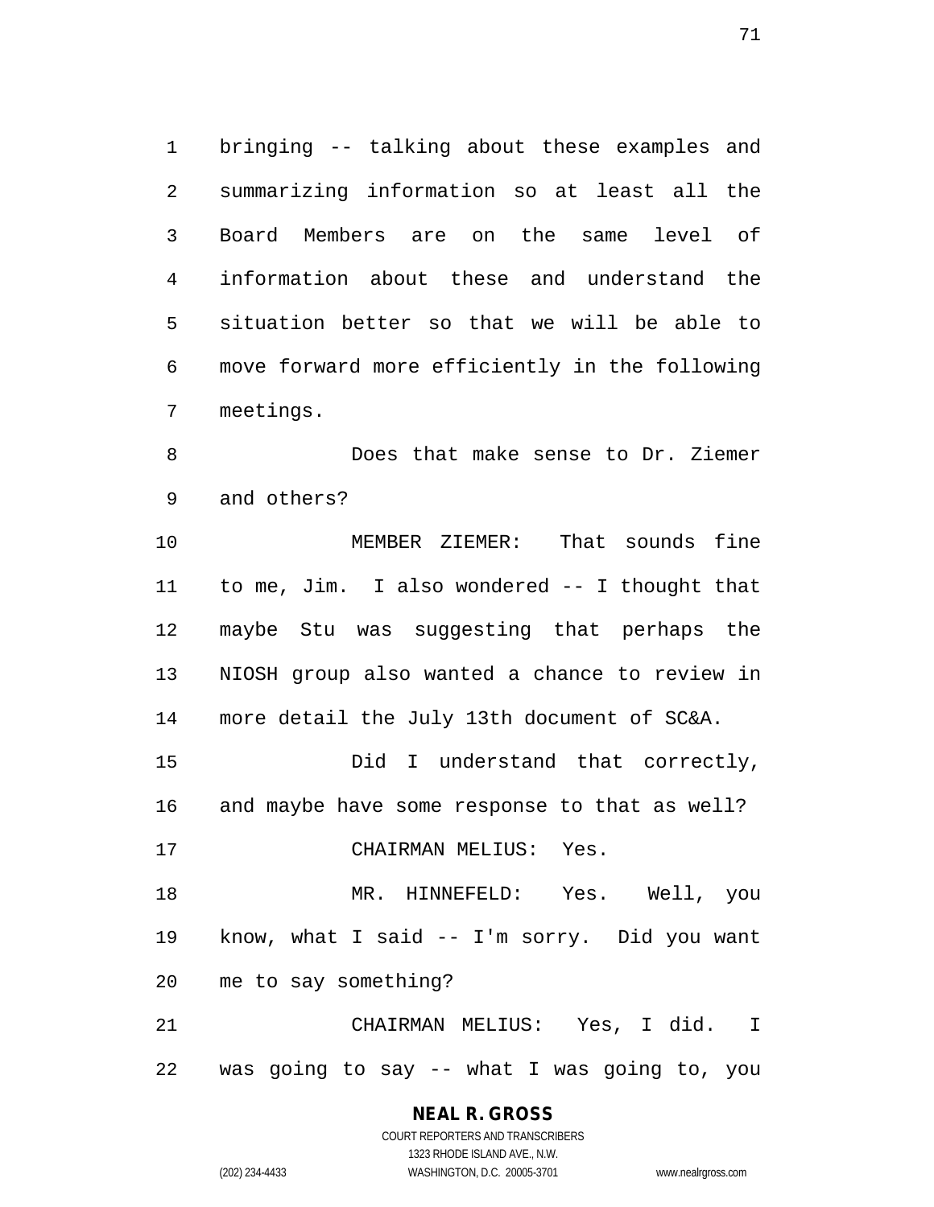bringing -- talking about these examples and summarizing information so at least all the Board Members are on the same level of information about these and understand the situation better so that we will be able to move forward more efficiently in the following meetings.

Does that make sense to Dr. Ziemer and others?

MEMBER ZIEMER: That sounds fine to me, Jim. I also wondered -- I thought that maybe Stu was suggesting that perhaps the NIOSH group also wanted a chance to review in more detail the July 13th document of SC&A.

Did I understand that correctly, and maybe have some response to that as well?

CHAIRMAN MELIUS: Yes.

MR. HINNEFELD: Yes. Well, you know, what I said -- I'm sorry. Did you want me to say something?

CHAIRMAN MELIUS: Yes, I did. I was going to say -- what I was going to, you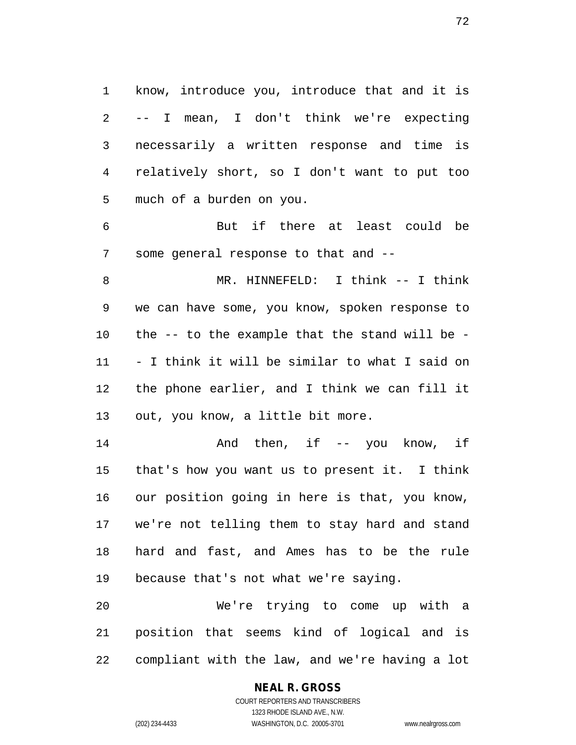know, introduce you, introduce that and it is -- I mean, I don't think we're expecting necessarily a written response and time is relatively short, so I don't want to put too much of a burden on you.

But if there at least could be some general response to that and --

MR. HINNEFELD: I think -- I think we can have some, you know, spoken response to the -- to the example that the stand will be -- I think it will be similar to what I said on the phone earlier, and I think we can fill it out, you know, a little bit more.

And then, if -- you know, if that's how you want us to present it. I think our position going in here is that, you know, we're not telling them to stay hard and stand hard and fast, and Ames has to be the rule because that's not what we're saying.

We're trying to come up with a position that seems kind of logical and is compliant with the law, and we're having a lot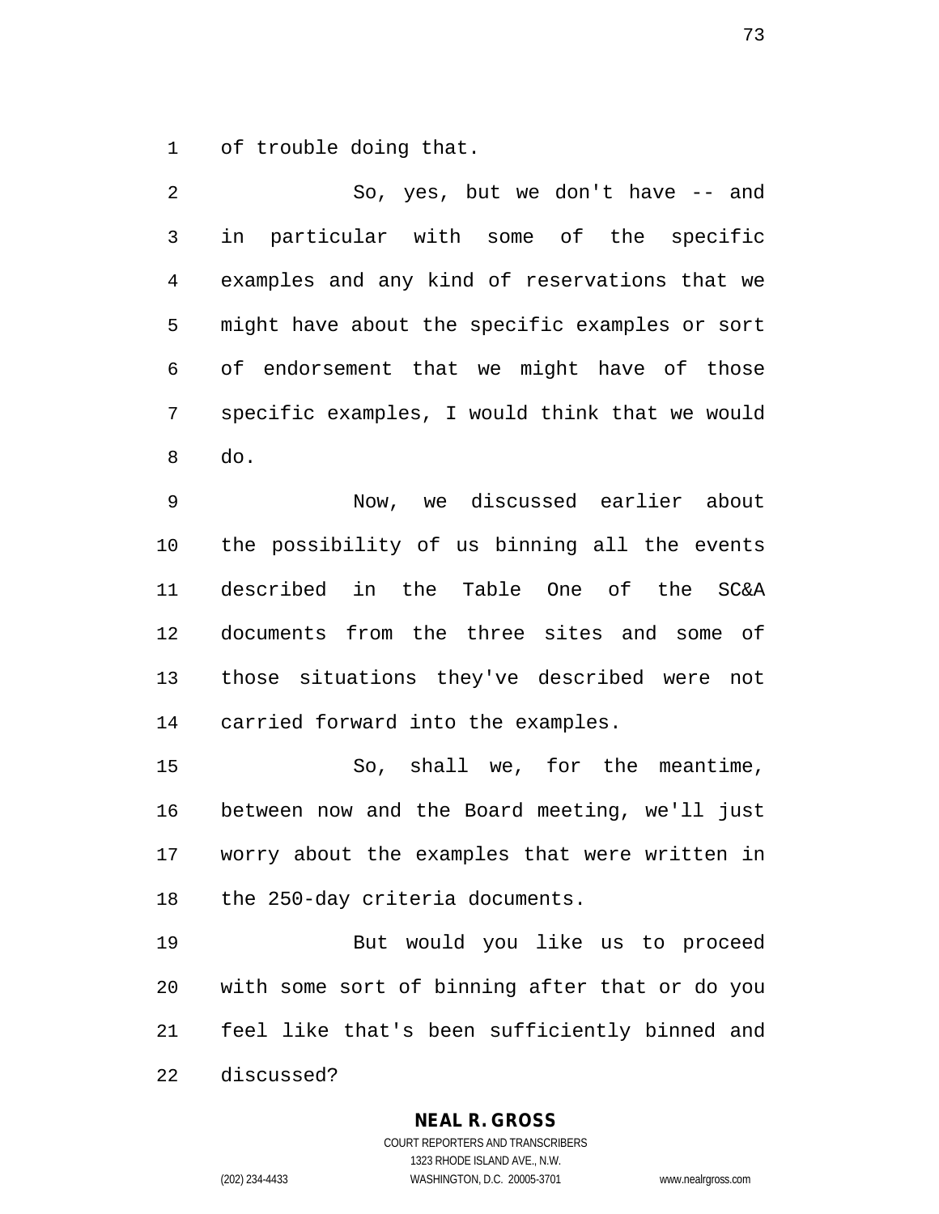of trouble doing that.

So, yes, but we don't have -- and in particular with some of the specific examples and any kind of reservations that we might have about the specific examples or sort of endorsement that we might have of those specific examples, I would think that we would do.

Now, we discussed earlier about the possibility of us binning all the events described in the Table One of the SC&A documents from the three sites and some of those situations they've described were not carried forward into the examples.

So, shall we, for the meantime, between now and the Board meeting, we'll just worry about the examples that were written in the 250-day criteria documents.

But would you like us to proceed with some sort of binning after that or do you feel like that's been sufficiently binned and discussed?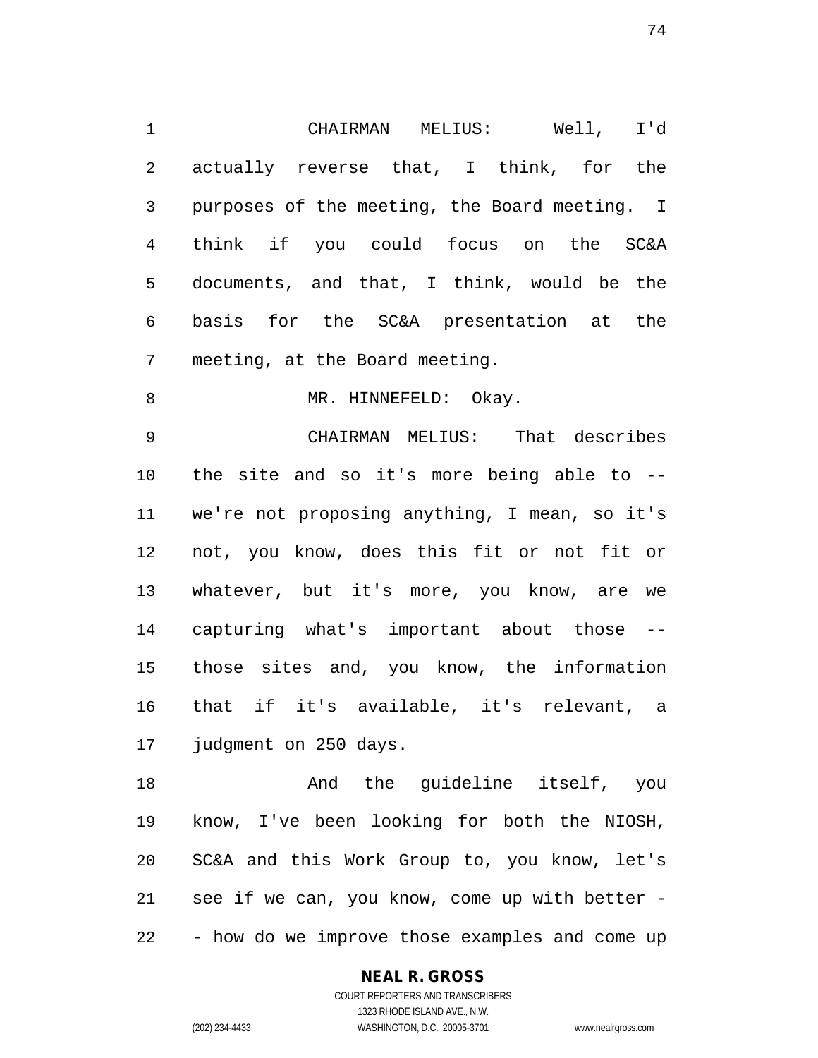CHAIRMAN MELIUS: Well, I'd actually reverse that, I think, for the purposes of the meeting, the Board meeting. I think if you could focus on the SC&A documents, and that, I think, would be the basis for the SC&A presentation at the meeting, at the Board meeting.

MR. HINNEFELD: Okay.

CHAIRMAN MELIUS: That describes the site and so it's more being able to -- we're not proposing anything, I mean, so it's not, you know, does this fit or not fit or whatever, but it's more, you know, are we capturing what's important about those -- those sites and, you know, the information that if it's available, it's relevant, a judgment on 250 days.

And the guideline itself, you know, I've been looking for both the NIOSH, SC&A and this Work Group to, you know, let's see if we can, you know, come up with better -- how do we improve those examples and come up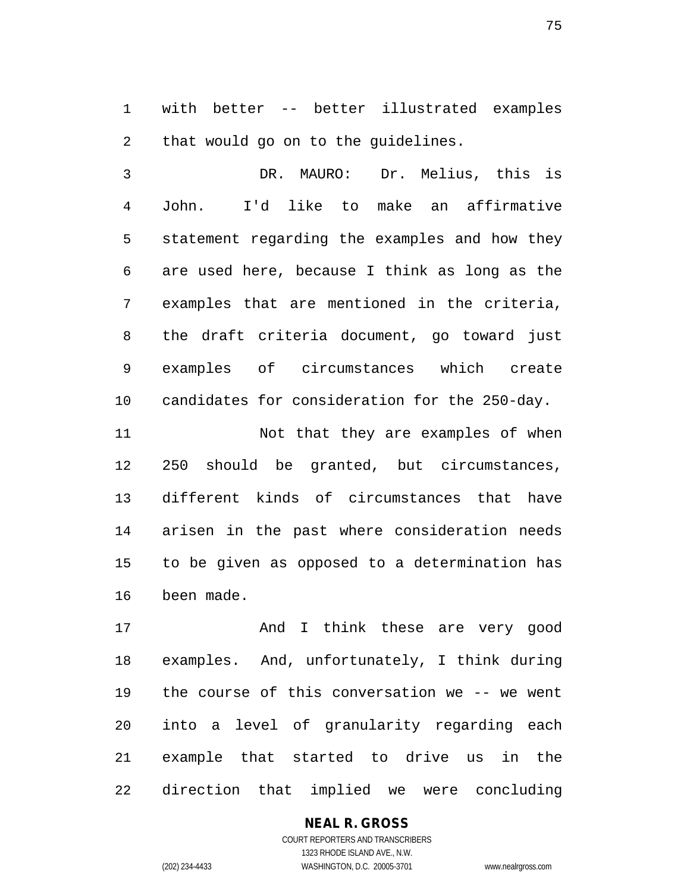with better -- better illustrated examples that would go on to the guidelines.

DR. MAURO: Dr. Melius, this is John. I'd like to make an affirmative statement regarding the examples and how they are used here, because I think as long as the examples that are mentioned in the criteria, the draft criteria document, go toward just examples of circumstances which create candidates for consideration for the 250-day.

Not that they are examples of when 250 should be granted, but circumstances, different kinds of circumstances that have arisen in the past where consideration needs to be given as opposed to a determination has been made.

And I think these are very good examples. And, unfortunately, I think during the course of this conversation we -- we went into a level of granularity regarding each example that started to drive us in the direction that implied we were concluding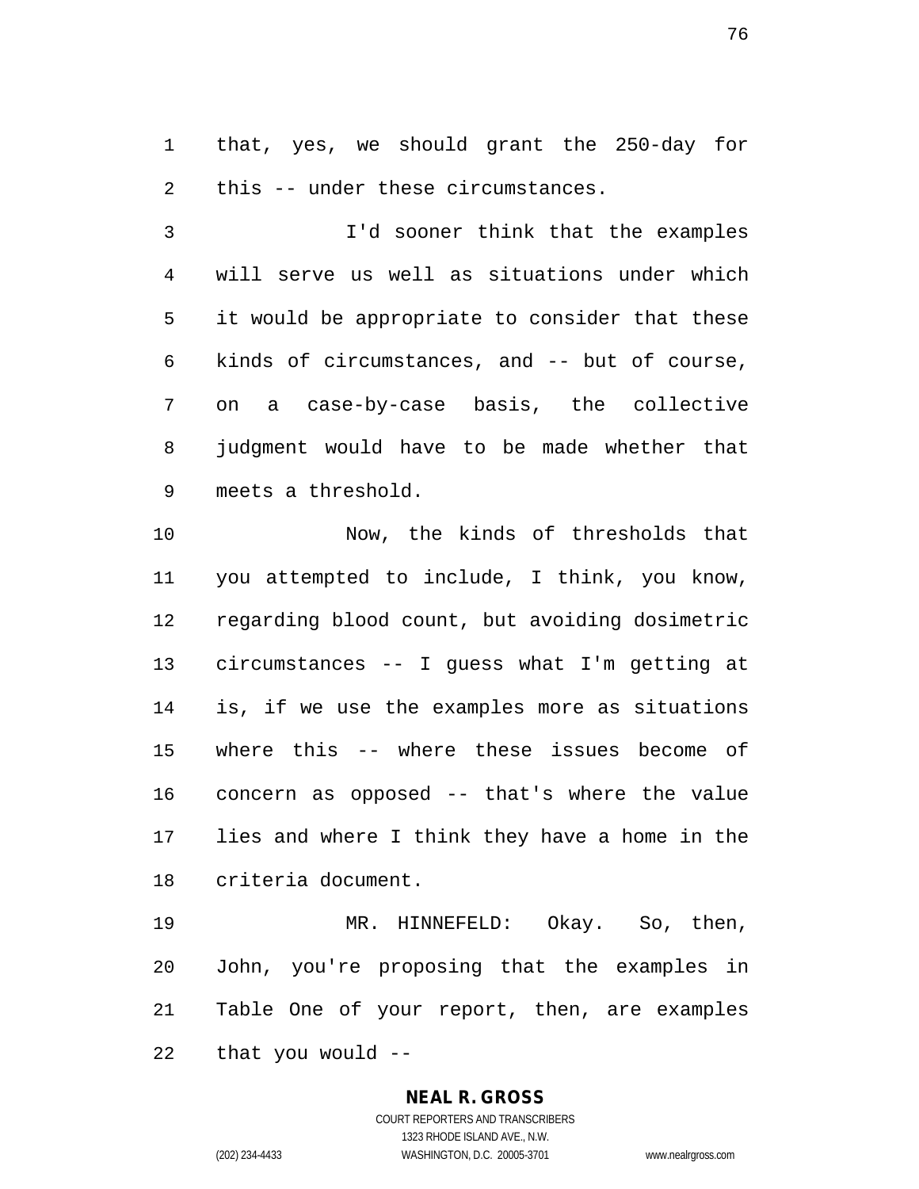that, yes, we should grant the 250-day for this -- under these circumstances.

I'd sooner think that the examples will serve us well as situations under which it would be appropriate to consider that these kinds of circumstances, and -- but of course, on a case-by-case basis, the collective judgment would have to be made whether that meets a threshold.

Now, the kinds of thresholds that you attempted to include, I think, you know, regarding blood count, but avoiding dosimetric circumstances -- I guess what I'm getting at is, if we use the examples more as situations where this -- where these issues become of concern as opposed -- that's where the value lies and where I think they have a home in the criteria document.

MR. HINNEFELD: Okay. So, then, John, you're proposing that the examples in Table One of your report, then, are examples that you would --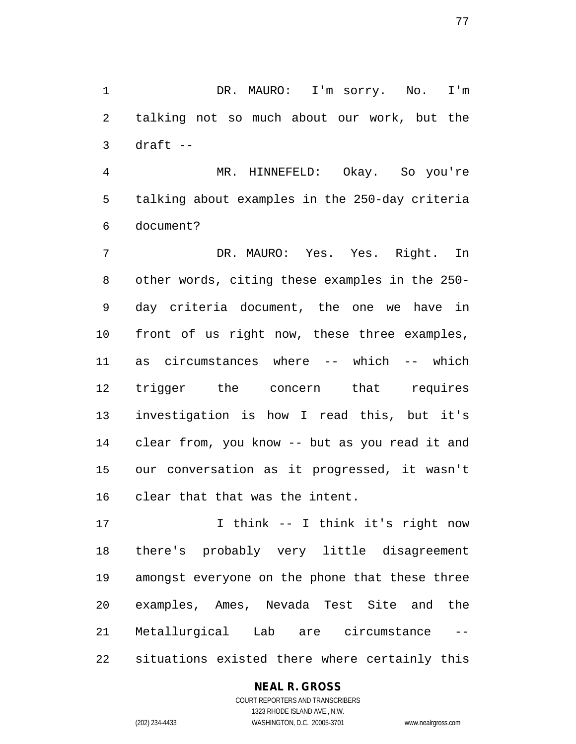DR. MAURO: I'm sorry. No. I'm talking not so much about our work, but the draft --

MR. HINNEFELD: Okay. So you're talking about examples in the 250-day criteria document?

DR. MAURO: Yes. Yes. Right. In other words, citing these examples in the 250-day criteria document, the one we have in front of us right now, these three examples, as circumstances where -- which -- which trigger the concern that requires investigation is how I read this, but it's clear from, you know -- but as you read it and our conversation as it progressed, it wasn't clear that that was the intent.

I think -- I think it's right now there's probably very little disagreement amongst everyone on the phone that these three examples, Ames, Nevada Test Site and the Metallurgical Lab are circumstance -- situations existed there where certainly this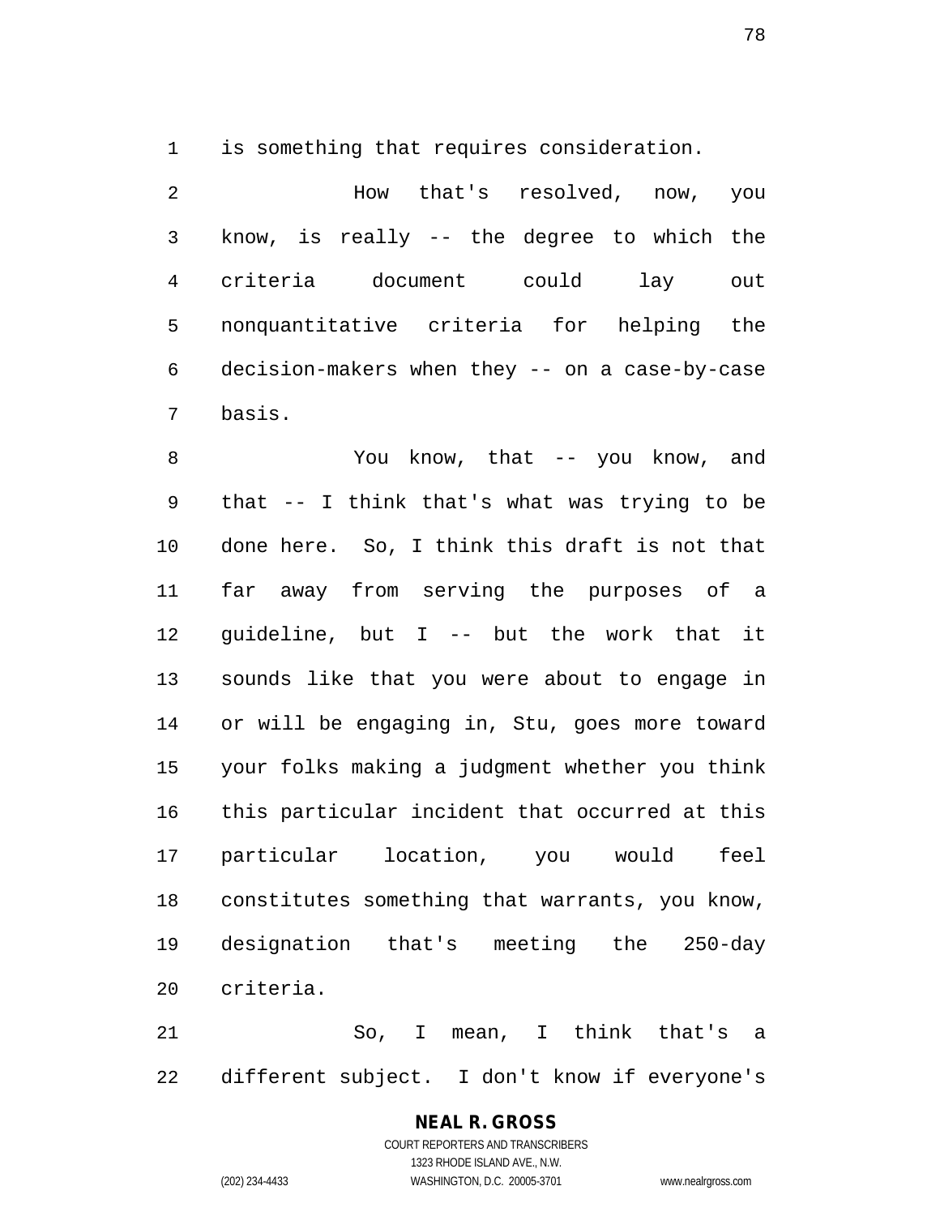is something that requires consideration.

How that's resolved, now, you know, is really -- the degree to which the criteria document could lay out nonquantitative criteria for helping the decision-makers when they -- on a case-by-case basis.

You know, that -- you know, and that -- I think that's what was trying to be done here. So, I think this draft is not that far away from serving the purposes of a guideline, but I -- but the work that it sounds like that you were about to engage in or will be engaging in, Stu, goes more toward your folks making a judgment whether you think this particular incident that occurred at this particular location, you would feel constitutes something that warrants, you know, designation that's meeting the 250-day criteria.

So, I mean, I think that's a different subject. I don't know if everyone's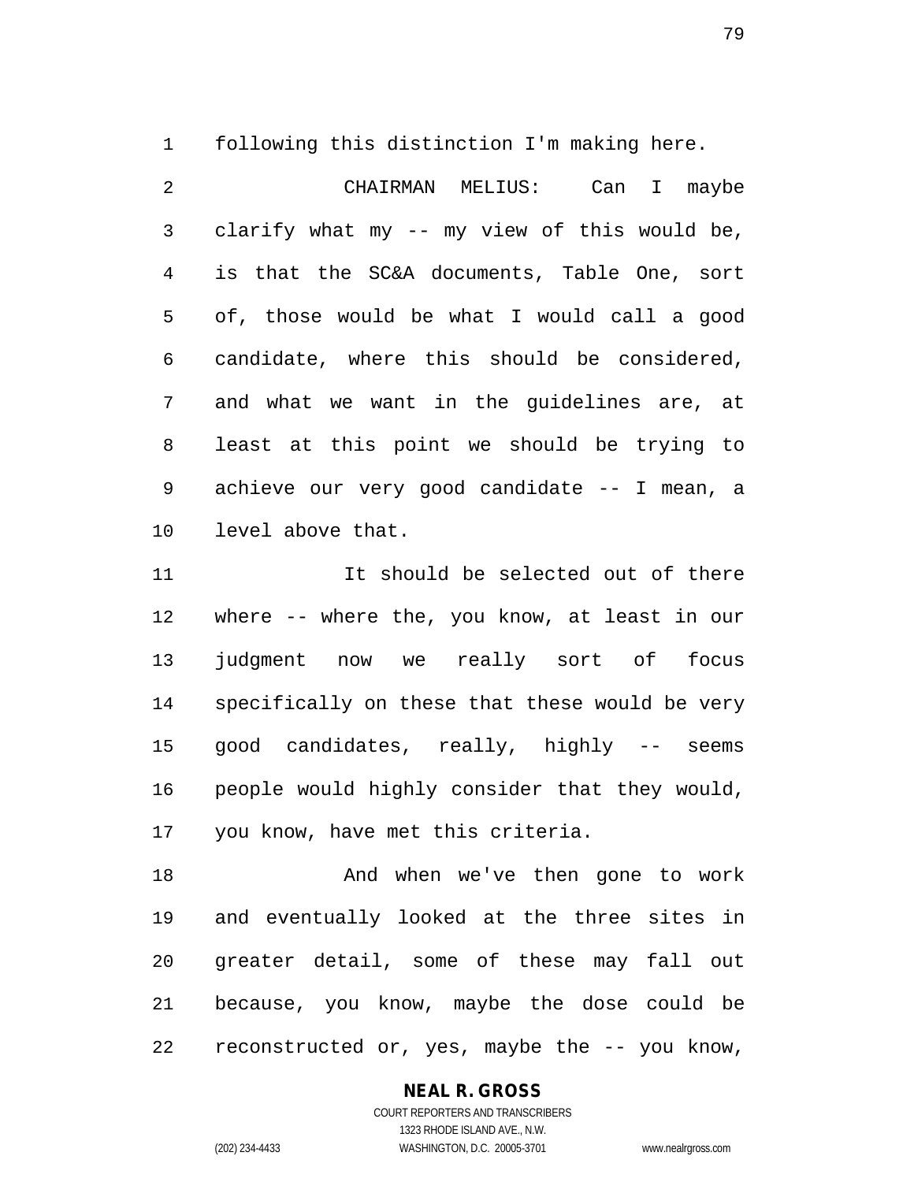following this distinction I'm making here.

CHAIRMAN MELIUS: Can I maybe clarify what my -- my view of this would be, is that the SC&A documents, Table One, sort of, those would be what I would call a good candidate, where this should be considered, and what we want in the guidelines are, at least at this point we should be trying to achieve our very good candidate -- I mean, a level above that.

It should be selected out of there where -- where the, you know, at least in our judgment now we really sort of focus specifically on these that these would be very good candidates, really, highly -- seems people would highly consider that they would, you know, have met this criteria.

And when we've then gone to work and eventually looked at the three sites in greater detail, some of these may fall out because, you know, maybe the dose could be reconstructed or, yes, maybe the -- you know,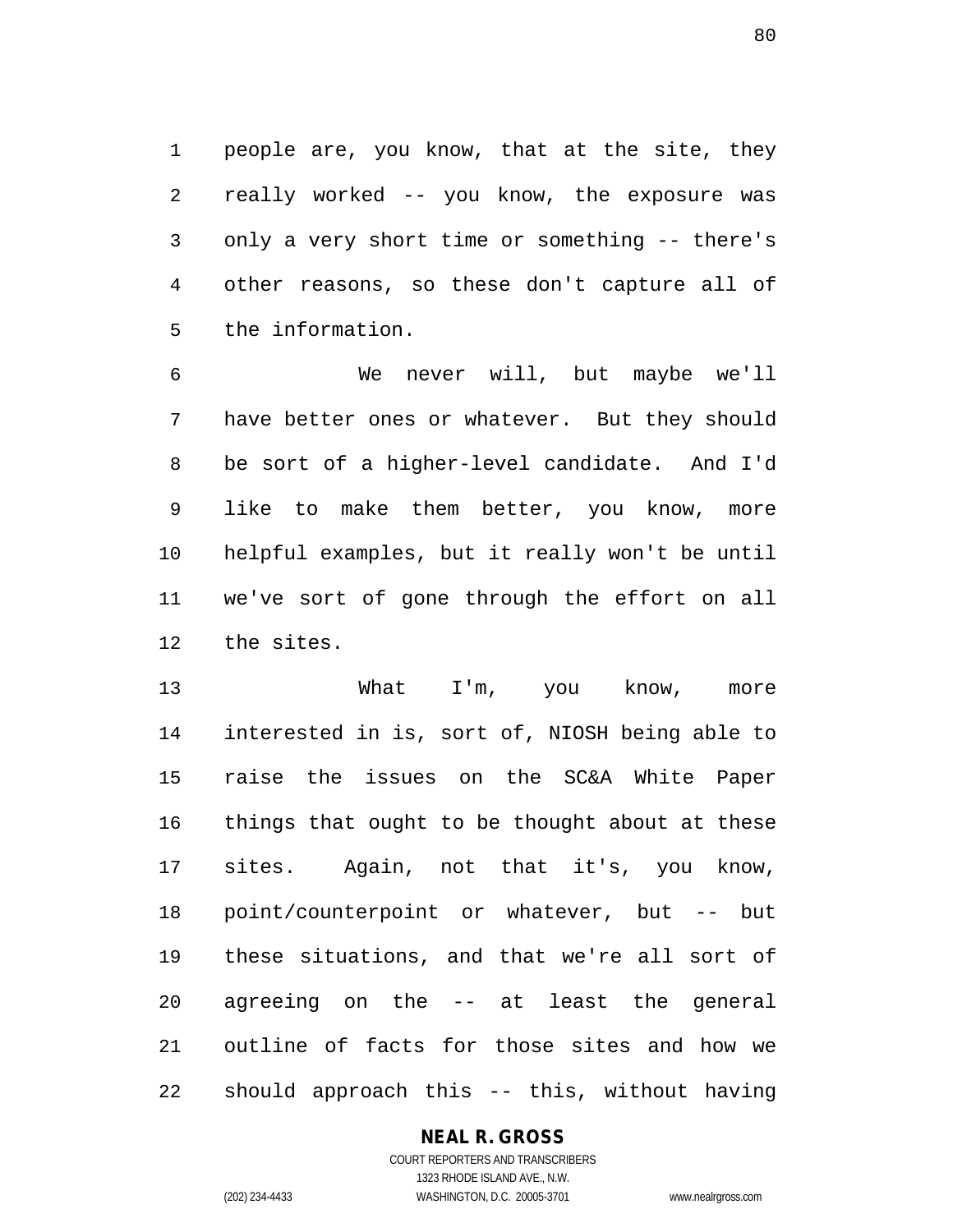people are, you know, that at the site, they really worked -- you know, the exposure was only a very short time or something -- there's other reasons, so these don't capture all of the information.

We never will, but maybe we'll have better ones or whatever. But they should be sort of a higher-level candidate. And I'd like to make them better, you know, more helpful examples, but it really won't be until we've sort of gone through the effort on all the sites.

What I'm, you know, more interested in is, sort of, NIOSH being able to raise the issues on the SC&A White Paper things that ought to be thought about at these sites. Again, not that it's, you know, point/counterpoint or whatever, but -- but these situations, and that we're all sort of agreeing on the -- at least the general outline of facts for those sites and how we should approach this -- this, without having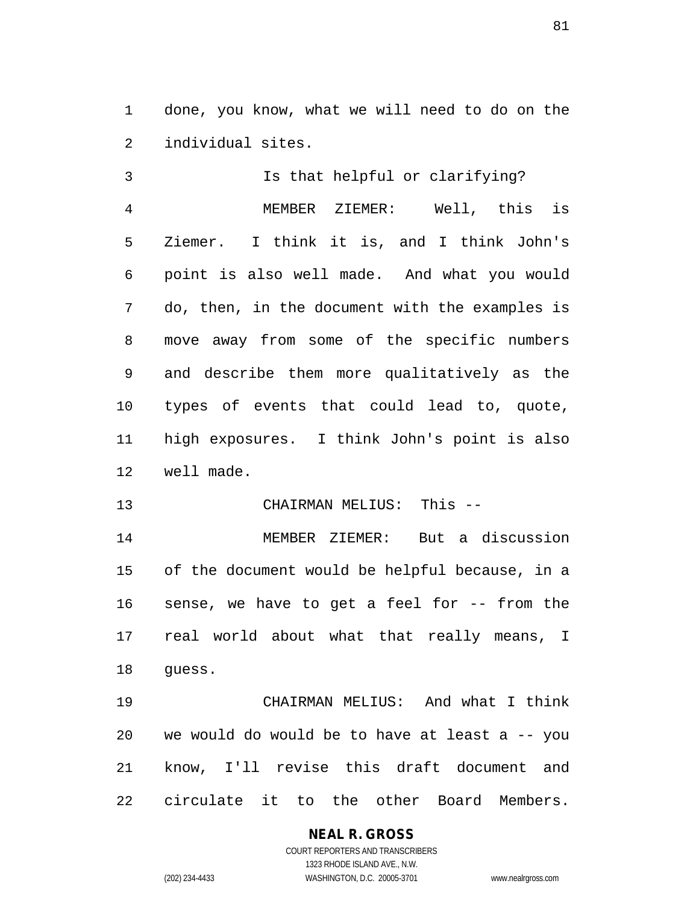done, you know, what we will need to do on the individual sites.

Is that helpful or clarifying?

MEMBER ZIEMER: Well, this is Ziemer. I think it is, and I think John's point is also well made. And what you would do, then, in the document with the examples is move away from some of the specific numbers and describe them more qualitatively as the types of events that could lead to, quote, high exposures. I think John's point is also well made.

CHAIRMAN MELIUS: This --

MEMBER ZIEMER: But a discussion of the document would be helpful because, in a sense, we have to get a feel for -- from the real world about what that really means, I guess.

CHAIRMAN MELIUS: And what I think we would do would be to have at least a -- you know, I'll revise this draft document and circulate it to the other Board Members.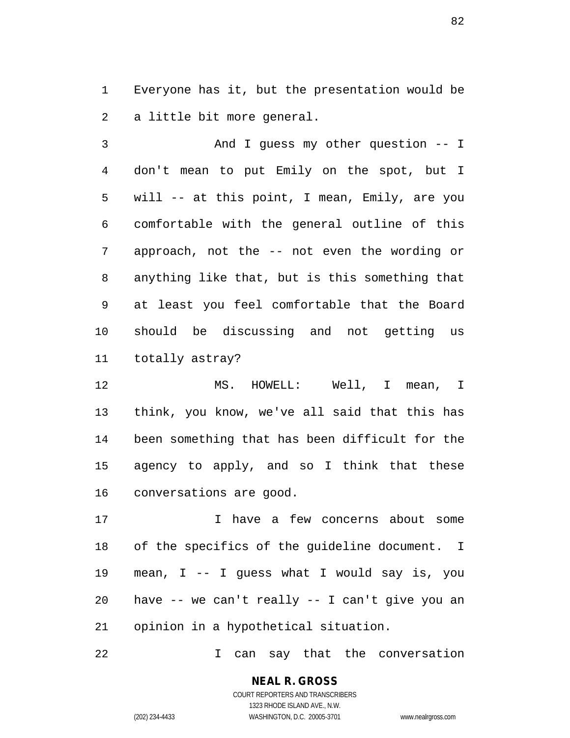Everyone has it, but the presentation would be a little bit more general.

And I guess my other question -- I don't mean to put Emily on the spot, but I will -- at this point, I mean, Emily, are you comfortable with the general outline of this approach, not the -- not even the wording or anything like that, but is this something that at least you feel comfortable that the Board should be discussing and not getting us totally astray?

MS. HOWELL: Well, I mean, I think, you know, we've all said that this has been something that has been difficult for the agency to apply, and so I think that these conversations are good.

I have a few concerns about some of the specifics of the guideline document. I mean, I -- I guess what I would say is, you have -- we can't really -- I can't give you an opinion in a hypothetical situation.

I can say that the conversation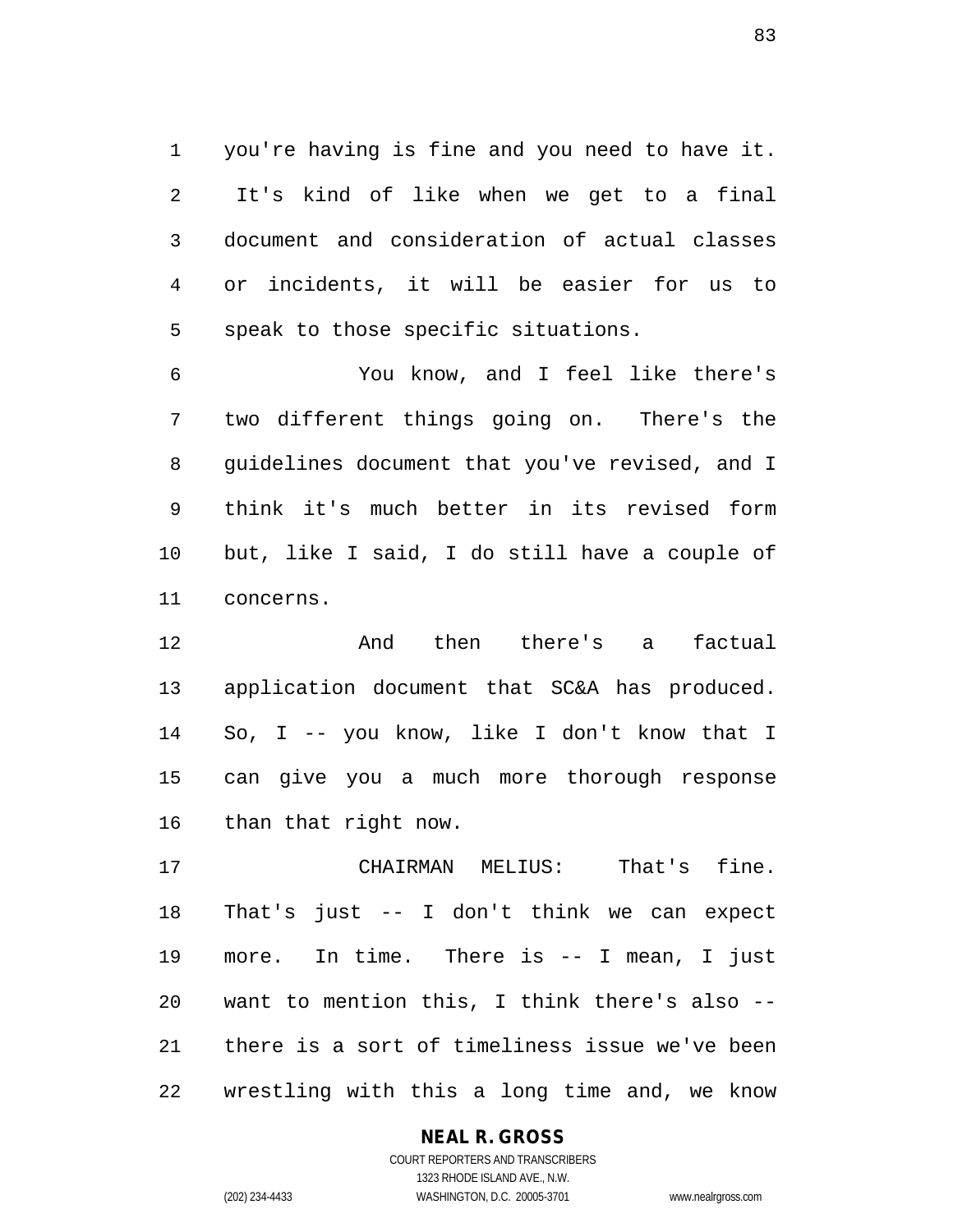you're having is fine and you need to have it. It's kind of like when we get to a final document and consideration of actual classes or incidents, it will be easier for us to speak to those specific situations.

You know, and I feel like there's two different things going on. There's the guidelines document that you've revised, and I think it's much better in its revised form but, like I said, I do still have a couple of concerns.

And then there's a factual application document that SC&A has produced. So, I -- you know, like I don't know that I can give you a much more thorough response than that right now.

CHAIRMAN MELIUS: That's fine. That's just -- I don't think we can expect more. In time. There is -- I mean, I just want to mention this, I think there's also -- there is a sort of timeliness issue we've been wrestling with this a long time and, we know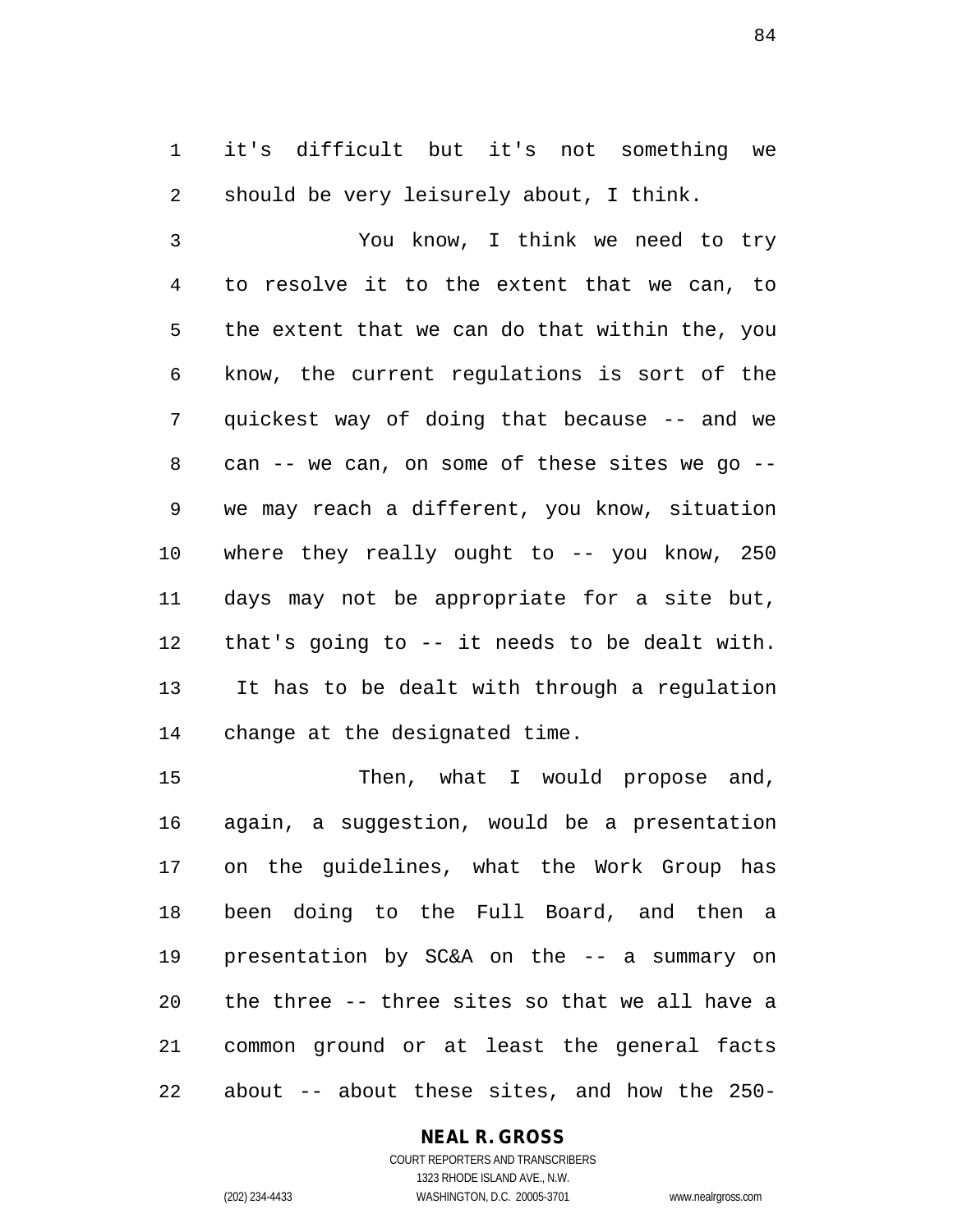it's difficult but it's not something we should be very leisurely about, I think.

You know, I think we need to try to resolve it to the extent that we can, to the extent that we can do that within the, you know, the current regulations is sort of the quickest way of doing that because -- and we can -- we can, on some of these sites we go -- we may reach a different, you know, situation where they really ought to -- you know, 250 days may not be appropriate for a site but, that's going to -- it needs to be dealt with. It has to be dealt with through a regulation change at the designated time.

Then, what I would propose and, again, a suggestion, would be a presentation on the guidelines, what the Work Group has been doing to the Full Board, and then a presentation by SC&A on the -- a summary on the three -- three sites so that we all have a common ground or at least the general facts about -- about these sites, and how the 250-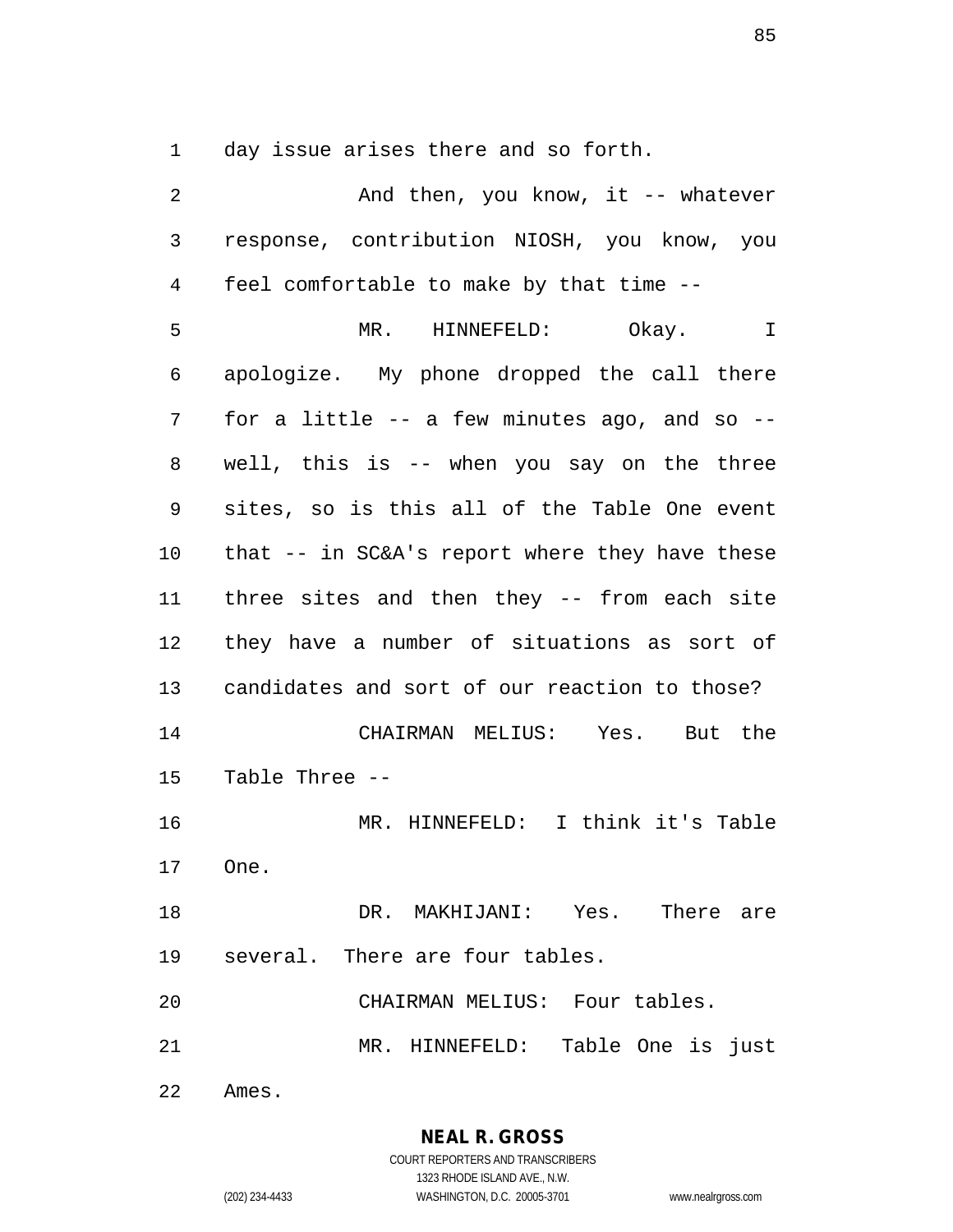day issue arises there and so forth.

And then, you know, it -- whatever response, contribution NIOSH, you know, you feel comfortable to make by that time --

MR. HINNEFELD: Okay. I apologize. My phone dropped the call there for a little -- a few minutes ago, and so -- well, this is -- when you say on the three sites, so is this all of the Table One event that -- in SC&A's report where they have these three sites and then they -- from each site they have a number of situations as sort of candidates and sort of our reaction to those?

CHAIRMAN MELIUS: Yes. But the Table Three --

MR. HINNEFELD: I think it's Table One.

DR. MAKHIJANI: Yes. There are several. There are four tables.

CHAIRMAN MELIUS: Four tables.

MR. HINNEFELD: Table One is just Ames.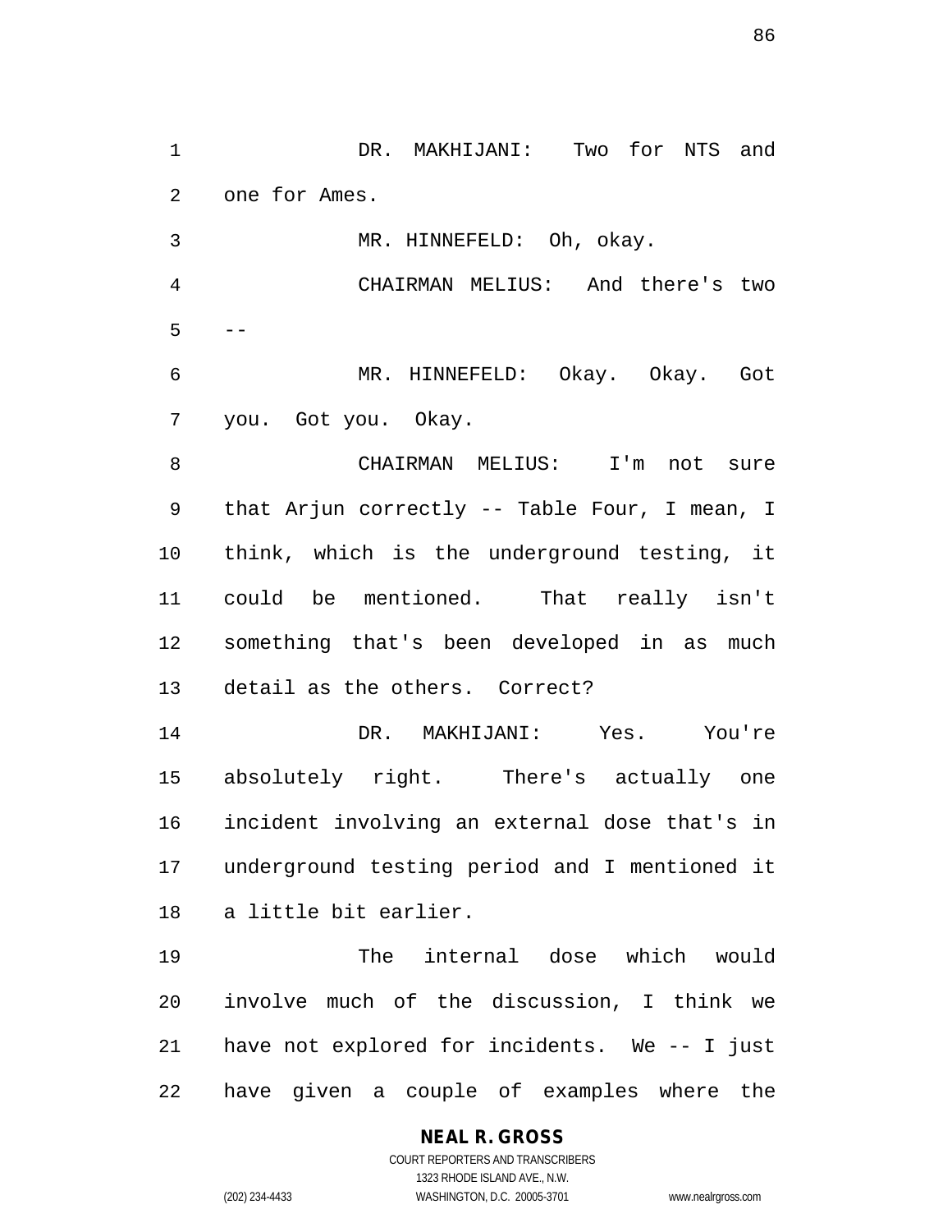DR. MAKHIJANI: Two for NTS and one for Ames.

MR. HINNEFELD: Oh, okay.

CHAIRMAN MELIUS: And there's two --

MR. HINNEFELD: Okay. Okay. Got you. Got you. Okay.

CHAIRMAN MELIUS: I'm not sure that Arjun correctly -- Table Four, I mean, I think, which is the underground testing, it could be mentioned. That really isn't something that's been developed in as much detail as the others. Correct?

DR. MAKHIJANI: Yes. You're absolutely right. There's actually one incident involving an external dose that's in underground testing period and I mentioned it a little bit earlier.

The internal dose which would involve much of the discussion, I think we have not explored for incidents. We -- I just have given a couple of examples where the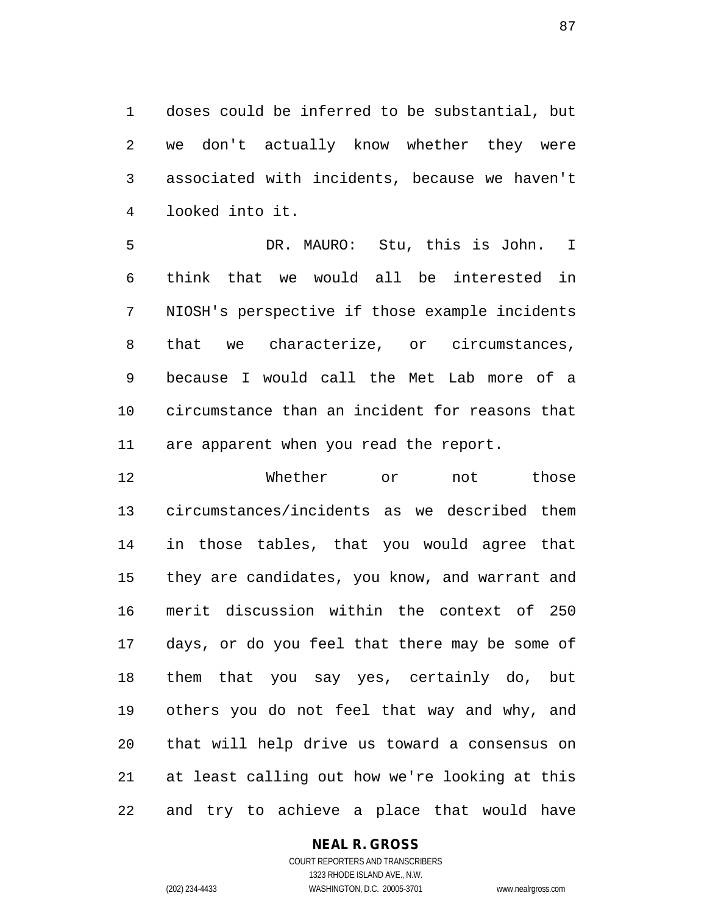doses could be inferred to be substantial, but we don't actually know whether they were associated with incidents, because we haven't looked into it.

DR. MAURO: Stu, this is John. I think that we would all be interested in NIOSH's perspective if those example incidents that we characterize, or circumstances, because I would call the Met Lab more of a circumstance than an incident for reasons that are apparent when you read the report.

Whether or not those circumstances/incidents as we described them in those tables, that you would agree that they are candidates, you know, and warrant and merit discussion within the context of 250 days, or do you feel that there may be some of them that you say yes, certainly do, but others you do not feel that way and why, and that will help drive us toward a consensus on at least calling out how we're looking at this and try to achieve a place that would have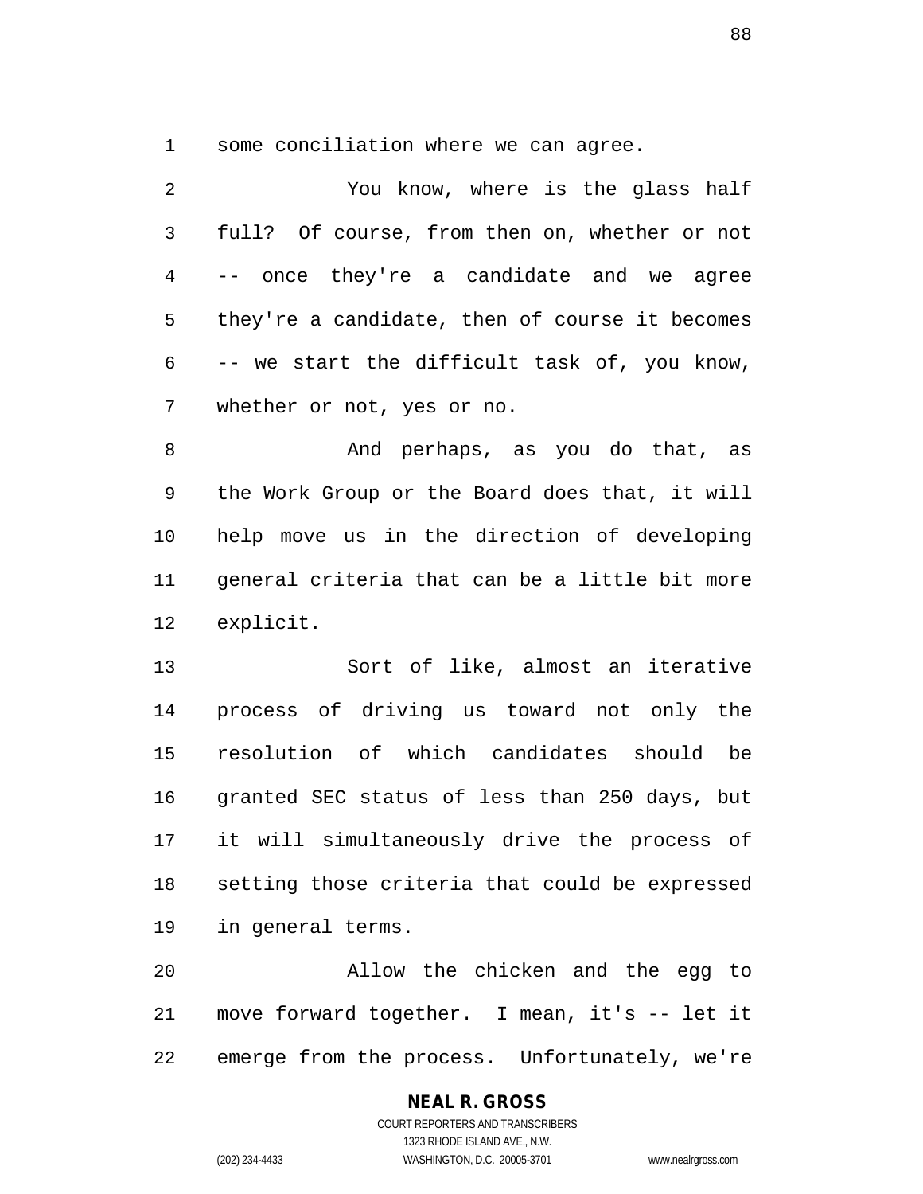some conciliation where we can agree.

You know, where is the glass half full? Of course, from then on, whether or not -- once they're a candidate and we agree they're a candidate, then of course it becomes -- we start the difficult task of, you know, whether or not, yes or no.

And perhaps, as you do that, as the Work Group or the Board does that, it will help move us in the direction of developing general criteria that can be a little bit more explicit.

Sort of like, almost an iterative process of driving us toward not only the resolution of which candidates should be granted SEC status of less than 250 days, but it will simultaneously drive the process of setting those criteria that could be expressed in general terms.

Allow the chicken and the egg to move forward together. I mean, it's -- let it emerge from the process. Unfortunately, we're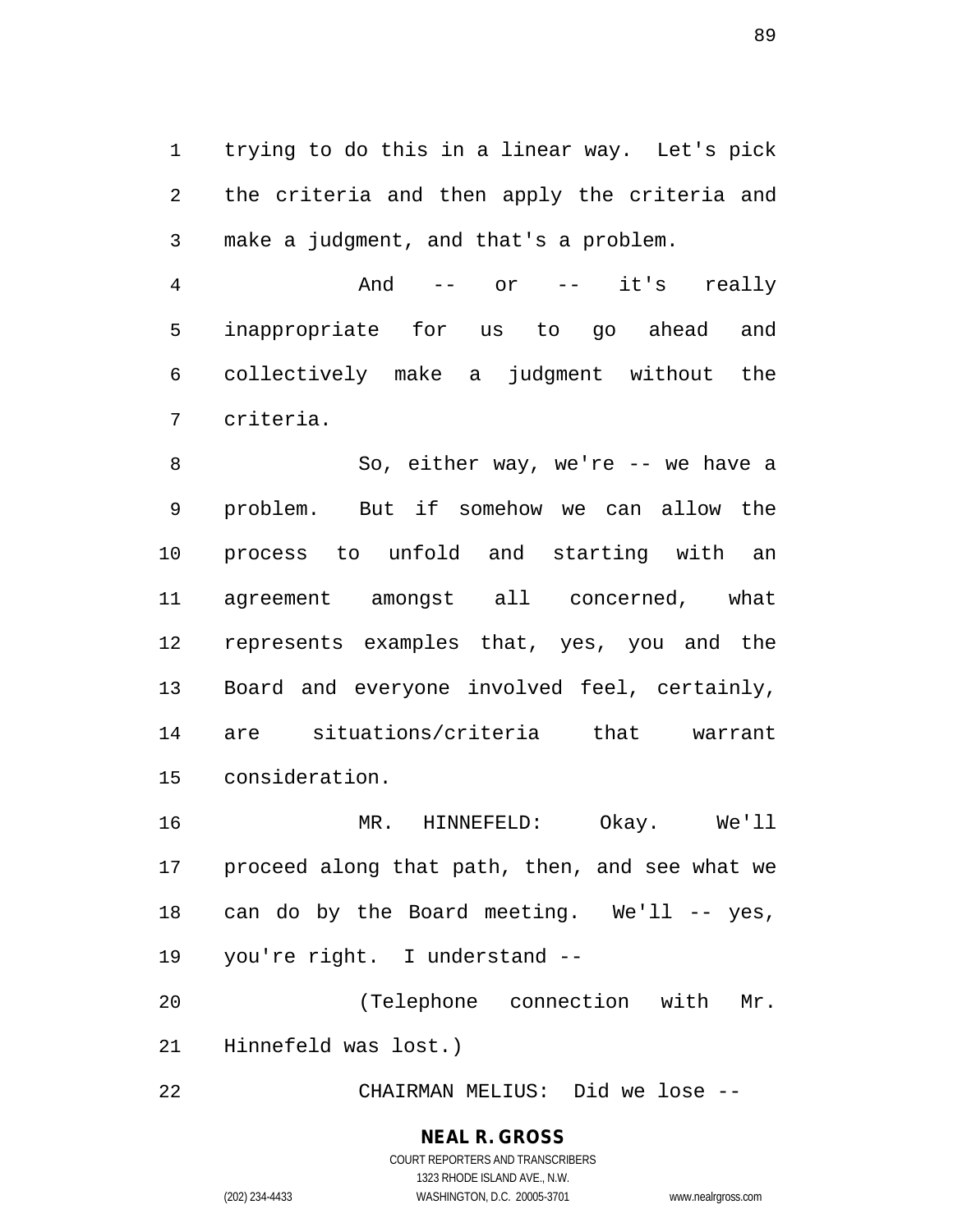trying to do this in a linear way. Let's pick the criteria and then apply the criteria and make a judgment, and that's a problem.

And -- or -- it's really inappropriate for us to go ahead and collectively make a judgment without the criteria.

So, either way, we're -- we have a problem. But if somehow we can allow the process to unfold and starting with an agreement amongst all concerned, what represents examples that, yes, you and the Board and everyone involved feel, certainly, are situations/criteria that warrant consideration.

MR. HINNEFELD: Okay. We'll proceed along that path, then, and see what we can do by the Board meeting. We'll -- yes, you're right. I understand --

(Telephone connection with Mr. Hinnefeld was lost.)

CHAIRMAN MELIUS: Did we lose --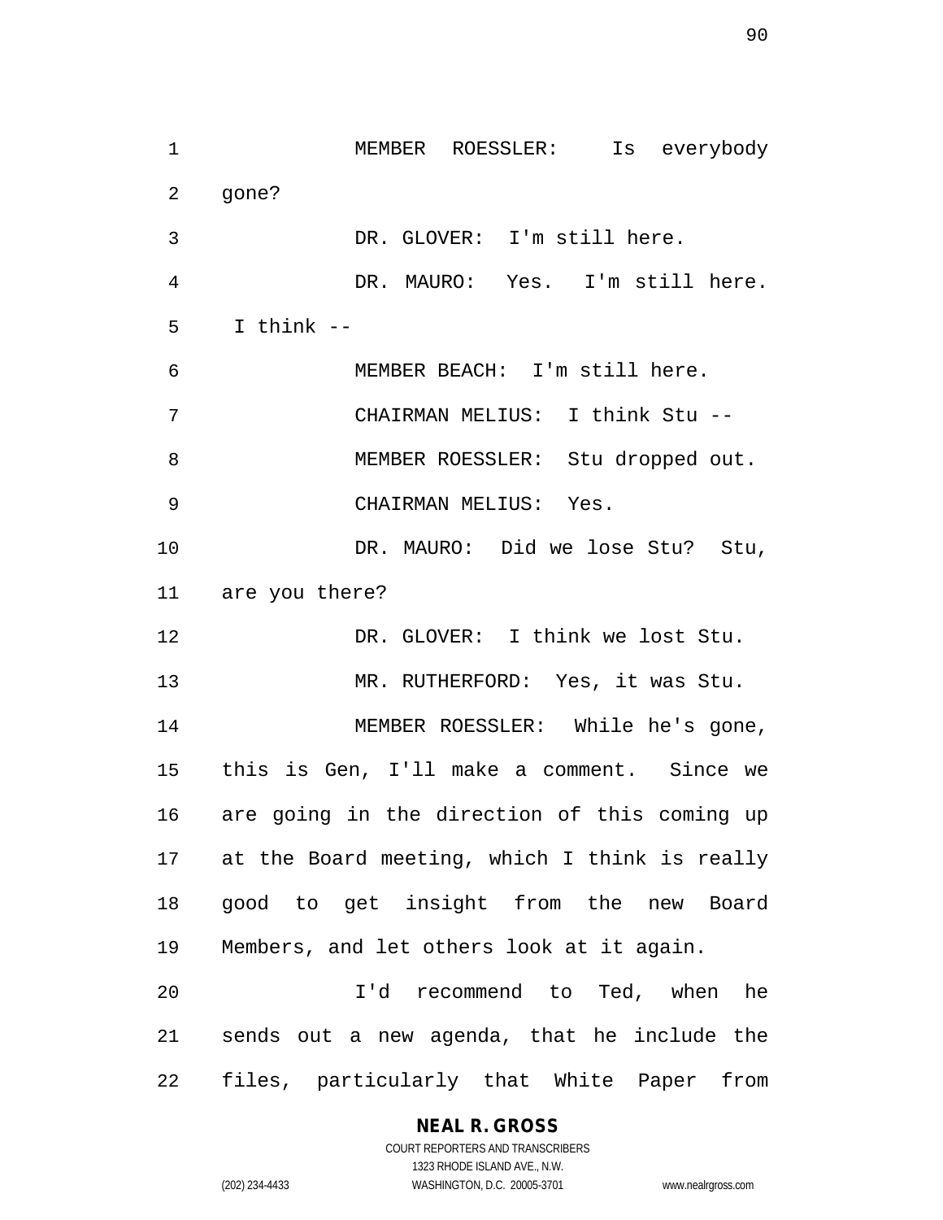MEMBER ROESSLER: Is everybody gone?

DR. GLOVER: I'm still here.

DR. MAURO: Yes. I'm still here. I think --

MEMBER BEACH: I'm still here.

CHAIRMAN MELIUS: I think Stu --

MEMBER ROESSLER: Stu dropped out.

CHAIRMAN MELIUS: Yes.

DR. MAURO: Did we lose Stu? Stu, are you there?

DR. GLOVER: I think we lost Stu.

MR. RUTHERFORD: Yes, it was Stu.

MEMBER ROESSLER: While he's gone, this is Gen, I'll make a comment. Since we are going in the direction of this coming up at the Board meeting, which I think is really good to get insight from the new Board Members, and let others look at it again.

I'd recommend to Ted, when he sends out a new agenda, that he include the files, particularly that White Paper from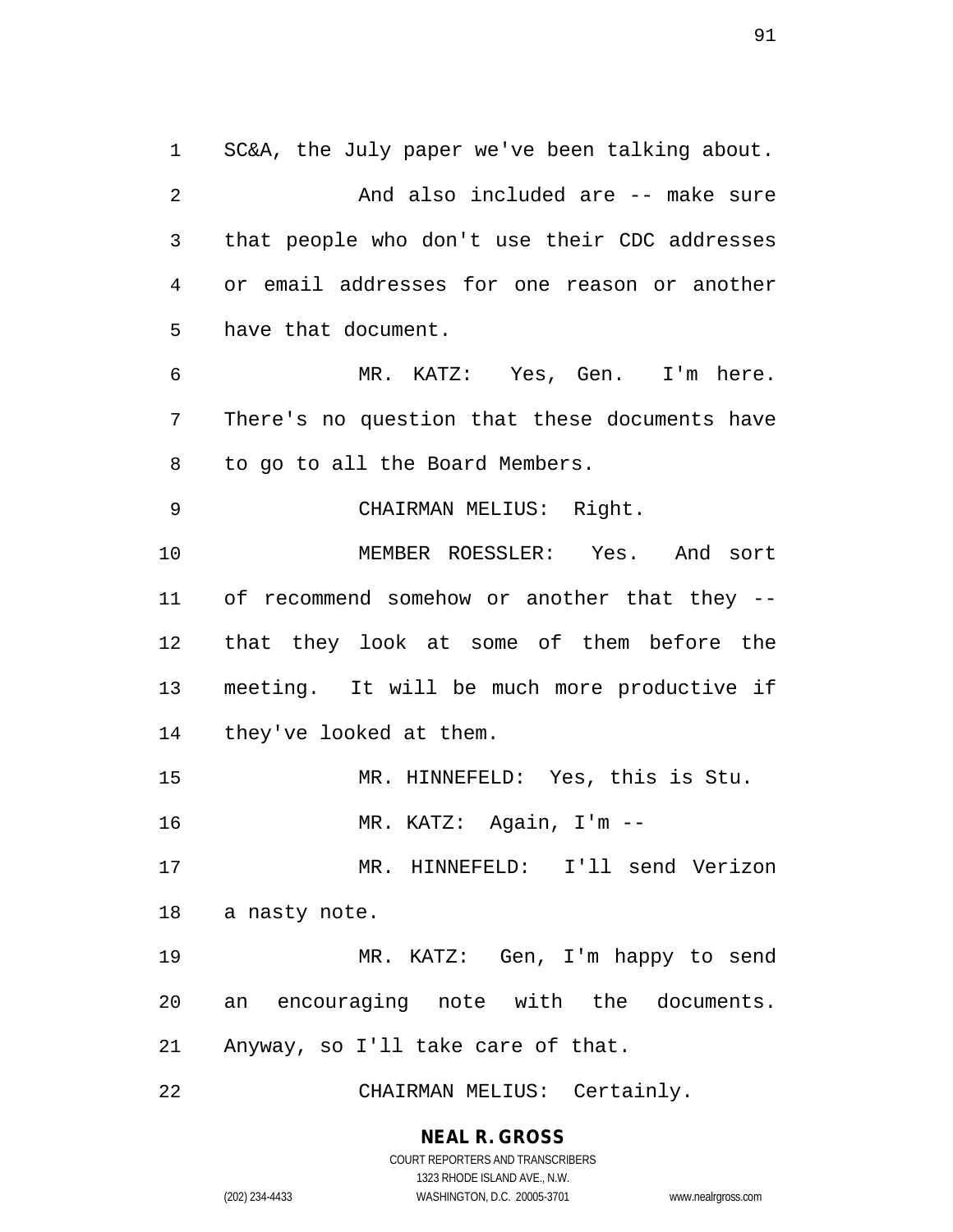SC&A, the July paper we've been talking about.

And also included are -- make sure that people who don't use their CDC addresses or email addresses for one reason or another have that document.

MR. KATZ: Yes, Gen. I'm here. There's no question that these documents have to go to all the Board Members.

CHAIRMAN MELIUS: Right.

MEMBER ROESSLER: Yes. And sort of recommend somehow or another that they -- that they look at some of them before the meeting. It will be much more productive if they've looked at them.

MR. HINNEFELD: Yes, this is Stu.

MR. KATZ: Again, I'm --

MR. HINNEFELD: I'll send Verizon a nasty note.

MR. KATZ: Gen, I'm happy to send an encouraging note with the documents. Anyway, so I'll take care of that.

CHAIRMAN MELIUS: Certainly.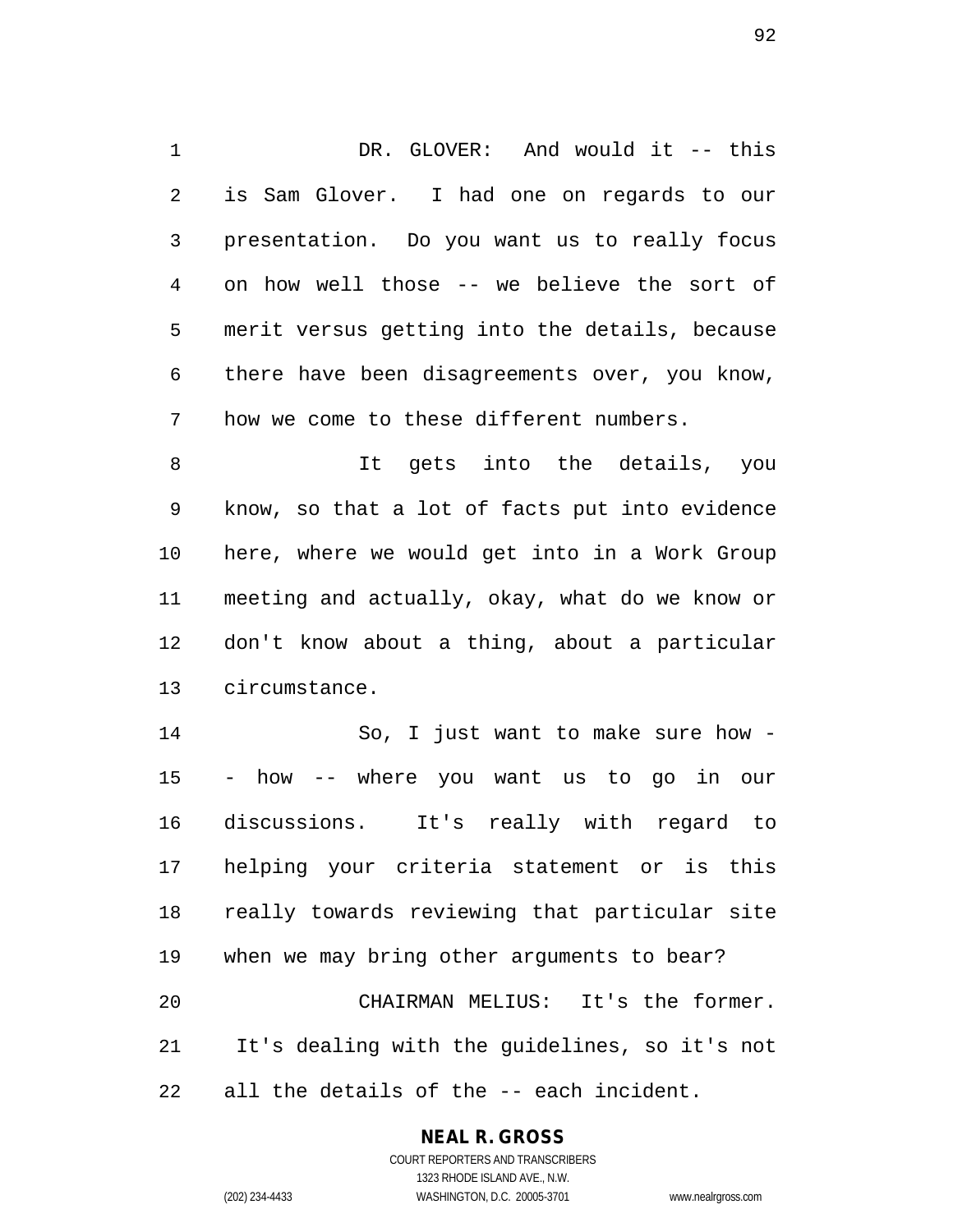DR. GLOVER: And would it -- this is Sam Glover. I had one on regards to our presentation. Do you want us to really focus on how well those -- we believe the sort of merit versus getting into the details, because there have been disagreements over, you know, how we come to these different numbers.

It gets into the details, you know, so that a lot of facts put into evidence here, where we would get into in a Work Group meeting and actually, okay, what do we know or don't know about a thing, about a particular circumstance.

So, I just want to make sure how -- how -- where you want us to go in our discussions. It's really with regard to helping your criteria statement or is this really towards reviewing that particular site when we may bring other arguments to bear?

CHAIRMAN MELIUS: It's the former. It's dealing with the guidelines, so it's not all the details of the -- each incident.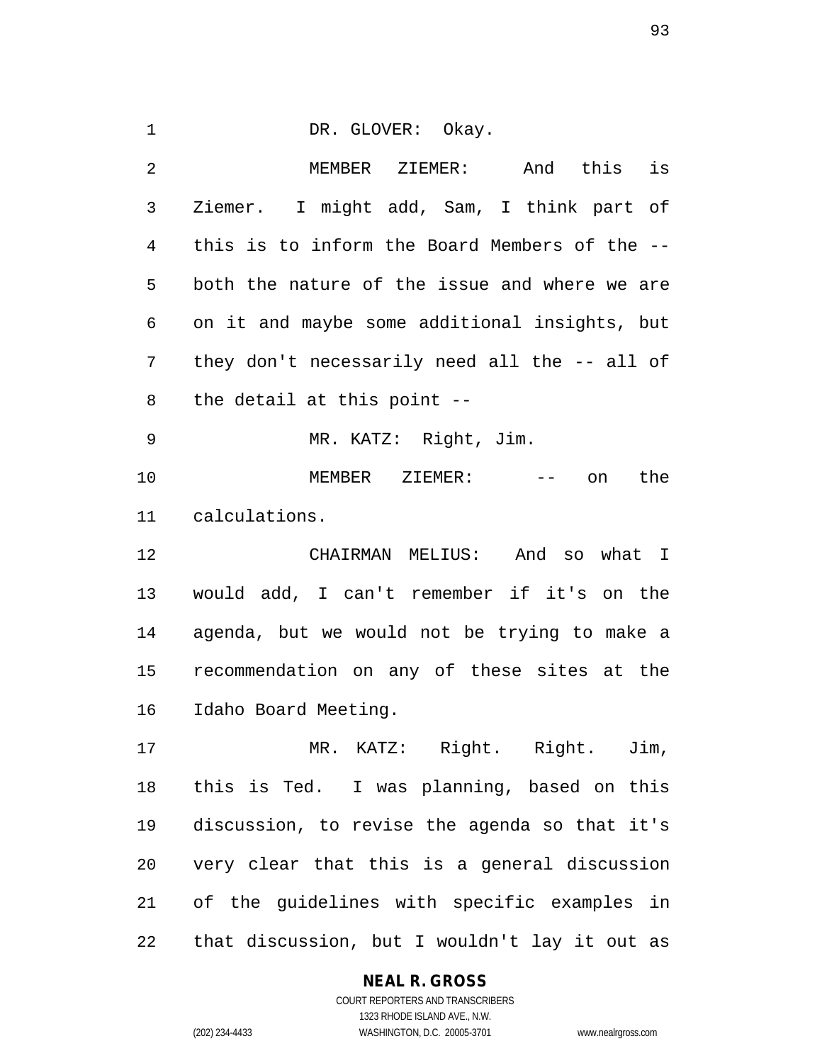DR. GLOVER: Okay.

MEMBER ZIEMER: And this is Ziemer. I might add, Sam, I think part of this is to inform the Board Members of the -- both the nature of the issue and where we are on it and maybe some additional insights, but they don't necessarily need all the -- all of the detail at this point --

MR. KATZ: Right, Jim.

MEMBER ZIEMER: -- on the calculations.

CHAIRMAN MELIUS: And so what I would add, I can't remember if it's on the agenda, but we would not be trying to make a recommendation on any of these sites at the Idaho Board Meeting.

MR. KATZ: Right. Right. Jim, this is Ted. I was planning, based on this discussion, to revise the agenda so that it's very clear that this is a general discussion of the guidelines with specific examples in that discussion, but I wouldn't lay it out as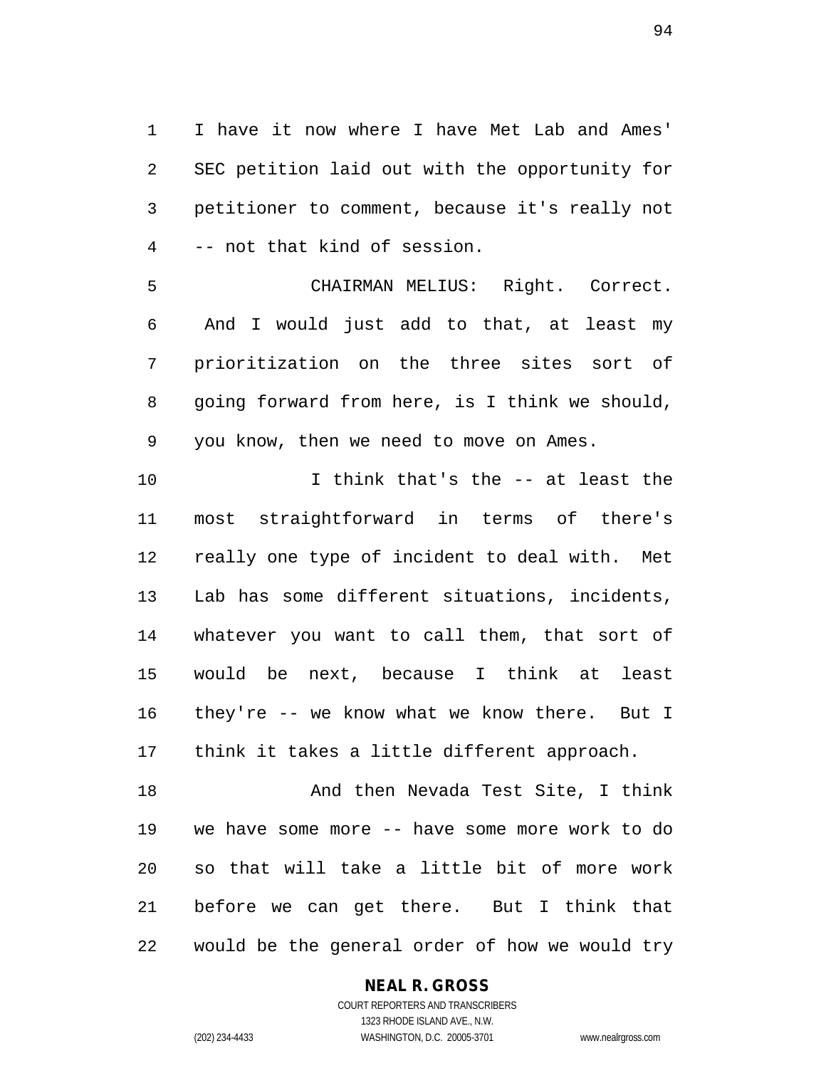I have it now where I have Met Lab and Ames' SEC petition laid out with the opportunity for petitioner to comment, because it's really not -- not that kind of session.

CHAIRMAN MELIUS: Right. Correct. And I would just add to that, at least my prioritization on the three sites sort of going forward from here, is I think we should, you know, then we need to move on Ames.

I think that's the -- at least the most straightforward in terms of there's really one type of incident to deal with. Met Lab has some different situations, incidents, whatever you want to call them, that sort of would be next, because I think at least they're -- we know what we know there. But I think it takes a little different approach.

And then Nevada Test Site, I think we have some more -- have some more work to do so that will take a little bit of more work before we can get there. But I think that would be the general order of how we would try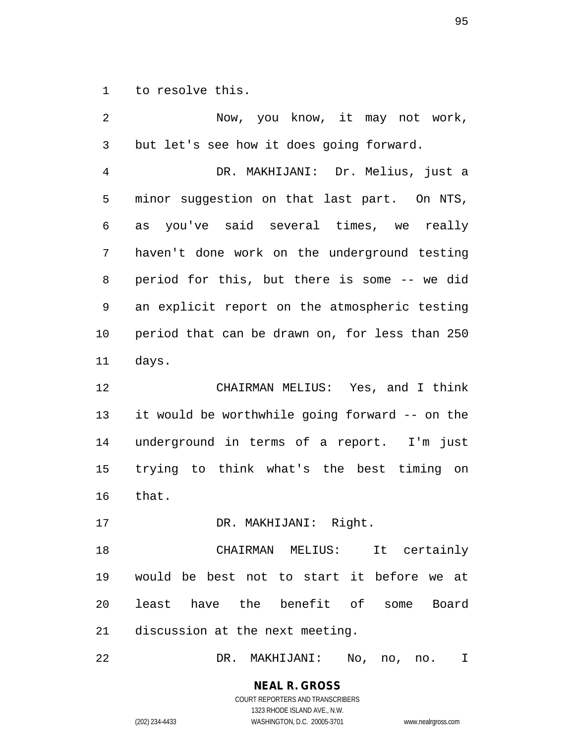to resolve this.

Now, you know, it may not work, but let's see how it does going forward.

DR. MAKHIJANI: Dr. Melius, just a minor suggestion on that last part. On NTS, as you've said several times, we really haven't done work on the underground testing period for this, but there is some -- we did an explicit report on the atmospheric testing period that can be drawn on, for less than 250 days.

CHAIRMAN MELIUS: Yes, and I think it would be worthwhile going forward -- on the underground in terms of a report. I'm just trying to think what's the best timing on that.

DR. MAKHIJANI: Right.

CHAIRMAN MELIUS: It certainly would be best not to start it before we at least have the benefit of some Board discussion at the next meeting.

DR. MAKHIJANI: No, no, no. I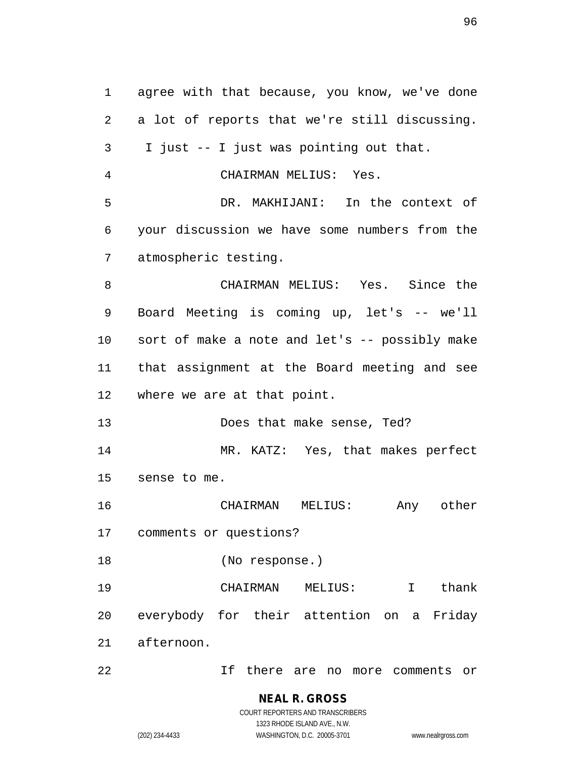agree with that because, you know, we've done a lot of reports that we're still discussing. I just -- I just was pointing out that.

CHAIRMAN MELIUS: Yes.

DR. MAKHIJANI: In the context of your discussion we have some numbers from the atmospheric testing.

CHAIRMAN MELIUS: Yes. Since the Board Meeting is coming up, let's -- we'll sort of make a note and let's -- possibly make that assignment at the Board meeting and see where we are at that point.

Does that make sense, Ted?

MR. KATZ: Yes, that makes perfect sense to me.

CHAIRMAN MELIUS: Any other comments or questions?

(No response.)

CHAIRMAN MELIUS: I thank everybody for their attention on a Friday afternoon.

If there are no more comments or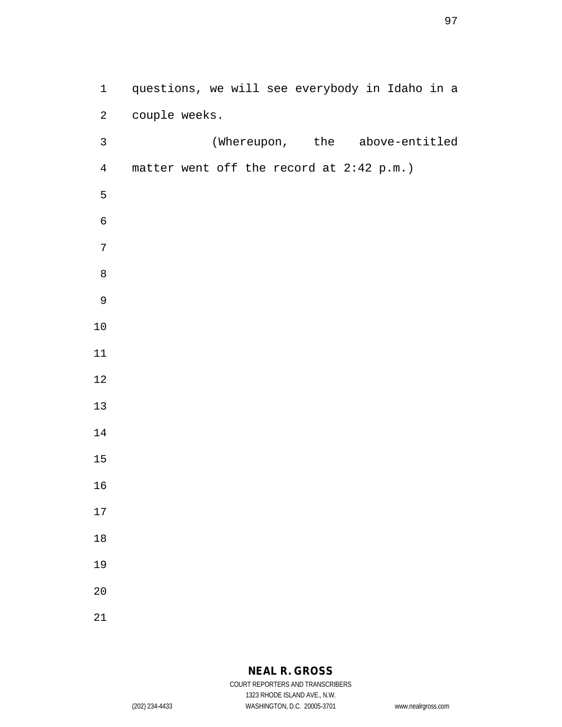questions, we will see everybody in Idaho in a couple weeks.

(Whereupon, the above-entitled matter went off the record at 2:42 p.m.)